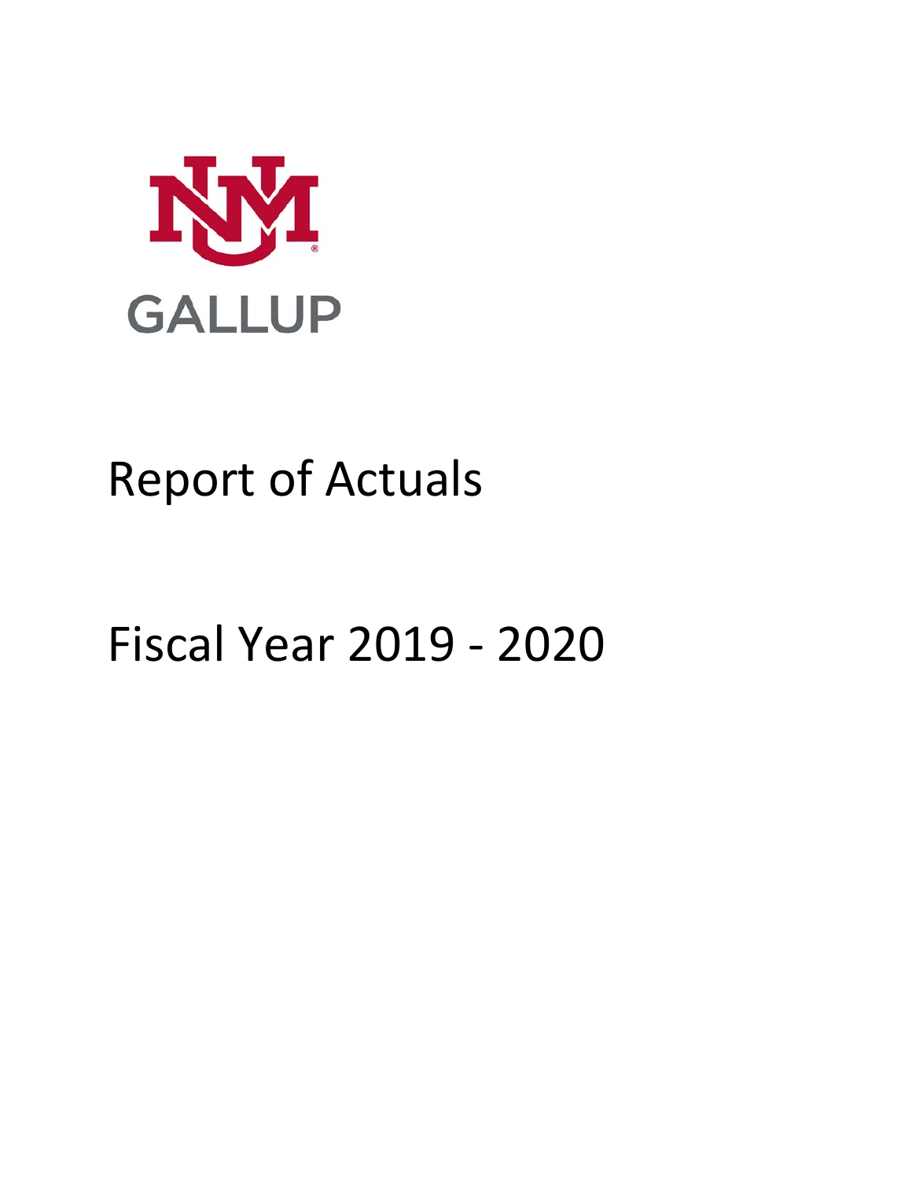GALLUP

# Report of Actuals

# Fiscal Year 2019 - 2020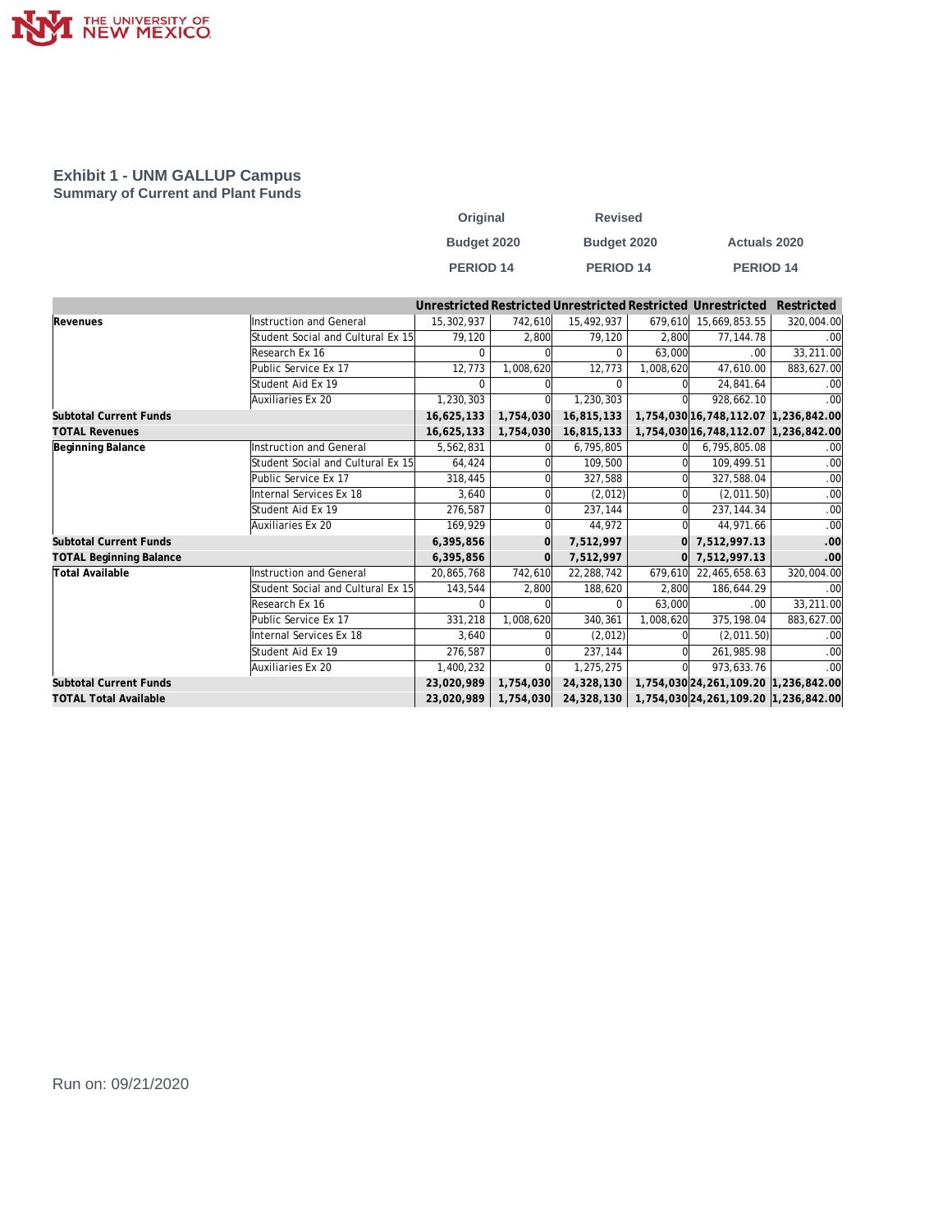## Exhibit 1 - UNM GALLUP Campus
### Summary of Current and Plant Funds

| | | Original Budget 2020 PERIOD 14 | | Revised Budget 2020 PERIOD 14 | | Actuals 2020 PERIOD 14 | |
|---|---|---|---|---|---|---|---|
| | | Unrestricted | Restricted | Unrestricted | Restricted | Unrestricted | Restricted |
| **Revenues** | Instruction and General | 15,302,937 | 742,610 | 15,492,937 | 679,610 | 15,669,853.55 | 320,004.00 |
| | Student Social and Cultural Ex 15 | 79,120 | 2,800 | 79,120 | 2,800 | 77,144.78 | .00 |
| | Research Ex 16 | 0 | 0 | 0 | 63,000 | .00 | 33,211.00 |
| | Public Service Ex 17 | 12,773 | 1,008,620 | 12,773 | 1,008,620 | 47,610.00 | 883,627.00 |
| | Student Aid Ex 19 | 0 | 0 | 0 | 0 | 24,841.64 | .00 |
| | Auxiliaries Ex 20 | 1,230,303 | 0 | 1,230,303 | 0 | 928,662.10 | .00 |
| **Subtotal Current Funds** | | **16,625,133** | **1,754,030** | **16,815,133** | **1,754,030** | **16,748,112.07** | **1,236,842.00** |
| **TOTAL Revenues** | | **16,625,133** | **1,754,030** | **16,815,133** | **1,754,030** | **16,748,112.07** | **1,236,842.00** |
| **Beginning Balance** | Instruction and General | 5,562,831 | 0 | 6,795,805 | 0 | 6,795,805.08 | .00 |
| | Student Social and Cultural Ex 15 | 64,424 | 0 | 109,500 | 0 | 109,499.51 | .00 |
| | Public Service Ex 17 | 318,445 | 0 | 327,588 | 0 | 327,588.04 | .00 |
| | Internal Services Ex 18 | 3,640 | 0 | (2,012) | 0 | (2,011.50) | .00 |
| | Student Aid Ex 19 | 276,587 | 0 | 237,144 | 0 | 237,144.34 | .00 |
| | Auxiliaries Ex 20 | 169,929 | 0 | 44,972 | 0 | 44,971.66 | .00 |
| **Subtotal Current Funds** | | **6,395,856** | **0** | **7,512,997** | **0** | **7,512,997.13** | **.00** |
| **TOTAL Beginning Balance** | | **6,395,856** | **0** | **7,512,997** | **0** | **7,512,997.13** | **.00** |
| **Total Available** | Instruction and General | 20,865,768 | 742,610 | 22,288,742 | 679,610 | 22,465,658.63 | 320,004.00 |
| | Student Social and Cultural Ex 15 | 143,544 | 2,800 | 188,620 | 2,800 | 186,644.29 | .00 |
| | Research Ex 16 | 0 | 0 | 0 | 63,000 | .00 | 33,211.00 |
| | Public Service Ex 17 | 331,218 | 1,008,620 | 340,361 | 1,008,620 | 375,198.04 | 883,627.00 |
| | Internal Services Ex 18 | 3,640 | 0 | (2,012) | 0 | (2,011.50) | .00 |
| | Student Aid Ex 19 | 276,587 | 0 | 237,144 | 0 | 261,985.98 | .00 |
| | Auxiliaries Ex 20 | 1,400,232 | 0 | 1,275,275 | 0 | 973,633.76 | .00 |
| **Subtotal Current Funds** | | **23,020,989** | **1,754,030** | **24,328,130** | **1,754,030** | **24,261,109.20** | **1,236,842.00** |
| **TOTAL Total Available** | | **23,020,989** | **1,754,030** | **24,328,130** | **1,754,030** | **24,261,109.20** | **1,236,842.00** |

Run on: 09/21/2020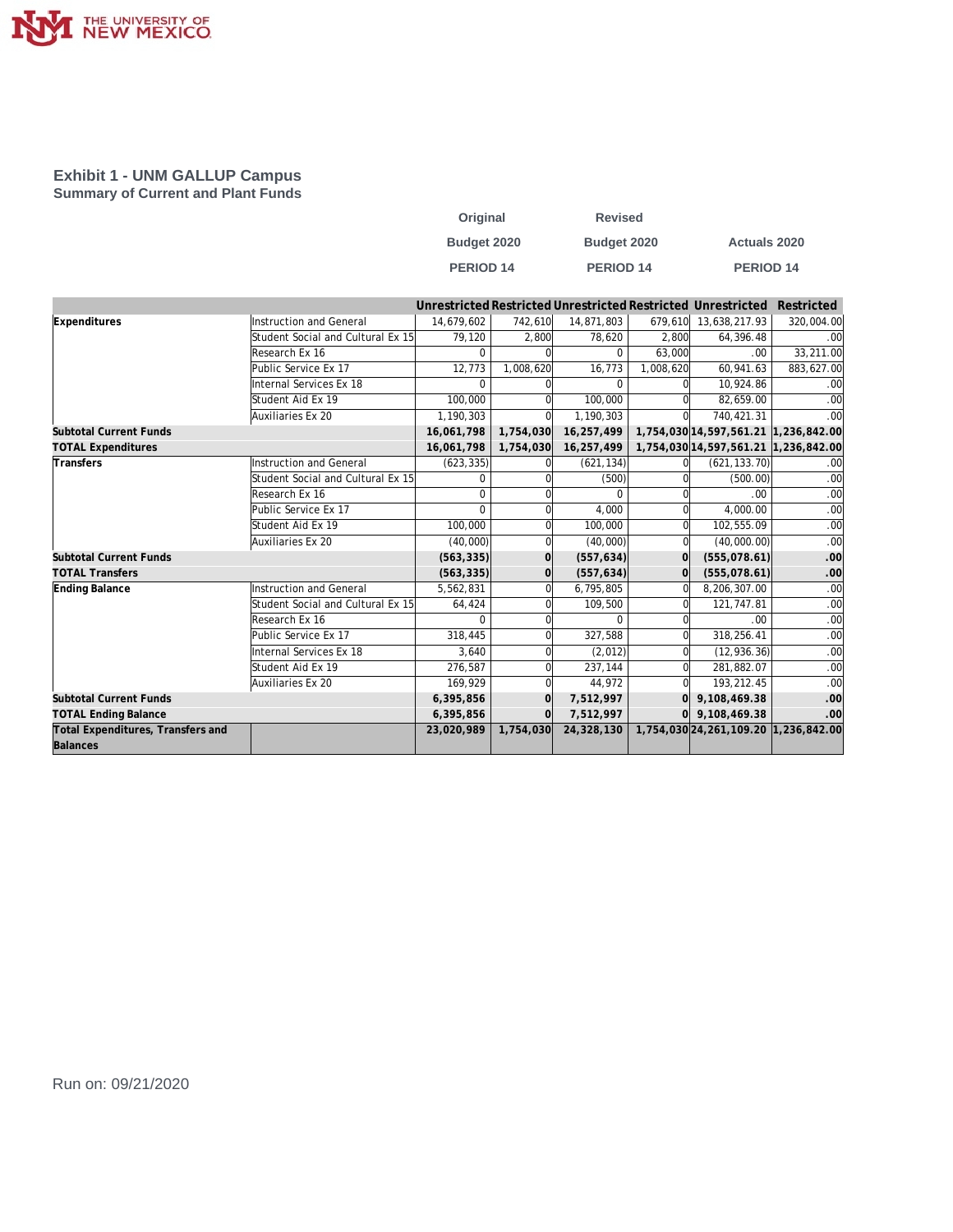## Exhibit 1 - UNM GALLUP Campus

### Summary of Current and Plant Funds

| | | Original Budget 2020 PERIOD 14 | | Revised Budget 2020 PERIOD 14 | | Actuals 2020 PERIOD 14 | |
|---|---|---|---|---|---|---|---|
| | | Unrestricted | Restricted | Unrestricted | Restricted | Unrestricted | Restricted |
| **Expenditures** | Instruction and General | 14,679,602 | 742,610 | 14,871,803 | 679,610 | 13,638,217.93 | 320,004.00 |
| | Student Social and Cultural Ex 15 | 79,120 | 2,800 | 78,620 | 2,800 | 64,396.48 | .00 |
| | Research Ex 16 | 0 | 0 | 0 | 63,000 | .00 | 33,211.00 |
| | Public Service Ex 17 | 12,773 | 1,008,620 | 16,773 | 1,008,620 | 60,941.63 | 883,627.00 |
| | Internal Services Ex 18 | 0 | 0 | 0 | 0 | 10,924.86 | .00 |
| | Student Aid Ex 19 | 100,000 | 0 | 100,000 | 0 | 82,659.00 | .00 |
| | Auxiliaries Ex 20 | 1,190,303 | 0 | 1,190,303 | 0 | 740,421.31 | .00 |
| **Subtotal Current Funds** | | **16,061,798** | **1,754,030** | **16,257,499** | **1,754,030** | **14,597,561.21** | **1,236,842.00** |
| **TOTAL Expenditures** | | **16,061,798** | **1,754,030** | **16,257,499** | **1,754,030** | **14,597,561.21** | **1,236,842.00** |
| **Transfers** | Instruction and General | (623,335) | 0 | (621,134) | 0 | (621,133.70) | .00 |
| | Student Social and Cultural Ex 15 | 0 | 0 | (500) | 0 | (500.00) | .00 |
| | Research Ex 16 | 0 | 0 | 0 | 0 | .00 | .00 |
| | Public Service Ex 17 | 0 | 0 | 4,000 | 0 | 4,000.00 | .00 |
| | Student Aid Ex 19 | 100,000 | 0 | 100,000 | 0 | 102,555.09 | .00 |
| | Auxiliaries Ex 20 | (40,000) | 0 | (40,000) | 0 | (40,000.00) | .00 |
| **Subtotal Current Funds** | | **(563,335)** | **0** | **(557,634)** | **0** | **(555,078.61)** | **.00** |
| **TOTAL Transfers** | | **(563,335)** | **0** | **(557,634)** | **0** | **(555,078.61)** | **.00** |
| **Ending Balance** | Instruction and General | 5,562,831 | 0 | 6,795,805 | 0 | 8,206,307.00 | .00 |
| | Student Social and Cultural Ex 15 | 64,424 | 0 | 109,500 | 0 | 121,747.81 | .00 |
| | Research Ex 16 | 0 | 0 | 0 | 0 | .00 | .00 |
| | Public Service Ex 17 | 318,445 | 0 | 327,588 | 0 | 318,256.41 | .00 |
| | Internal Services Ex 18 | 3,640 | 0 | (2,012) | 0 | (12,936.36) | .00 |
| | Student Aid Ex 19 | 276,587 | 0 | 237,144 | 0 | 281,882.07 | .00 |
| | Auxiliaries Ex 20 | 169,929 | 0 | 44,972 | 0 | 193,212.45 | .00 |
| **Subtotal Current Funds** | | **6,395,856** | **0** | **7,512,997** | **0** | **9,108,469.38** | **.00** |
| **TOTAL Ending Balance** | | **6,395,856** | **0** | **7,512,997** | **0** | **9,108,469.38** | **.00** |
| **Total Expenditures, Transfers and Balances** | | **23,020,989** | **1,754,030** | **24,328,130** | **1,754,030** | **24,261,109.20** | **1,236,842.00** |

Run on: 09/21/2020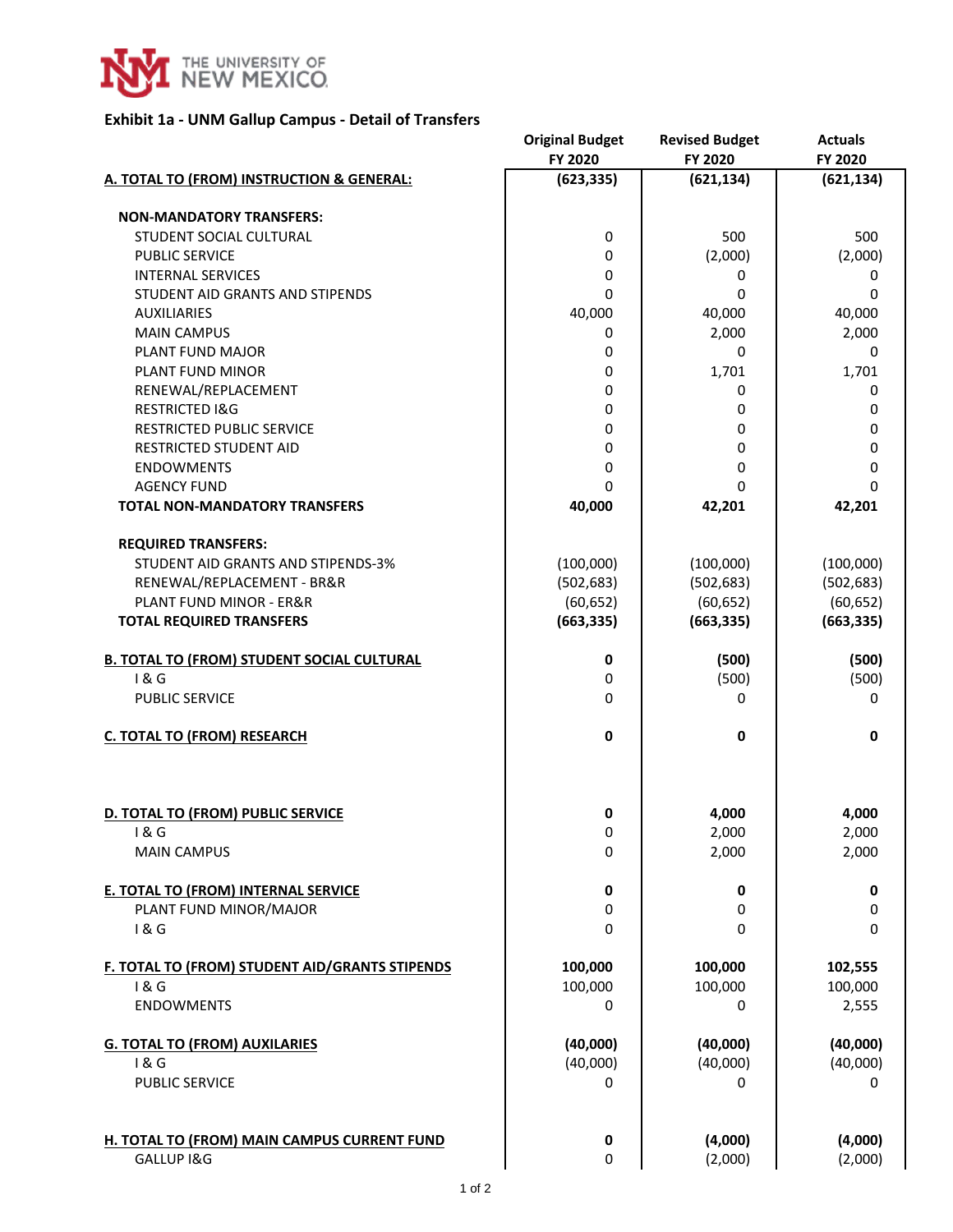**THE UNIVERSITY OF NEW MEXICO**

## Exhibit 1a - UNM Gallup Campus - Detail of Transfers

| | Original Budget FY 2020 | Revised Budget FY 2020 | Actuals FY 2020 |
|---|---|---|---|
| **A. TOTAL TO (FROM) INSTRUCTION & GENERAL:** | **(623,335)** | **(621,134)** | **(621,134)** |
| | | | |
| **NON-MANDATORY TRANSFERS:** | | | |
| STUDENT SOCIAL CULTURAL | 0 | 500 | 500 |
| PUBLIC SERVICE | 0 | (2,000) | (2,000) |
| INTERNAL SERVICES | 0 | 0 | 0 |
| STUDENT AID GRANTS AND STIPENDS | 0 | 0 | 0 |
| AUXILIARIES | 40,000 | 40,000 | 40,000 |
| MAIN CAMPUS | 0 | 2,000 | 2,000 |
| PLANT FUND MAJOR | 0 | 0 | 0 |
| PLANT FUND MINOR | 0 | 1,701 | 1,701 |
| RENEWAL/REPLACEMENT | 0 | 0 | 0 |
| RESTRICTED I&G | 0 | 0 | 0 |
| RESTRICTED PUBLIC SERVICE | 0 | 0 | 0 |
| RESTRICTED STUDENT AID | 0 | 0 | 0 |
| ENDOWMENTS | 0 | 0 | 0 |
| AGENCY FUND | 0 | 0 | 0 |
| **TOTAL NON-MANDATORY TRANSFERS** | **40,000** | **42,201** | **42,201** |
| | | | |
| **REQUIRED TRANSFERS:** | | | |
| STUDENT AID GRANTS AND STIPENDS-3% | (100,000) | (100,000) | (100,000) |
| RENEWAL/REPLACEMENT - BR&R | (502,683) | (502,683) | (502,683) |
| PLANT FUND MINOR - ER&R | (60,652) | (60,652) | (60,652) |
| **TOTAL REQUIRED TRANSFERS** | **(663,335)** | **(663,335)** | **(663,335)** |
| | | | |
| **B. TOTAL TO (FROM) STUDENT SOCIAL CULTURAL** | **0** | **(500)** | **(500)** |
| I & G | 0 | (500) | (500) |
| PUBLIC SERVICE | 0 | 0 | 0 |
| | | | |
| **C. TOTAL TO (FROM) RESEARCH** | **0** | **0** | **0** |
| | | | |
| **D. TOTAL TO (FROM) PUBLIC SERVICE** | **0** | **4,000** | **4,000** |
| I & G | 0 | 2,000 | 2,000 |
| MAIN CAMPUS | 0 | 2,000 | 2,000 |
| | | | |
| **E. TOTAL TO (FROM) INTERNAL SERVICE** | **0** | **0** | **0** |
| PLANT FUND MINOR/MAJOR | 0 | 0 | 0 |
| I & G | 0 | 0 | 0 |
| | | | |
| **F. TOTAL TO (FROM) STUDENT AID/GRANTS STIPENDS** | **100,000** | **100,000** | **102,555** |
| I & G | 100,000 | 100,000 | 100,000 |
| ENDOWMENTS | 0 | 0 | 2,555 |
| | | | |
| **G. TOTAL TO (FROM) AUXILARIES** | **(40,000)** | **(40,000)** | **(40,000)** |
| I & G | (40,000) | (40,000) | (40,000) |
| PUBLIC SERVICE | 0 | 0 | 0 |
| | | | |
| **H. TOTAL TO (FROM) MAIN CAMPUS CURRENT FUND** | **0** | **(4,000)** | **(4,000)** |
| GALLUP I&G | 0 | (2,000) | (2,000) |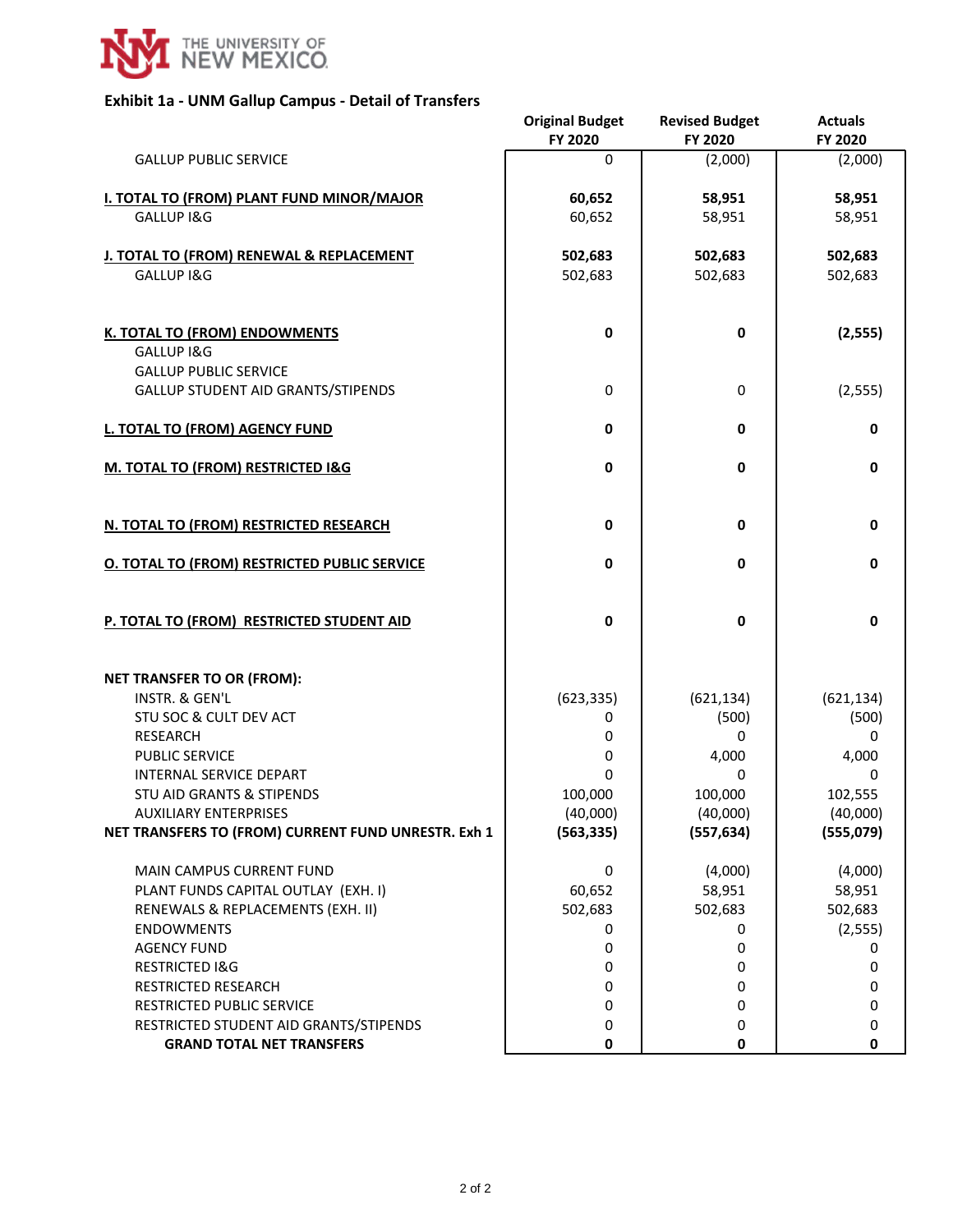THE UNIVERSITY OF NEW MEXICO

**Exhibit 1a - UNM Gallup Campus - Detail of Transfers**

| | Original Budget FY 2020 | Revised Budget FY 2020 | Actuals FY 2020 |
|---|---|---|---|
| GALLUP PUBLIC SERVICE | 0 | (2,000) | (2,000) |
| **I. TOTAL TO (FROM) PLANT FUND MINOR/MAJOR** | **60,652** | **58,951** | **58,951** |
| GALLUP I&G | 60,652 | 58,951 | 58,951 |
| **J. TOTAL TO (FROM) RENEWAL & REPLACEMENT** | **502,683** | **502,683** | **502,683** |
| GALLUP I&G | 502,683 | 502,683 | 502,683 |
| **K. TOTAL TO (FROM) ENDOWMENTS** | **0** | **0** | **(2,555)** |
| GALLUP I&G | | | |
| GALLUP PUBLIC SERVICE | | | |
| GALLUP STUDENT AID GRANTS/STIPENDS | 0 | 0 | (2,555) |
| **L. TOTAL TO (FROM) AGENCY FUND** | **0** | **0** | **0** |
| **M. TOTAL TO (FROM) RESTRICTED I&G** | **0** | **0** | **0** |
| **N. TOTAL TO (FROM) RESTRICTED RESEARCH** | **0** | **0** | **0** |
| **O. TOTAL TO (FROM) RESTRICTED PUBLIC SERVICE** | **0** | **0** | **0** |
| **P. TOTAL TO (FROM) RESTRICTED STUDENT AID** | **0** | **0** | **0** |
| **NET TRANSFER TO OR (FROM):** | | | |
| INSTR. & GEN'L | (623,335) | (621,134) | (621,134) |
| STU SOC & CULT DEV ACT | 0 | (500) | (500) |
| RESEARCH | 0 | 0 | 0 |
| PUBLIC SERVICE | 0 | 4,000 | 4,000 |
| INTERNAL SERVICE DEPART | 0 | 0 | 0 |
| STU AID GRANTS & STIPENDS | 100,000 | 100,000 | 102,555 |
| AUXILIARY ENTERPRISES | (40,000) | (40,000) | (40,000) |
| **NET TRANSFERS TO (FROM) CURRENT FUND UNRESTR. Exh 1** | **(563,335)** | **(557,634)** | **(555,079)** |
| MAIN CAMPUS CURRENT FUND | 0 | (4,000) | (4,000) |
| PLANT FUNDS CAPITAL OUTLAY (EXH. I) | 60,652 | 58,951 | 58,951 |
| RENEWALS & REPLACEMENTS (EXH. II) | 502,683 | 502,683 | 502,683 |
| ENDOWMENTS | 0 | 0 | (2,555) |
| AGENCY FUND | 0 | 0 | 0 |
| RESTRICTED I&G | 0 | 0 | 0 |
| RESTRICTED RESEARCH | 0 | 0 | 0 |
| RESTRICTED PUBLIC SERVICE | 0 | 0 | 0 |
| RESTRICTED STUDENT AID GRANTS/STIPENDS | 0 | 0 | 0 |
| **GRAND TOTAL NET TRANSFERS** | **0** | **0** | **0** |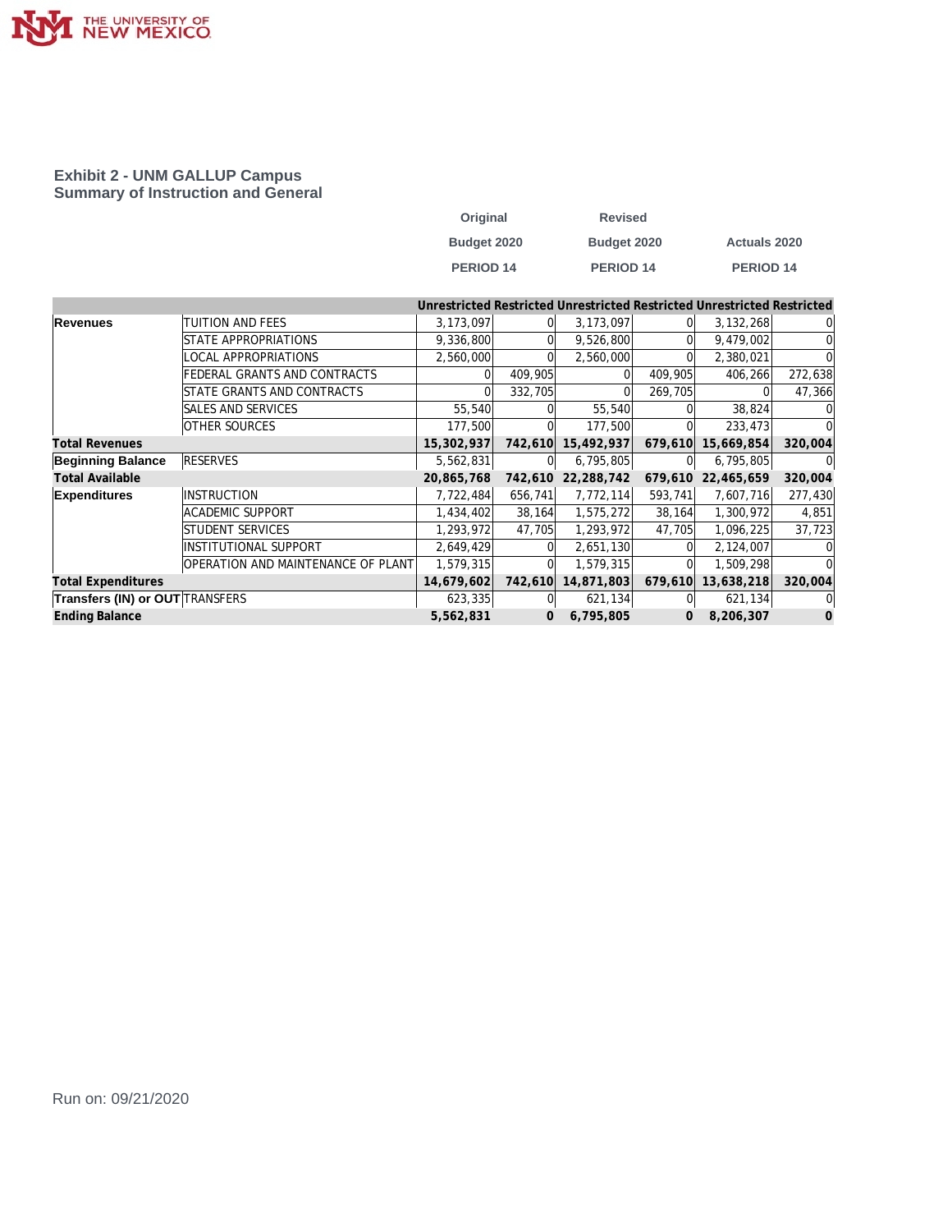## Exhibit 2 - UNM GALLUP Campus
### Summary of Instruction and General

| | | Original Budget 2020 PERIOD 14 | | Revised Budget 2020 PERIOD 14 | | Actuals 2020 PERIOD 14 | |
|---|---|---|---|---|---|---|---|
| | | Unrestricted | Restricted | Unrestricted | Restricted | Unrestricted | Restricted |
| **Revenues** | TUITION AND FEES | 3,173,097 | 0 | 3,173,097 | 0 | 3,132,268 | 0 |
| | STATE APPROPRIATIONS | 9,336,800 | 0 | 9,526,800 | 0 | 9,479,002 | 0 |
| | LOCAL APPROPRIATIONS | 2,560,000 | 0 | 2,560,000 | 0 | 2,380,021 | 0 |
| | FEDERAL GRANTS AND CONTRACTS | 0 | 409,905 | 0 | 409,905 | 406,266 | 272,638 |
| | STATE GRANTS AND CONTRACTS | 0 | 332,705 | 0 | 269,705 | 0 | 47,366 |
| | SALES AND SERVICES | 55,540 | 0 | 55,540 | 0 | 38,824 | 0 |
| | OTHER SOURCES | 177,500 | 0 | 177,500 | 0 | 233,473 | 0 |
| **Total Revenues** | | **15,302,937** | **742,610** | **15,492,937** | **679,610** | **15,669,854** | **320,004** |
| **Beginning Balance** | RESERVES | 5,562,831 | 0 | 6,795,805 | 0 | 6,795,805 | 0 |
| **Total Available** | | **20,865,768** | **742,610** | **22,288,742** | **679,610** | **22,465,659** | **320,004** |
| **Expenditures** | INSTRUCTION | 7,722,484 | 656,741 | 7,772,114 | 593,741 | 7,607,716 | 277,430 |
| | ACADEMIC SUPPORT | 1,434,402 | 38,164 | 1,575,272 | 38,164 | 1,300,972 | 4,851 |
| | STUDENT SERVICES | 1,293,972 | 47,705 | 1,293,972 | 47,705 | 1,096,225 | 37,723 |
| | INSTITUTIONAL SUPPORT | 2,649,429 | 0 | 2,651,130 | 0 | 2,124,007 | 0 |
| | OPERATION AND MAINTENANCE OF PLANT | 1,579,315 | 0 | 1,579,315 | 0 | 1,509,298 | 0 |
| **Total Expenditures** | | **14,679,602** | **742,610** | **14,871,803** | **679,610** | **13,638,218** | **320,004** |
| **Transfers (IN) or OUT** | TRANSFERS | 623,335 | 0 | 621,134 | 0 | 621,134 | 0 |
| **Ending Balance** | | **5,562,831** | **0** | **6,795,805** | **0** | **8,206,307** | **0** |

Run on: 09/21/2020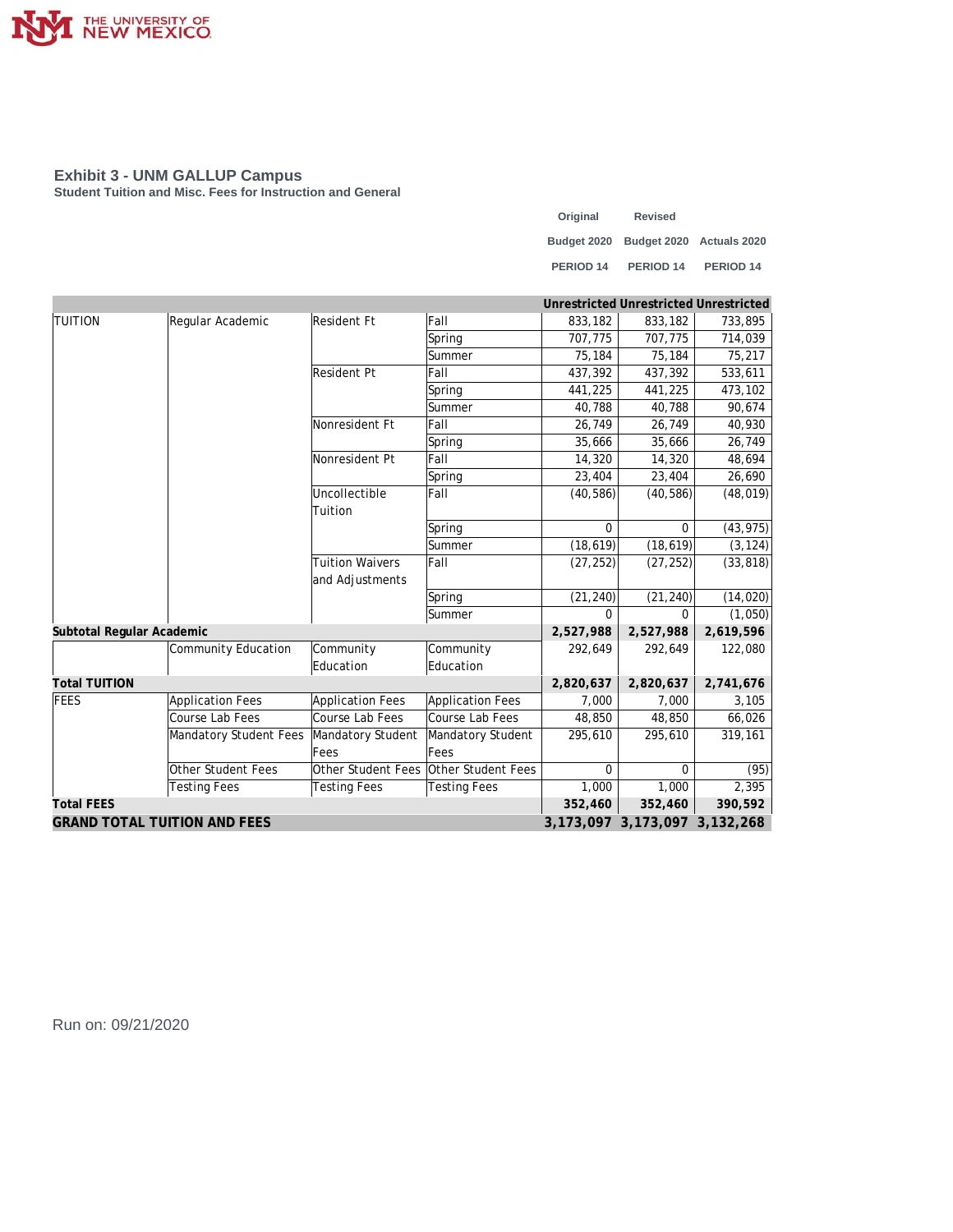## Exhibit 3 - UNM GALLUP Campus

**Student Tuition and Misc. Fees for Instruction and General**

| | | | | Original Budget 2020 PERIOD 14 | Revised Budget 2020 PERIOD 14 | Actuals 2020 PERIOD 14 |
|---|---|---|---|---|---|---|
| | | | | Unrestricted | Unrestricted | Unrestricted |
| TUITION | Regular Academic | Resident Ft | Fall | 833,182 | 833,182 | 733,895 |
| | | | Spring | 707,775 | 707,775 | 714,039 |
| | | | Summer | 75,184 | 75,184 | 75,217 |
| | | Resident Pt | Fall | 437,392 | 437,392 | 533,611 |
| | | | Spring | 441,225 | 441,225 | 473,102 |
| | | | Summer | 40,788 | 40,788 | 90,674 |
| | | Nonresident Ft | Fall | 26,749 | 26,749 | 40,930 |
| | | | Spring | 35,666 | 35,666 | 26,749 |
| | | Nonresident Pt | Fall | 14,320 | 14,320 | 48,694 |
| | | | Spring | 23,404 | 23,404 | 26,690 |
| | | Uncollectible Tuition | Fall | (40,586) | (40,586) | (48,019) |
| | | | Spring | 0 | 0 | (43,975) |
| | | | Summer | (18,619) | (18,619) | (3,124) |
| | | Tuition Waivers and Adjustments | Fall | (27,252) | (27,252) | (33,818) |
| | | | Spring | (21,240) | (21,240) | (14,020) |
| | | | Summer | 0 | 0 | (1,050) |
| **Subtotal Regular Academic** | | | | **2,527,988** | **2,527,988** | **2,619,596** |
| | Community Education | Community Education | Community Education | 292,649 | 292,649 | 122,080 |
| **Total TUITION** | | | | **2,820,637** | **2,820,637** | **2,741,676** |
| FEES | Application Fees | Application Fees | Application Fees | 7,000 | 7,000 | 3,105 |
| | Course Lab Fees | Course Lab Fees | Course Lab Fees | 48,850 | 48,850 | 66,026 |
| | Mandatory Student Fees | Mandatory Student Fees | Mandatory Student Fees | 295,610 | 295,610 | 319,161 |
| | Other Student Fees | Other Student Fees | Other Student Fees | 0 | 0 | (95) |
| | Testing Fees | Testing Fees | Testing Fees | 1,000 | 1,000 | 2,395 |
| **Total FEES** | | | | **352,460** | **352,460** | **390,592** |
| **GRAND TOTAL TUITION AND FEES** | | | | **3,173,097** | **3,173,097** | **3,132,268** |

Run on: 09/21/2020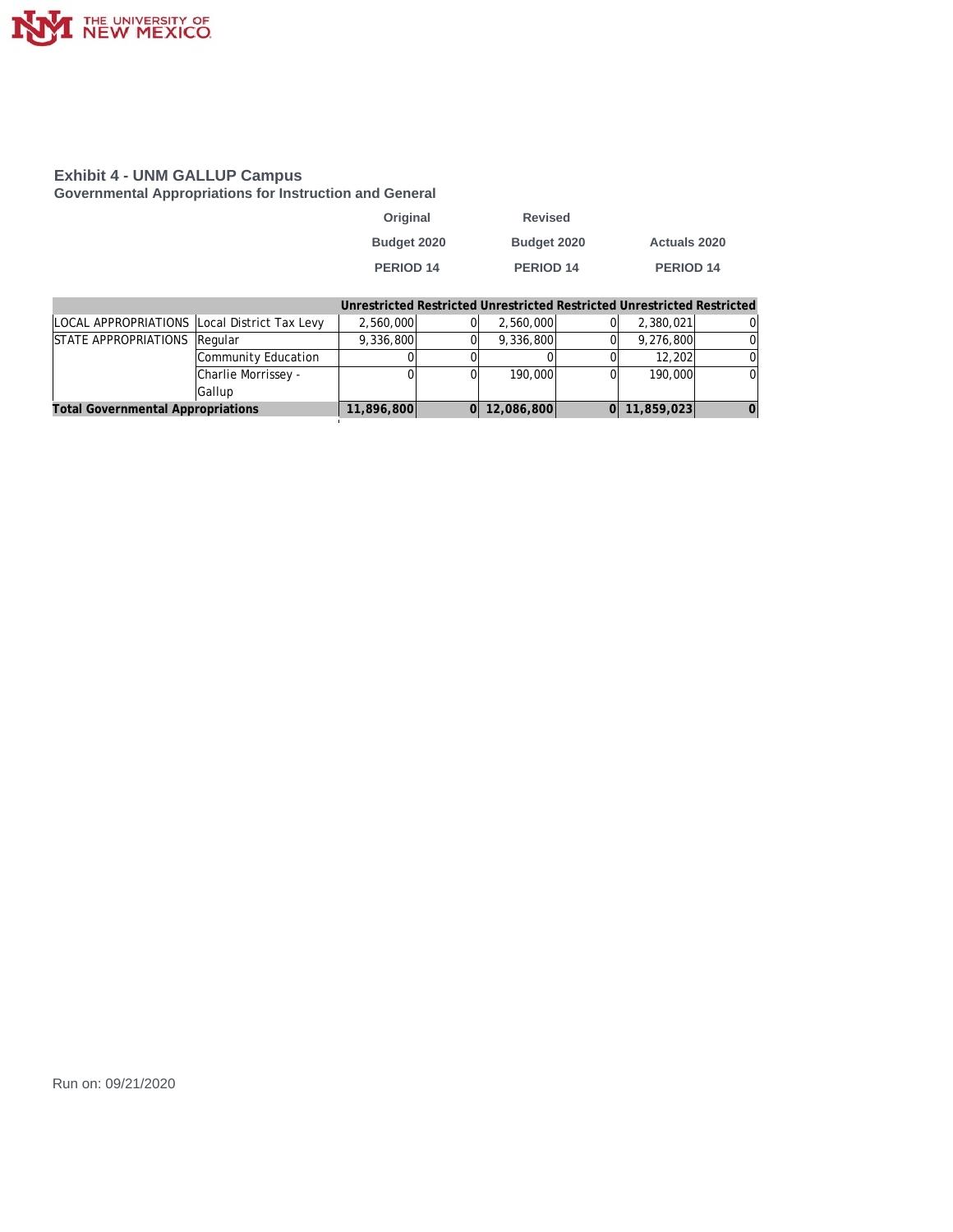## Exhibit 4 - UNM GALLUP Campus

### Governmental Appropriations for Instruction and General

| | | Original Budget 2020 PERIOD 14 | | Revised Budget 2020 PERIOD 14 | | Actuals 2020 PERIOD 14 | |
|---|---|---|---|---|---|---|---|
| | | Unrestricted | Restricted | Unrestricted | Restricted | Unrestricted | Restricted |
| LOCAL APPROPRIATIONS | Local District Tax Levy | 2,560,000 | 0 | 2,560,000 | 0 | 2,380,021 | 0 |
| STATE APPROPRIATIONS | Regular | 9,336,800 | 0 | 9,336,800 | 0 | 9,276,800 | 0 |
| | Community Education | 0 | 0 | 0 | 0 | 12,202 | 0 |
| | Charlie Morrissey - Gallup | 0 | 0 | 190,000 | 0 | 190,000 | 0 |
| **Total Governmental Appropriations** | | **11,896,800** | **0** | **12,086,800** | **0** | **11,859,023** | **0** |

Run on: 09/21/2020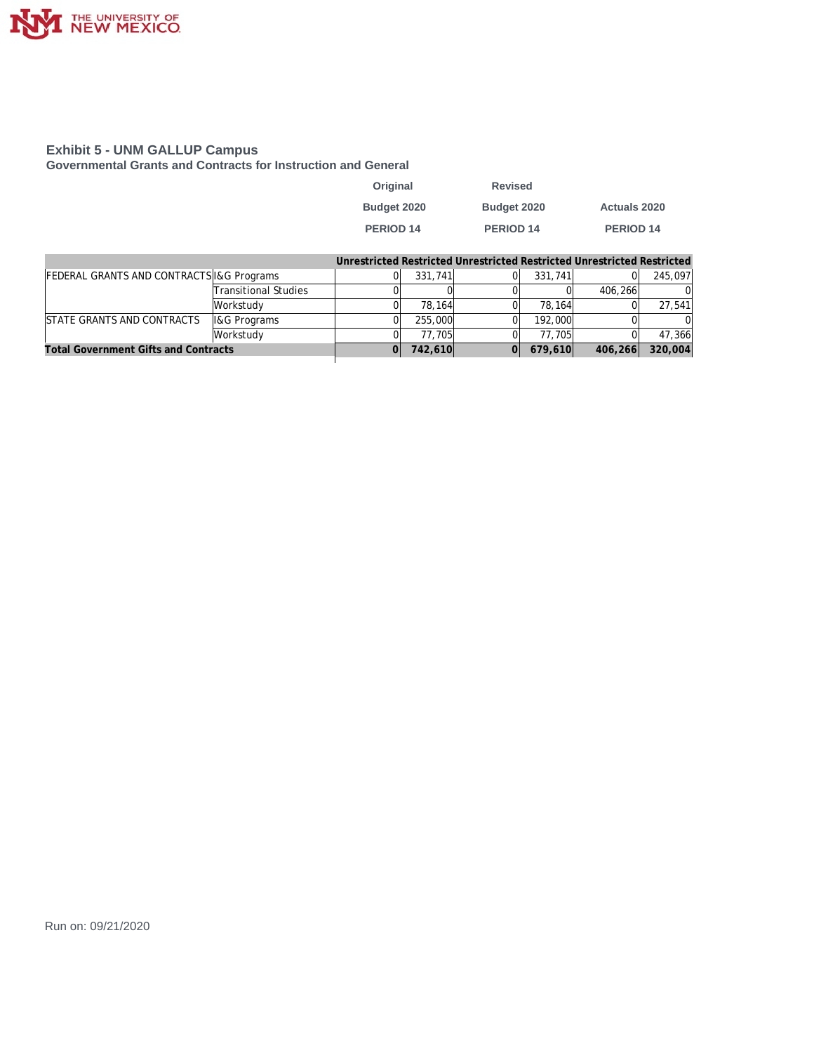## Exhibit 5 - UNM GALLUP Campus

### Governmental Grants and Contracts for Instruction and General

| | | Original Budget 2020 PERIOD 14 | | Revised Budget 2020 PERIOD 14 | | Actuals 2020 PERIOD 14 | |
|---|---|---|---|---|---|---|---|
| | | Unrestricted | Restricted | Unrestricted | Restricted | Unrestricted | Restricted |
| FEDERAL GRANTS AND CONTRACTS | I&G Programs | 0 | 331,741 | 0 | 331,741 | 0 | 245,097 |
| | Transitional Studies | 0 | 0 | 0 | 0 | 406,266 | 0 |
| | Workstudy | 0 | 78,164 | 0 | 78,164 | 0 | 27,541 |
| STATE GRANTS AND CONTRACTS | I&G Programs | 0 | 255,000 | 0 | 192,000 | 0 | 0 |
| | Workstudy | 0 | 77,705 | 0 | 77,705 | 0 | 47,366 |
| **Total Government Gifts and Contracts** | | **0** | **742,610** | **0** | **679,610** | **406,266** | **320,004** |

Run on: 09/21/2020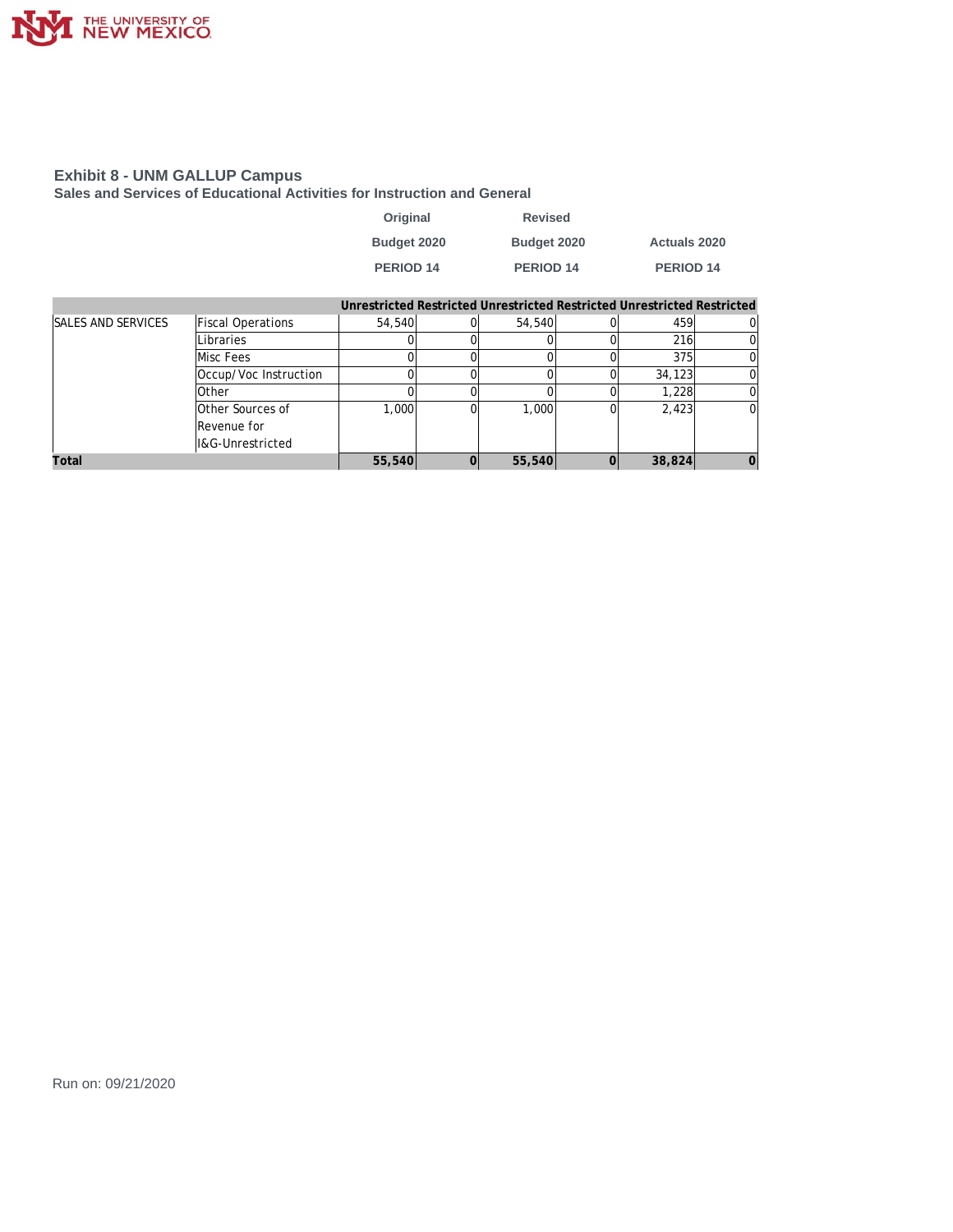## Exhibit 8 - UNM GALLUP Campus

### Sales and Services of Educational Activities for Instruction and General

| | | Original Budget 2020 PERIOD 14 | | Revised Budget 2020 PERIOD 14 | | Actuals 2020 PERIOD 14 | |
|---|---|---|---|---|---|---|---|
| | | Unrestricted | Restricted | Unrestricted | Restricted | Unrestricted | Restricted |
| SALES AND SERVICES | Fiscal Operations | 54,540 | 0 | 54,540 | 0 | 459 | 0 |
| | Libraries | 0 | 0 | 0 | 0 | 216 | 0 |
| | Misc Fees | 0 | 0 | 0 | 0 | 375 | 0 |
| | Occup/Voc Instruction | 0 | 0 | 0 | 0 | 34,123 | 0 |
| | Other | 0 | 0 | 0 | 0 | 1,228 | 0 |
| | Other Sources of Revenue for I&G-Unrestricted | 1,000 | 0 | 1,000 | 0 | 2,423 | 0 |
| **Total** | | **55,540** | **0** | **55,540** | **0** | **38,824** | **0** |

Run on: 09/21/2020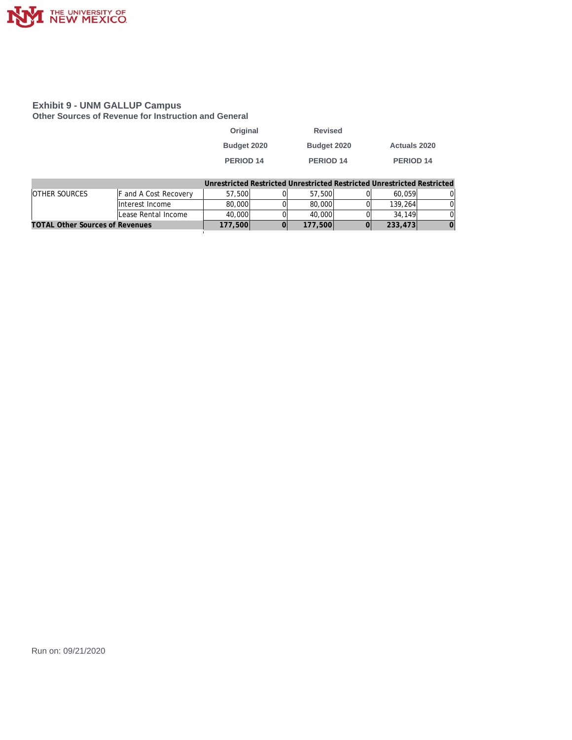## Exhibit 9 - UNM GALLUP Campus

### Other Sources of Revenue for Instruction and General

| | | Original Budget 2020 PERIOD 14 | | Revised Budget 2020 PERIOD 14 | | Actuals 2020 PERIOD 14 | |
|---|---|---|---|---|---|---|---|
| | | Unrestricted | Restricted | Unrestricted | Restricted | Unrestricted | Restricted |
| OTHER SOURCES | F and A Cost Recovery | 57,500 | 0 | 57,500 | 0 | 60,059 | 0 |
| | Interest Income | 80,000 | 0 | 80,000 | 0 | 139,264 | 0 |
| | Lease Rental Income | 40,000 | 0 | 40,000 | 0 | 34,149 | 0 |
| **TOTAL Other Sources of Revenues** | | **177,500** | **0** | **177,500** | **0** | **233,473** | **0** |

Run on: 09/21/2020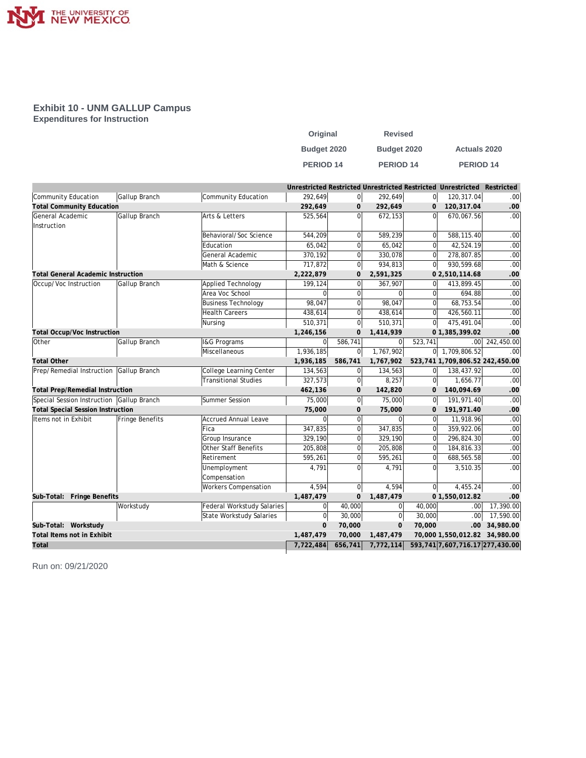## Exhibit 10 - UNM GALLUP Campus

### Expenditures for Instruction

| | | | Original Budget 2020 PERIOD 14 | | Revised Budget 2020 PERIOD 14 | | Actuals 2020 PERIOD 14 | |
|---|---|---|---|---|---|---|---|---|
| | | | Unrestricted | Restricted | Unrestricted | Restricted | Unrestricted | Restricted |
| Community Education | Gallup Branch | Community Education | 292,649 | 0 | 292,649 | 0 | 120,317.04 | .00 |
| **Total Community Education** | | | **292,649** | **0** | **292,649** | **0** | **120,317.04** | **.00** |
| General Academic Instruction | Gallup Branch | Arts & Letters | 525,564 | 0 | 672,153 | 0 | 670,067.56 | .00 |
| | | Behavioral/Soc Science | 544,209 | 0 | 589,239 | 0 | 588,115.40 | .00 |
| | | Education | 65,042 | 0 | 65,042 | 0 | 42,524.19 | .00 |
| | | General Academic | 370,192 | 0 | 330,078 | 0 | 278,807.85 | .00 |
| | | Math & Science | 717,872 | 0 | 934,813 | 0 | 930,599.68 | .00 |
| **Total General Academic Instruction** | | | **2,222,879** | **0** | **2,591,325** | **0** | **2,510,114.68** | **.00** |
| Occup/Voc Instruction | Gallup Branch | Applied Technology | 199,124 | 0 | 367,907 | 0 | 413,899.45 | .00 |
| | | Area Voc School | 0 | 0 | 0 | 0 | 694.88 | .00 |
| | | Business Technology | 98,047 | 0 | 98,047 | 0 | 68,753.54 | .00 |
| | | Health Careers | 438,614 | 0 | 438,614 | 0 | 426,560.11 | .00 |
| | | Nursing | 510,371 | 0 | 510,371 | 0 | 475,491.04 | .00 |
| **Total Occup/Voc Instruction** | | | **1,246,156** | **0** | **1,414,939** | **0** | **1,385,399.02** | **.00** |
| Other | Gallup Branch | I&G Programs | 0 | 586,741 | 0 | 523,741 | .00 | 242,450.00 |
| | | Miscellaneous | 1,936,185 | 0 | 1,767,902 | 0 | 1,709,806.52 | .00 |
| **Total Other** | | | **1,936,185** | **586,741** | **1,767,902** | **523,741** | **1,709,806.52** | **242,450.00** |
| Prep/Remedial Instruction | Gallup Branch | College Learning Center | 134,563 | 0 | 134,563 | 0 | 138,437.92 | .00 |
| | | Transitional Studies | 327,573 | 0 | 8,257 | 0 | 1,656.77 | .00 |
| **Total Prep/Remedial Instruction** | | | **462,136** | **0** | **142,820** | **0** | **140,094.69** | **.00** |
| Special Session Instruction | Gallup Branch | Summer Session | 75,000 | 0 | 75,000 | 0 | 191,971.40 | .00 |
| **Total Special Session Instruction** | | | **75,000** | **0** | **75,000** | **0** | **191,971.40** | **.00** |
| Items not in Exhibit | Fringe Benefits | Accrued Annual Leave | 0 | 0 | 0 | 0 | 11,918.96 | .00 |
| | | Fica | 347,835 | 0 | 347,835 | 0 | 359,922.06 | .00 |
| | | Group Insurance | 329,190 | 0 | 329,190 | 0 | 296,824.30 | .00 |
| | | Other Staff Benefits | 205,808 | 0 | 205,808 | 0 | 184,816.33 | .00 |
| | | Retirement | 595,261 | 0 | 595,261 | 0 | 688,565.58 | .00 |
| | | Unemployment Compensation | 4,791 | 0 | 4,791 | 0 | 3,510.35 | .00 |
| | | Workers Compensation | 4,594 | 0 | 4,594 | 0 | 4,455.24 | .00 |
| **Sub-Total: Fringe Benefits** | | | **1,487,479** | **0** | **1,487,479** | **0** | **1,550,012.82** | **.00** |
| | Workstudy | Federal Workstudy Salaries | 0 | 40,000 | 0 | 40,000 | .00 | 17,390.00 |
| | | State Workstudy Salaries | 0 | 30,000 | 0 | 30,000 | .00 | 17,590.00 |
| **Sub-Total: Workstudy** | | | **0** | **70,000** | **0** | **70,000** | **.00** | **34,980.00** |
| **Total Items not in Exhibit** | | | **1,487,479** | **70,000** | **1,487,479** | **70,000** | **1,550,012.82** | **34,980.00** |
| **Total** | | | **7,722,484** | **656,741** | **7,772,114** | **593,741** | **7,607,716.17** | **277,430.00** |

Run on: 09/21/2020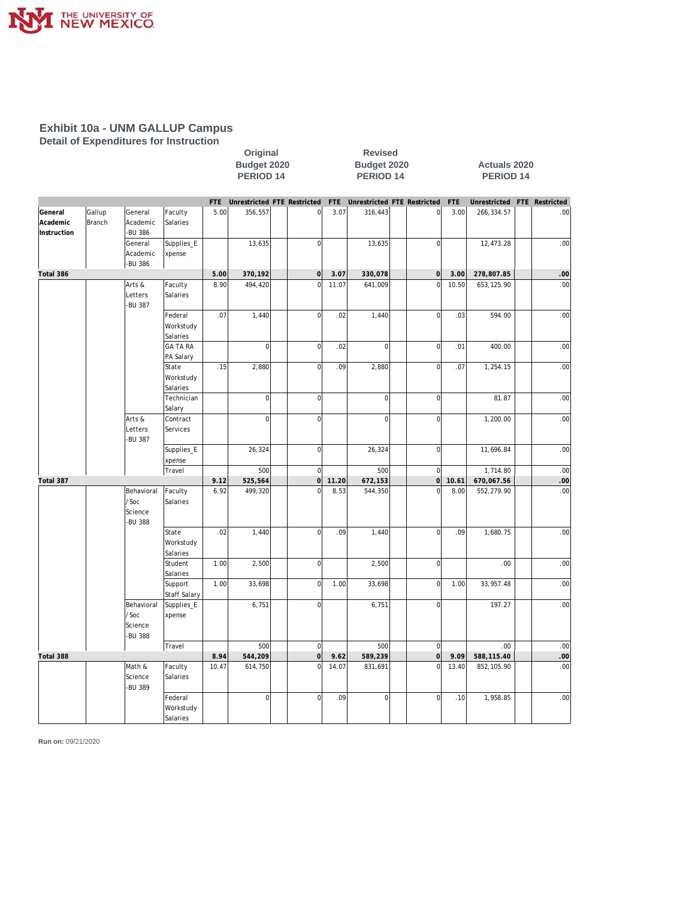# Exhibit 10a - UNM GALLUP Campus

## Detail of Expenditures for Instruction

| | | | | Original Budget 2020 PERIOD 14 | | | | Revised Budget 2020 PERIOD 14 | | | | Actuals 2020 PERIOD 14 | | | |
|---|---|---|---|---|---|---|---|---|---|---|---|---|---|---|---|
| | | | | FTE | Unrestricted | FTE | Restricted | FTE | Unrestricted | FTE | Restricted | FTE | Unrestricted | FTE | Restricted |
| General Academic Instruction | Gallup Branch | General Academic -BU 386 | Faculty Salaries | 5.00 | 356,557 | | 0 | 3.07 | 316,443 | | 0 | 3.00 | 266,334.57 | | .00 |
| | | General Academic -BU 386 | Supplies_Expense | | 13,635 | | 0 | | 13,635 | | 0 | | 12,473.28 | | .00 |
| **Total 386** | | | | **5.00** | **370,192** | | **0** | **3.07** | **330,078** | | **0** | **3.00** | **278,807.85** | | **.00** |
| | | Arts & Letters -BU 387 | Faculty Salaries | 8.90 | 494,420 | | 0 | 11.07 | 641,009 | | 0 | 10.50 | 653,125.90 | | .00 |
| | | | Federal Workstudy Salaries | .07 | 1,440 | | 0 | .02 | 1,440 | | 0 | .03 | 594.00 | | .00 |
| | | | GA TA RA PA Salary | | 0 | | 0 | .02 | 0 | | 0 | .01 | 400.00 | | .00 |
| | | | State Workstudy Salaries | .15 | 2,880 | | 0 | .09 | 2,880 | | 0 | .07 | 1,254.15 | | .00 |
| | | | Technician Salary | | 0 | | 0 | | 0 | | 0 | | 81.87 | | .00 |
| | | Arts & Letters -BU 387 | Contract Services | | 0 | | 0 | | 0 | | 0 | | 1,200.00 | | .00 |
| | | | Supplies_Expense | | 26,324 | | 0 | | 26,324 | | 0 | | 11,696.84 | | .00 |
| | | | Travel | | 500 | | 0 | | 500 | | 0 | | 1,714.80 | | .00 |
| **Total 387** | | | | **9.12** | **525,564** | | **0** | **11.20** | **672,153** | | **0** | **10.61** | **670,067.56** | | **.00** |
| | | Behavioral / Soc Science -BU 388 | Faculty Salaries | 6.92 | 499,320 | | 0 | 8.53 | 544,350 | | 0 | 8.00 | 552,279.90 | | .00 |
| | | | State Workstudy Salaries | .02 | 1,440 | | 0 | .09 | 1,440 | | 0 | .09 | 1,680.75 | | .00 |
| | | | Student Salaries | 1.00 | 2,500 | | 0 | | 2,500 | | 0 | | .00 | | .00 |
| | | | Support Staff Salary | 1.00 | 33,698 | | 0 | 1.00 | 33,698 | | 0 | 1.00 | 33,957.48 | | .00 |
| | | Behavioral / Soc Science -BU 388 | Supplies_Expense | | 6,751 | | 0 | | 6,751 | | 0 | | 197.27 | | .00 |
| | | | Travel | | 500 | | 0 | | 500 | | 0 | | .00 | | .00 |
| **Total 388** | | | | **8.94** | **544,209** | | **0** | **9.62** | **589,239** | | **0** | **9.09** | **588,115.40** | | **.00** |
| | | Math & Science -BU 389 | Faculty Salaries | 10.47 | 614,750 | | 0 | 14.07 | 831,691 | | 0 | 13.40 | 852,105.90 | | .00 |
| | | | Federal Workstudy Salaries | | 0 | | 0 | .09 | 0 | | 0 | .10 | 1,958.85 | | .00 |

**Run on:** 09/21/2020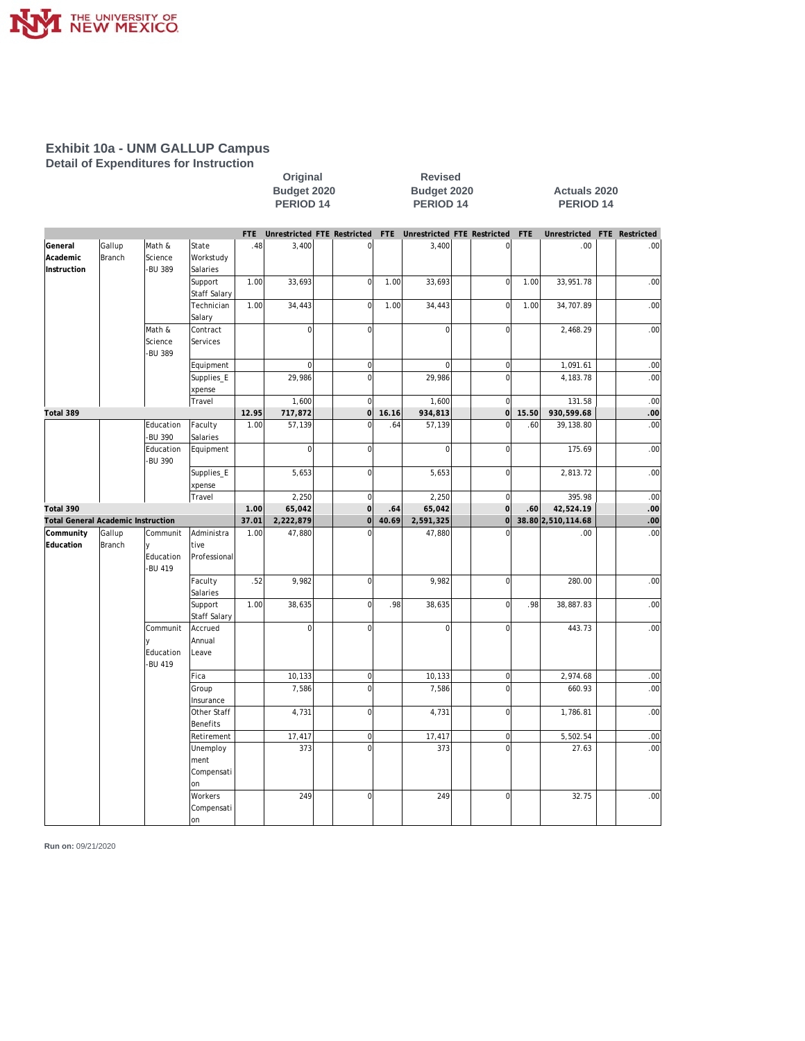# Exhibit 10a - UNM GALLUP Campus

## Detail of Expenditures for Instruction

| | | | | Original Budget 2020 PERIOD 14 | | | | Revised Budget 2020 PERIOD 14 | | | | Actuals 2020 PERIOD 14 | | | |
|---|---|---|---|---|---|---|---|---|---|---|---|---|---|---|---|
| | | | | FTE | Unrestricted | FTE | Restricted | FTE | Unrestricted | FTE | Restricted | FTE | Unrestricted | FTE | Restricted |
| General Academic Instruction | Gallup Branch | Math & Science -BU 389 | State Workstudy Salaries | .48 | 3,400 | | 0 | | 3,400 | | 0 | | .00 | | .00 |
| | | | Support Staff Salary | 1.00 | 33,693 | | 0 | 1.00 | 33,693 | | 0 | 1.00 | 33,951.78 | | .00 |
| | | | Technician Salary | 1.00 | 34,443 | | 0 | 1.00 | 34,443 | | 0 | 1.00 | 34,707.89 | | .00 |
| | | Math & Science -BU 389 | Contract Services | | 0 | | 0 | | 0 | | 0 | | 2,468.29 | | .00 |
| | | | Equipment | | 0 | | 0 | | 0 | | 0 | | 1,091.61 | | .00 |
| | | | Supplies_Expense | | 29,986 | | 0 | | 29,986 | | 0 | | 4,183.78 | | .00 |
| | | | Travel | | 1,600 | | 0 | | 1,600 | | 0 | | 131.58 | | .00 |
| **Total 389** | | | | **12.95** | **717,872** | | **0** | **16.16** | **934,813** | | **0** | **15.50** | **930,599.68** | | **.00** |
| | | Education -BU 390 | Faculty Salaries | 1.00 | 57,139 | | 0 | .64 | 57,139 | | 0 | .60 | 39,138.80 | | .00 |
| | | Education -BU 390 | Equipment | | 0 | | 0 | | 0 | | 0 | | 175.69 | | .00 |
| | | | Supplies_Expense | | 5,653 | | 0 | | 5,653 | | 0 | | 2,813.72 | | .00 |
| | | | Travel | | 2,250 | | 0 | | 2,250 | | 0 | | 395.98 | | .00 |
| **Total 390** | | | | **1.00** | **65,042** | | **0** | **.64** | **65,042** | | **0** | **.60** | **42,524.19** | | **.00** |
| **Total General Academic Instruction** | | | | **37.01** | **2,222,879** | | **0** | **40.69** | **2,591,325** | | **0** | **38.80** | **2,510,114.68** | | **.00** |
| Community Education | Gallup Branch | Community Education -BU 419 | Administrative Professional | 1.00 | 47,880 | | 0 | | 47,880 | | 0 | | .00 | | .00 |
| | | | Faculty Salaries | .52 | 9,982 | | 0 | | 9,982 | | 0 | | 280.00 | | .00 |
| | | | Support Staff Salary | 1.00 | 38,635 | | 0 | .98 | 38,635 | | 0 | .98 | 38,887.83 | | .00 |
| | | Community Education -BU 419 | Accrued Annual Leave | | 0 | | 0 | | 0 | | 0 | | 443.73 | | .00 |
| | | | Fica | | 10,133 | | 0 | | 10,133 | | 0 | | 2,974.68 | | .00 |
| | | | Group Insurance | | 7,586 | | 0 | | 7,586 | | 0 | | 660.93 | | .00 |
| | | | Other Staff Benefits | | 4,731 | | 0 | | 4,731 | | 0 | | 1,786.81 | | .00 |
| | | | Retirement | | 17,417 | | 0 | | 17,417 | | 0 | | 5,502.54 | | .00 |
| | | | Unemployment Compensation | | 373 | | 0 | | 373 | | 0 | | 27.63 | | .00 |
| | | | Workers Compensation | | 249 | | 0 | | 249 | | 0 | | 32.75 | | .00 |

**Run on:** 09/21/2020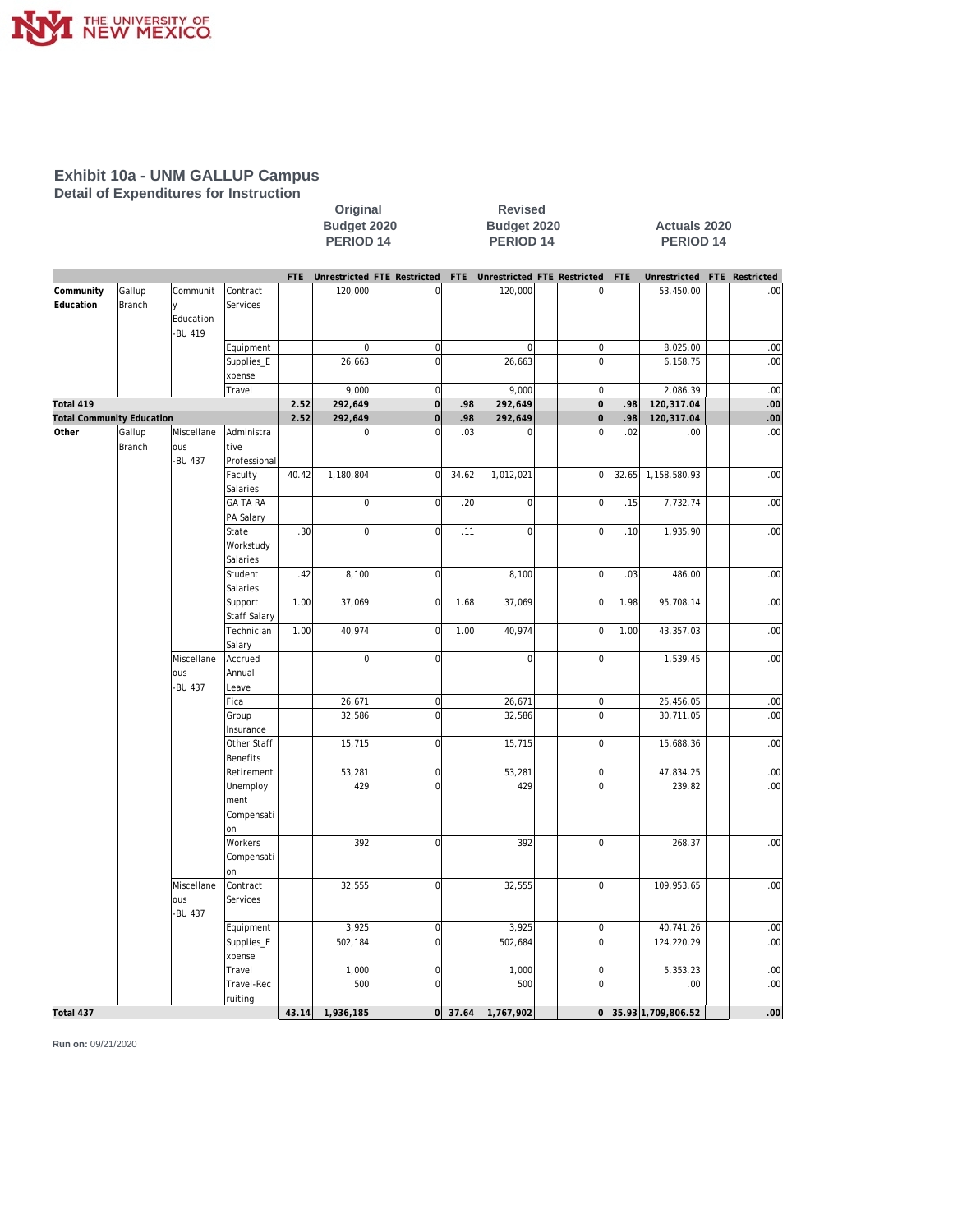# Exhibit 10a - UNM GALLUP Campus

## Detail of Expenditures for Instruction

| | | | | Original Budget 2020 PERIOD 14 | | | | Revised Budget 2020 PERIOD 14 | | | | Actuals 2020 PERIOD 14 | | | |
|---|---|---|---|---|---|---|---|---|---|---|---|---|---|---|---|
| | | | | FTE | Unrestricted | FTE | Restricted | FTE | Unrestricted | FTE | Restricted | FTE | Unrestricted | FTE | Restricted |
| Community Education | Gallup Branch | Community Education -BU 419 | Contract Services | | 120,000 | | 0 | | 120,000 | | 0 | | 53,450.00 | | .00 |
| | | | Equipment | | 0 | | 0 | | 0 | | 0 | | 8,025.00 | | .00 |
| | | | Supplies_Expense | | 26,663 | | 0 | | 26,663 | | 0 | | 6,158.75 | | .00 |
| | | | Travel | | 9,000 | | 0 | | 9,000 | | 0 | | 2,086.39 | | .00 |
| **Total 419** | | | | **2.52** | **292,649** | | **0** | **.98** | **292,649** | | **0** | **.98** | **120,317.04** | | **.00** |
| **Total Community Education** | | | | **2.52** | **292,649** | | **0** | **.98** | **292,649** | | **0** | **.98** | **120,317.04** | | **.00** |
| Other | Gallup Branch | Miscellaneous -BU 437 | Administrative Professional | | 0 | | 0 | .03 | 0 | | 0 | .02 | .00 | | .00 |
| | | | Faculty Salaries | 40.42 | 1,180,804 | | 0 | 34.62 | 1,012,021 | | 0 | 32.65 | 1,158,580.93 | | .00 |
| | | | GA TA RA PA Salary | | 0 | | 0 | .20 | 0 | | 0 | .15 | 7,732.74 | | .00 |
| | | | State Workstudy Salaries | .30 | 0 | | 0 | .11 | 0 | | 0 | .10 | 1,935.90 | | .00 |
| | | | Student Salaries | .42 | 8,100 | | 0 | | 8,100 | | 0 | .03 | 486.00 | | .00 |
| | | | Support Staff Salary | 1.00 | 37,069 | | 0 | 1.68 | 37,069 | | 0 | 1.98 | 95,708.14 | | .00 |
| | | | Technician Salary | 1.00 | 40,974 | | 0 | 1.00 | 40,974 | | 0 | 1.00 | 43,357.03 | | .00 |
| | | Miscellaneous -BU 437 | Accrued Annual Leave | | 0 | | 0 | | 0 | | 0 | | 1,539.45 | | .00 |
| | | | Fica | | 26,671 | | 0 | | 26,671 | | 0 | | 25,456.05 | | .00 |
| | | | Group Insurance | | 32,586 | | 0 | | 32,586 | | 0 | | 30,711.05 | | .00 |
| | | | Other Staff Benefits | | 15,715 | | 0 | | 15,715 | | 0 | | 15,688.36 | | .00 |
| | | | Retirement | | 53,281 | | 0 | | 53,281 | | 0 | | 47,834.25 | | .00 |
| | | | Unemployment Compensation | | 429 | | 0 | | 429 | | 0 | | 239.82 | | .00 |
| | | | Workers Compensation | | 392 | | 0 | | 392 | | 0 | | 268.37 | | .00 |
| | | Miscellaneous -BU 437 | Contract Services | | 32,555 | | 0 | | 32,555 | | 0 | | 109,953.65 | | .00 |
| | | | Equipment | | 3,925 | | 0 | | 3,925 | | 0 | | 40,741.26 | | .00 |
| | | | Supplies_Expense | | 502,184 | | 0 | | 502,684 | | 0 | | 124,220.29 | | .00 |
| | | | Travel | | 1,000 | | 0 | | 1,000 | | 0 | | 5,353.23 | | .00 |
| | | | Travel-Recruiting | | 500 | | 0 | | 500 | | 0 | | .00 | | .00 |
| **Total 437** | | | | **43.14** | **1,936,185** | | **0** | **37.64** | **1,767,902** | | **0** | **35.93** | **1,709,806.52** | | **.00** |

**Run on:** 09/21/2020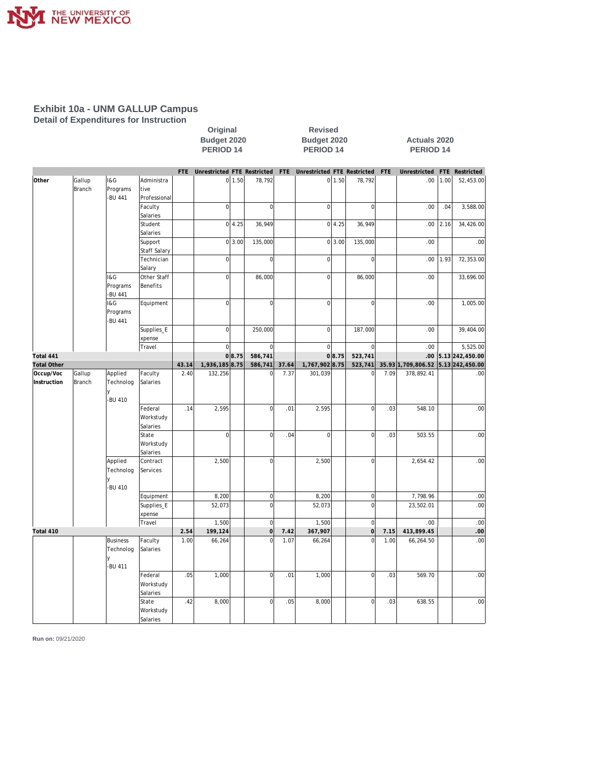## Exhibit 10a - UNM GALLUP Campus

### Detail of Expenditures for Instruction

| | | | | Original Budget 2020 PERIOD 14 | | | | Revised Budget 2020 PERIOD 14 | | | | Actuals 2020 PERIOD 14 | | | |
|---|---|---|---|---|---|---|---|---|---|---|---|---|---|---|---|
| | | | | FTE | Unrestricted | FTE | Restricted | FTE | Unrestricted | FTE | Restricted | FTE | Unrestricted | FTE | Restricted |
| Other | Gallup Branch | I&G Programs -BU 441 | Administrative Professional | | 0 | 1.50 | 78,792 | | 0 | 1.50 | 78,792 | | .00 | 1.00 | 52,453.00 |
| | | | Faculty Salaries | | 0 | | 0 | | 0 | | 0 | | .00 | .04 | 3,588.00 |
| | | | Student Salaries | | 0 | 4.25 | 36,949 | | 0 | 4.25 | 36,949 | | .00 | 2.16 | 34,426.00 |
| | | | Support Staff Salary | | 0 | 3.00 | 135,000 | | 0 | 3.00 | 135,000 | | .00 | | .00 |
| | | | Technician Salary | | 0 | | 0 | | 0 | | 0 | | .00 | 1.93 | 72,353.00 |
| | | I&G Programs -BU 441 | Other Staff Benefits | | 0 | | 86,000 | | 0 | | 86,000 | | .00 | | 33,696.00 |
| | | I&G Programs -BU 441 | Equipment | | 0 | | 0 | | 0 | | 0 | | .00 | | 1,005.00 |
| | | | Supplies_Expense | | 0 | | 250,000 | | 0 | | 187,000 | | .00 | | 39,404.00 |
| | | | Travel | | 0 | | 0 | | 0 | | 0 | | .00 | | 5,525.00 |
| **Total 441** | | | | | **0** | **8.75** | **586,741** | | **0** | **8.75** | **523,741** | | **.00** | **5.13** | **242,450.00** |
| **Total Other** | | | | **43.14** | **1,936,185** | **8.75** | **586,741** | **37.64** | **1,767,902** | **8.75** | **523,741** | **35.93** | **1,709,806.52** | **5.13** | **242,450.00** |
| **Occup/Voc Instruction** | Gallup Branch | Applied Technology -BU 410 | Faculty Salaries | 2.40 | 132,256 | | 0 | 7.37 | 301,039 | | 0 | 7.09 | 378,892.41 | | .00 |
| | | | Federal Workstudy Salaries | .14 | 2,595 | | 0 | .01 | 2,595 | | 0 | .03 | 548.10 | | .00 |
| | | | State Workstudy Salaries | | 0 | | 0 | .04 | 0 | | 0 | .03 | 503.55 | | .00 |
| | | Applied Technology -BU 410 | Contract Services | | 2,500 | | 0 | | 2,500 | | 0 | | 2,654.42 | | .00 |
| | | | Equipment | | 8,200 | | 0 | | 8,200 | | 0 | | 7,798.96 | | .00 |
| | | | Supplies_Expense | | 52,073 | | 0 | | 52,073 | | 0 | | 23,502.01 | | .00 |
| | | | Travel | | 1,500 | | 0 | | 1,500 | | 0 | | .00 | | .00 |
| **Total 410** | | | | **2.54** | **199,124** | | **0** | **7.42** | **367,907** | | **0** | **7.15** | **413,899.45** | | **.00** |
| | | Business Technology -BU 411 | Faculty Salaries | 1.00 | 66,264 | | 0 | 1.07 | 66,264 | | 0 | 1.00 | 66,264.50 | | .00 |
| | | | Federal Workstudy Salaries | .05 | 1,000 | | 0 | .01 | 1,000 | | 0 | .03 | 569.70 | | .00 |
| | | | State Workstudy Salaries | .42 | 8,000 | | 0 | .05 | 8,000 | | 0 | .03 | 638.55 | | .00 |

**Run on:** 09/21/2020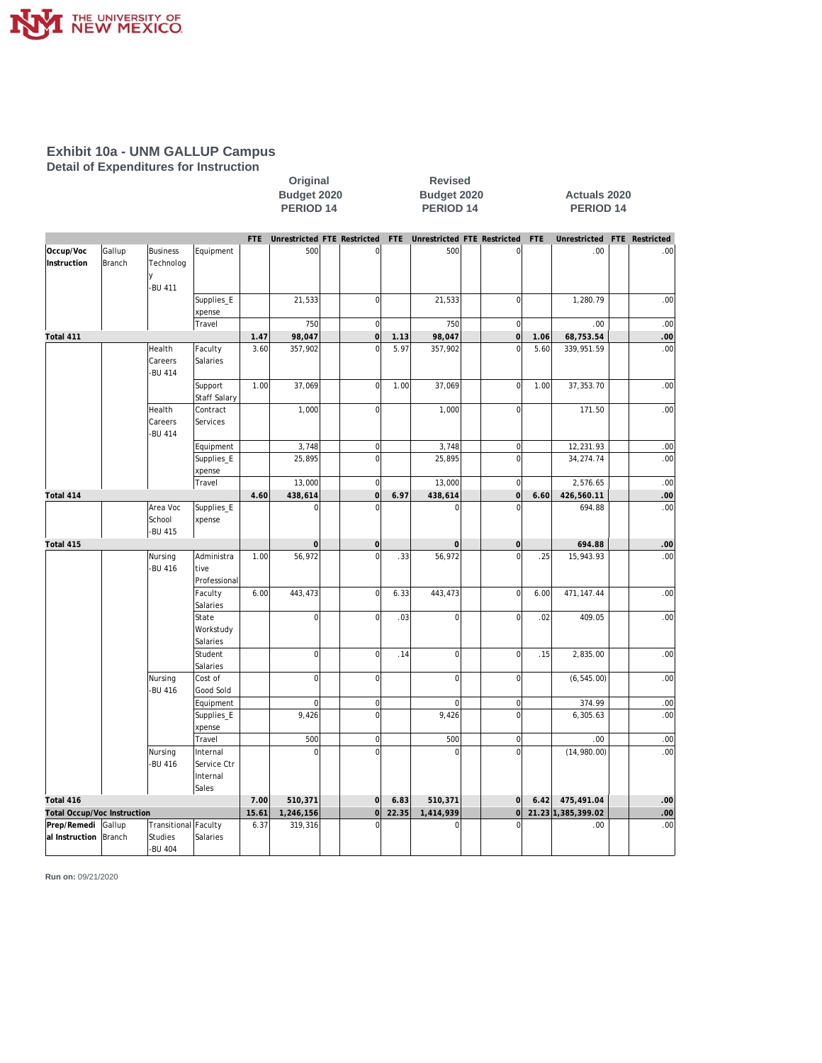# Exhibit 10a - UNM GALLUP Campus

## Detail of Expenditures for Instruction

| | | | | Original Budget 2020 PERIOD 14 | | | | Revised Budget 2020 PERIOD 14 | | | | Actuals 2020 PERIOD 14 | | | |
|---|---|---|---|---|---|---|---|---|---|---|---|---|---|---|---|
| | | | | FTE | Unrestricted | FTE | Restricted | FTE | Unrestricted | FTE | Restricted | FTE | Unrestricted | FTE | Restricted |
| Occup/Voc Instruction | Gallup Branch | Business Technology -BU 411 | Equipment | | 500 | | 0 | | 500 | | 0 | | .00 | | .00 |
| | | | Supplies_Expense | | 21,533 | | 0 | | 21,533 | | 0 | | 1,280.79 | | .00 |
| | | | Travel | | 750 | | 0 | | 750 | | 0 | | .00 | | .00 |
| **Total 411** | | | | **1.47** | **98,047** | | **0** | **1.13** | **98,047** | | **0** | **1.06** | **68,753.54** | | **.00** |
| | | Health Careers -BU 414 | Faculty Salaries | 3.60 | 357,902 | | 0 | 5.97 | 357,902 | | 0 | 5.60 | 339,951.59 | | .00 |
| | | | Support Staff Salary | 1.00 | 37,069 | | 0 | 1.00 | 37,069 | | 0 | 1.00 | 37,353.70 | | .00 |
| | | Health Careers -BU 414 | Contract Services | | 1,000 | | 0 | | 1,000 | | 0 | | 171.50 | | .00 |
| | | | Equipment | | 3,748 | | 0 | | 3,748 | | 0 | | 12,231.93 | | .00 |
| | | | Supplies_Expense | | 25,895 | | 0 | | 25,895 | | 0 | | 34,274.74 | | .00 |
| | | | Travel | | 13,000 | | 0 | | 13,000 | | 0 | | 2,576.65 | | .00 |
| **Total 414** | | | | **4.60** | **438,614** | | **0** | **6.97** | **438,614** | | **0** | **6.60** | **426,560.11** | | **.00** |
| | | Area Voc School -BU 415 | Supplies_Expense | | 0 | | 0 | | 0 | | 0 | | 694.88 | | .00 |
| **Total 415** | | | | | **0** | | **0** | | **0** | | **0** | | **694.88** | | **.00** |
| | | Nursing -BU 416 | Administrative Professional | 1.00 | 56,972 | | 0 | .33 | 56,972 | | 0 | .25 | 15,943.93 | | .00 |
| | | | Faculty Salaries | 6.00 | 443,473 | | 0 | 6.33 | 443,473 | | 0 | 6.00 | 471,147.44 | | .00 |
| | | | State Workstudy Salaries | | 0 | | 0 | .03 | 0 | | 0 | .02 | 409.05 | | .00 |
| | | | Student Salaries | | 0 | | 0 | .14 | 0 | | 0 | .15 | 2,835.00 | | .00 |
| | | Nursing -BU 416 | Cost of Good Sold | | 0 | | 0 | | 0 | | 0 | | (6,545.00) | | .00 |
| | | | Equipment | | 0 | | 0 | | 0 | | 0 | | 374.99 | | .00 |
| | | | Supplies_Expense | | 9,426 | | 0 | | 9,426 | | 0 | | 6,305.63 | | .00 |
| | | | Travel | | 500 | | 0 | | 500 | | 0 | | .00 | | .00 |
| | | Nursing -BU 416 | Internal Service Ctr Internal Sales | | 0 | | 0 | | 0 | | 0 | | (14,980.00) | | .00 |
| **Total 416** | | | | **7.00** | **510,371** | | **0** | **6.83** | **510,371** | | **0** | **6.42** | **475,491.04** | | **.00** |
| **Total Occup/Voc Instruction** | | | | **15.61** | **1,246,156** | | **0** | **22.35** | **1,414,939** | | **0** | **21.23** | **1,385,399.02** | | **.00** |
| Prep/Remedial Instruction | Gallup Branch | Transitional Studies -BU 404 | Faculty Salaries | 6.37 | 319,316 | | 0 | | 0 | | 0 | | .00 | | .00 |

**Run on:** 09/21/2020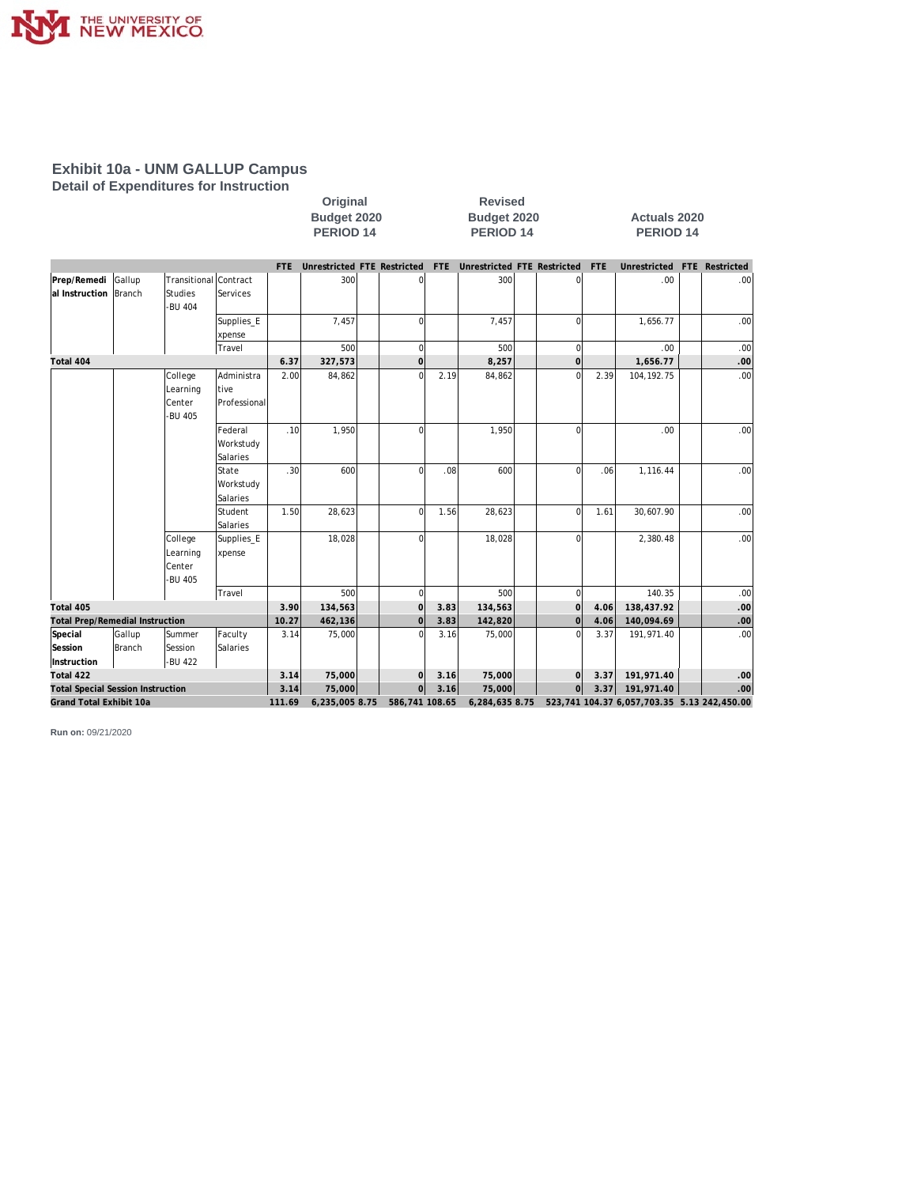# Exhibit 10a - UNM GALLUP Campus

## Detail of Expenditures for Instruction

| | | | | Original Budget 2020 PERIOD 14 | | | | Revised Budget 2020 PERIOD 14 | | | | Actuals 2020 PERIOD 14 | | | |
|---|---|---|---|---|---|---|---|---|---|---|---|---|---|---|---|
| | | | | FTE | Unrestricted | FTE | Restricted | FTE | Unrestricted | FTE | Restricted | FTE | Unrestricted | FTE | Restricted |
| Prep/Remedial Instruction | Gallup Branch | Transitional Studies -BU 404 | Contract Services | | 300 | | 0 | | 300 | | 0 | | .00 | | .00 |
| | | | Supplies_Expense | | 7,457 | | 0 | | 7,457 | | 0 | | 1,656.77 | | .00 |
| | | | Travel | | 500 | | 0 | | 500 | | 0 | | .00 | | .00 |
| **Total 404** | | | | **6.37** | **327,573** | | **0** | | **8,257** | | **0** | | **1,656.77** | | **.00** |
| | | College Learning Center -BU 405 | Administrative Professional | 2.00 | 84,862 | | 0 | 2.19 | 84,862 | | 0 | 2.39 | 104,192.75 | | .00 |
| | | | Federal Workstudy Salaries | .10 | 1,950 | | 0 | | 1,950 | | 0 | | .00 | | .00 |
| | | | State Workstudy Salaries | .30 | 600 | | 0 | .08 | 600 | | 0 | .06 | 1,116.44 | | .00 |
| | | | Student Salaries | 1.50 | 28,623 | | 0 | 1.56 | 28,623 | | 0 | 1.61 | 30,607.90 | | .00 |
| | | College Learning Center -BU 405 | Supplies_Expense | | 18,028 | | 0 | | 18,028 | | 0 | | 2,380.48 | | .00 |
| | | | Travel | | 500 | | 0 | | 500 | | 0 | | 140.35 | | .00 |
| **Total 405** | | | | **3.90** | **134,563** | | **0** | **3.83** | **134,563** | | **0** | **4.06** | **138,437.92** | | **.00** |
| **Total Prep/Remedial Instruction** | | | | **10.27** | **462,136** | | **0** | **3.83** | **142,820** | | **0** | **4.06** | **140,094.69** | | **.00** |
| Special Session Instruction | Gallup Branch | Summer Session -BU 422 | Faculty Salaries | 3.14 | 75,000 | | 0 | 3.16 | 75,000 | | 0 | 3.37 | 191,971.40 | | .00 |
| **Total 422** | | | | **3.14** | **75,000** | | **0** | **3.16** | **75,000** | | **0** | **3.37** | **191,971.40** | | **.00** |
| **Total Special Session Instruction** | | | | **3.14** | **75,000** | | **0** | **3.16** | **75,000** | | **0** | **3.37** | **191,971.40** | | **.00** |
| **Grand Total Exhibit 10a** | | | | **111.69** | **6,235,005** | **8.75** | **586,741** | **108.65** | **6,284,635** | **8.75** | **523,741** | **104.37** | **6,057,703.35** | **5.13** | **242,450.00** |

**Run on:** 09/21/2020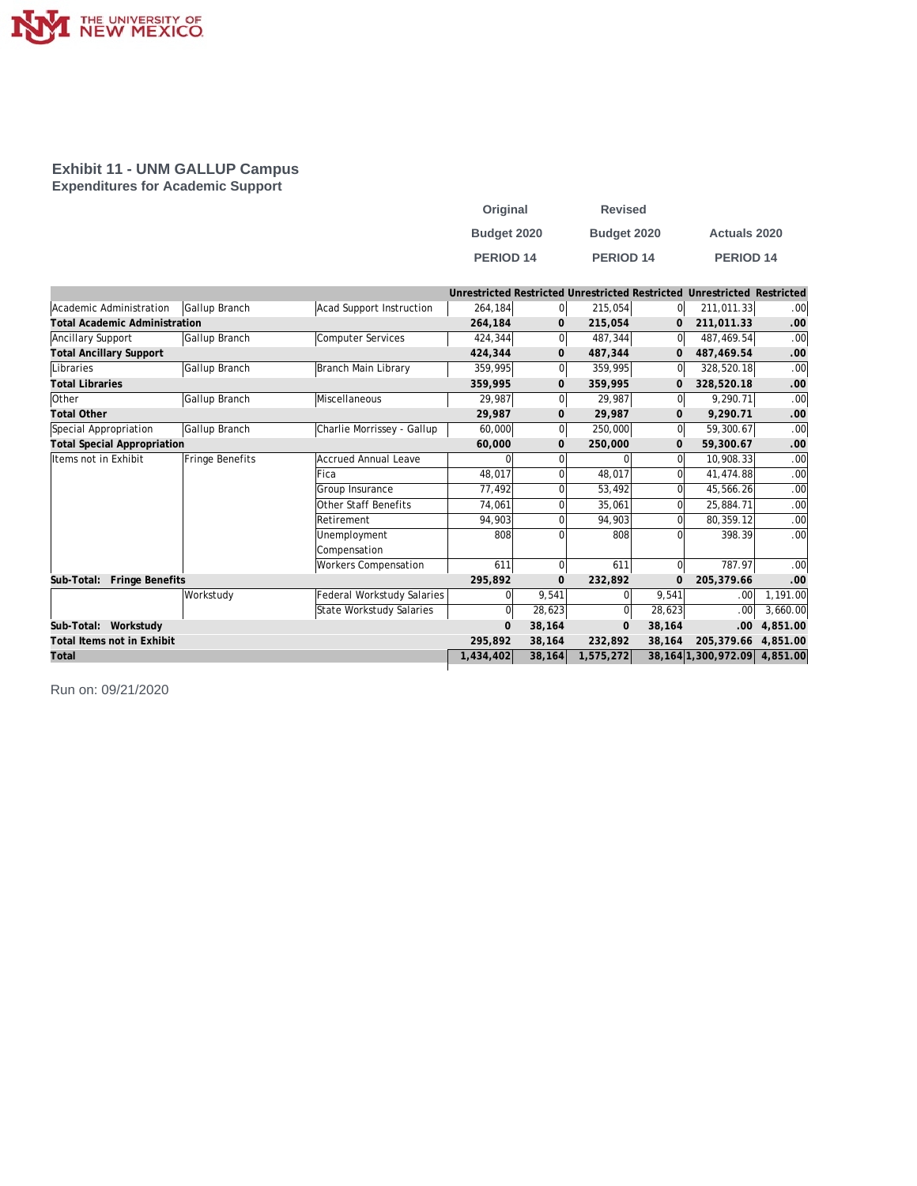## Exhibit 11 - UNM GALLUP Campus
### Expenditures for Academic Support

| | | | Original Budget 2020 PERIOD 14 | | Revised Budget 2020 PERIOD 14 | | Actuals 2020 PERIOD 14 | |
|---|---|---|---|---|---|---|---|---|
| | | | Unrestricted | Restricted | Unrestricted | Restricted | Unrestricted | Restricted |
| Academic Administration | Gallup Branch | Acad Support Instruction | 264,184 | 0 | 215,054 | 0 | 211,011.33 | .00 |
| **Total Academic Administration** | | | **264,184** | **0** | **215,054** | **0** | **211,011.33** | **.00** |
| Ancillary Support | Gallup Branch | Computer Services | 424,344 | 0 | 487,344 | 0 | 487,469.54 | .00 |
| **Total Ancillary Support** | | | **424,344** | **0** | **487,344** | **0** | **487,469.54** | **.00** |
| Libraries | Gallup Branch | Branch Main Library | 359,995 | 0 | 359,995 | 0 | 328,520.18 | .00 |
| **Total Libraries** | | | **359,995** | **0** | **359,995** | **0** | **328,520.18** | **.00** |
| Other | Gallup Branch | Miscellaneous | 29,987 | 0 | 29,987 | 0 | 9,290.71 | .00 |
| **Total Other** | | | **29,987** | **0** | **29,987** | **0** | **9,290.71** | **.00** |
| Special Appropriation | Gallup Branch | Charlie Morrissey - Gallup | 60,000 | 0 | 250,000 | 0 | 59,300.67 | .00 |
| **Total Special Appropriation** | | | **60,000** | **0** | **250,000** | **0** | **59,300.67** | **.00** |
| Items not in Exhibit | Fringe Benefits | Accrued Annual Leave | 0 | 0 | 0 | 0 | 10,908.33 | .00 |
| | | Fica | 48,017 | 0 | 48,017 | 0 | 41,474.88 | .00 |
| | | Group Insurance | 77,492 | 0 | 53,492 | 0 | 45,566.26 | .00 |
| | | Other Staff Benefits | 74,061 | 0 | 35,061 | 0 | 25,884.71 | .00 |
| | | Retirement | 94,903 | 0 | 94,903 | 0 | 80,359.12 | .00 |
| | | Unemployment Compensation | 808 | 0 | 808 | 0 | 398.39 | .00 |
| | | Workers Compensation | 611 | 0 | 611 | 0 | 787.97 | .00 |
| **Sub-Total: Fringe Benefits** | | | **295,892** | **0** | **232,892** | **0** | **205,379.66** | **.00** |
| | Workstudy | Federal Workstudy Salaries | 0 | 9,541 | 0 | 9,541 | .00 | 1,191.00 |
| | | State Workstudy Salaries | 0 | 28,623 | 0 | 28,623 | .00 | 3,660.00 |
| **Sub-Total: Workstudy** | | | **0** | **38,164** | **0** | **38,164** | **.00** | **4,851.00** |
| **Total Items not in Exhibit** | | | **295,892** | **38,164** | **232,892** | **38,164** | **205,379.66** | **4,851.00** |
| **Total** | | | **1,434,402** | **38,164** | **1,575,272** | **38,164** | **1,300,972.09** | **4,851.00** |

Run on: 09/21/2020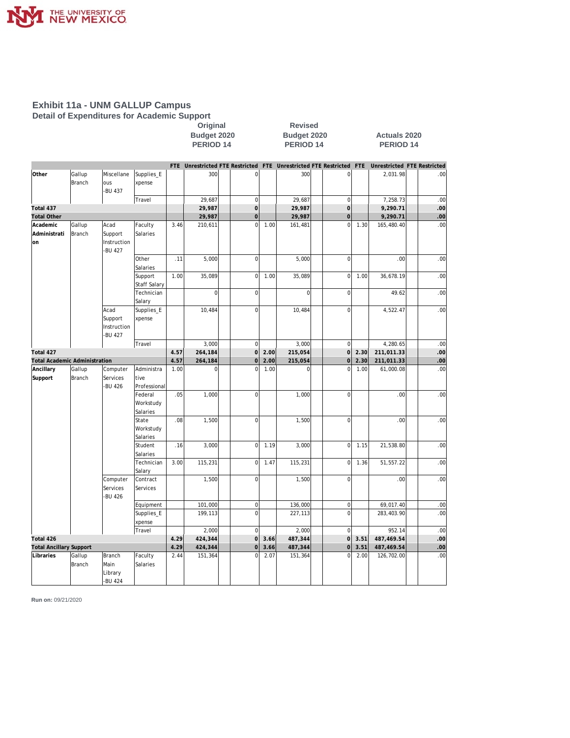# Exhibit 11a - UNM GALLUP Campus

## Detail of Expenditures for Academic Support

| | | | | Original Budget 2020 PERIOD 14 | | | | Revised Budget 2020 PERIOD 14 | | | | Actuals 2020 PERIOD 14 | | | |
|---|---|---|---|---|---|---|---|---|---|---|---|---|---|---|---|
| | | | | FTE | Unrestricted | FTE | Restricted | FTE | Unrestricted | FTE | Restricted | FTE | Unrestricted | FTE | Restricted |
| **Other** | Gallup Branch | Miscellaneous -BU 437 | Supplies_Expense | | 300 | | 0 | | 300 | | 0 | | 2,031.98 | | .00 |
| | | | Travel | | 29,687 | | 0 | | 29,687 | | 0 | | 7,258.73 | | .00 |
| **Total 437** | | | | | **29,987** | | **0** | | **29,987** | | **0** | | **9,290.71** | | **.00** |
| **Total Other** | | | | | **29,987** | | **0** | | **29,987** | | **0** | | **9,290.71** | | **.00** |
| **Academic Administration** | Gallup Branch | Acad Support Instruction -BU 427 | Faculty Salaries | 3.46 | 210,611 | | 0 | 1.00 | 161,481 | | 0 | 1.30 | 165,480.40 | | .00 |
| | | | Other Salaries | .11 | 5,000 | | 0 | | 5,000 | | 0 | | .00 | | .00 |
| | | | Support Staff Salary | 1.00 | 35,089 | | 0 | 1.00 | 35,089 | | 0 | 1.00 | 36,678.19 | | .00 |
| | | | Technician Salary | | 0 | | 0 | | 0 | | 0 | | 49.62 | | .00 |
| | | Acad Support Instruction -BU 427 | Supplies_Expense | | 10,484 | | 0 | | 10,484 | | 0 | | 4,522.47 | | .00 |
| | | | Travel | | 3,000 | | 0 | | 3,000 | | 0 | | 4,280.65 | | .00 |
| **Total 427** | | | | **4.57** | **264,184** | | **0** | **2.00** | **215,054** | | **0** | **2.30** | **211,011.33** | | **.00** |
| **Total Academic Administration** | | | | **4.57** | **264,184** | | **0** | **2.00** | **215,054** | | **0** | **2.30** | **211,011.33** | | **.00** |
| **Ancillary Support** | Gallup Branch | Computer Services -BU 426 | Administrative Professional | 1.00 | 0 | | 0 | 1.00 | 0 | | 0 | 1.00 | 61,000.08 | | .00 |
| | | | Federal Workstudy Salaries | .05 | 1,000 | | 0 | | 1,000 | | 0 | | .00 | | .00 |
| | | | State Workstudy Salaries | .08 | 1,500 | | 0 | | 1,500 | | 0 | | .00 | | .00 |
| | | | Student Salaries | .16 | 3,000 | | 0 | 1.19 | 3,000 | | 0 | 1.15 | 21,538.80 | | .00 |
| | | | Technician Salary | 3.00 | 115,231 | | 0 | 1.47 | 115,231 | | 0 | 1.36 | 51,557.22 | | .00 |
| | | Computer Services -BU 426 | Contract Services | | 1,500 | | 0 | | 1,500 | | 0 | | .00 | | .00 |
| | | | Equipment | | 101,000 | | 0 | | 136,000 | | 0 | | 69,017.40 | | .00 |
| | | | Supplies_Expense | | 199,113 | | 0 | | 227,113 | | 0 | | 283,403.90 | | .00 |
| | | | Travel | | 2,000 | | 0 | | 2,000 | | 0 | | 952.14 | | .00 |
| **Total 426** | | | | **4.29** | **424,344** | | **0** | **3.66** | **487,344** | | **0** | **3.51** | **487,469.54** | | **.00** |
| **Total Ancillary Support** | | | | **4.29** | **424,344** | | **0** | **3.66** | **487,344** | | **0** | **3.51** | **487,469.54** | | **.00** |
| **Libraries** | Gallup Branch | Branch Main Library -BU 424 | Faculty Salaries | 2.44 | 151,364 | | 0 | 2.07 | 151,364 | | 0 | 2.00 | 126,702.00 | | .00 |

Run on: 09/21/2020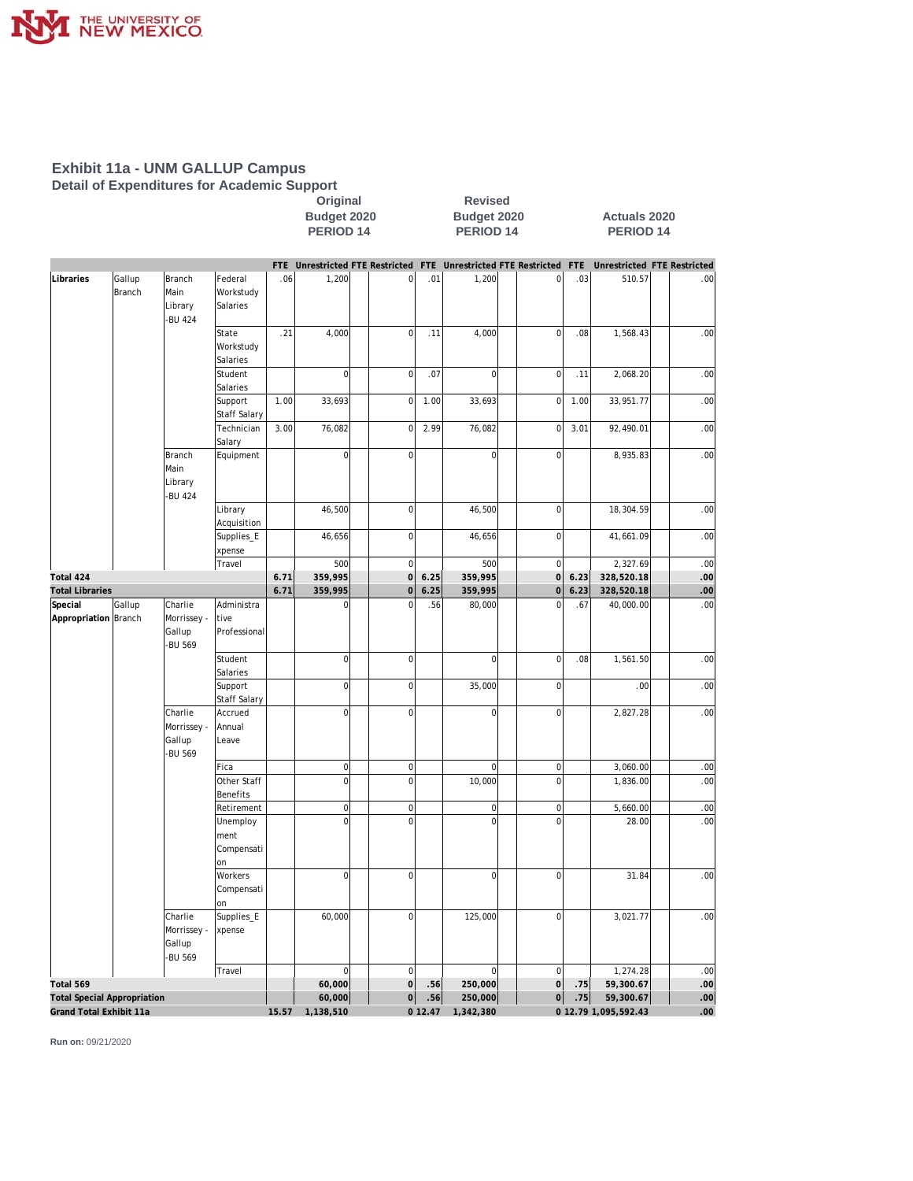# Exhibit 11a - UNM GALLUP Campus

## Detail of Expenditures for Academic Support

| | | | | Original Budget 2020 PERIOD 14 | | | | Revised Budget 2020 PERIOD 14 | | | | Actuals 2020 PERIOD 14 | | | |
|---|---|---|---|---|---|---|---|---|---|---|---|---|---|---|---|
| | | | | FTE | Unrestricted | FTE | Restricted | FTE | Unrestricted | FTE | Restricted | FTE | Unrestricted | FTE | Restricted |
| Libraries | Gallup Branch | Branch Main Library -BU 424 | Federal Workstudy Salaries | .06 | 1,200 | | 0 | .01 | 1,200 | | 0 | .03 | 510.57 | | .00 |
| | | | State Workstudy Salaries | .21 | 4,000 | | 0 | .11 | 4,000 | | 0 | .08 | 1,568.43 | | .00 |
| | | | Student Salaries | | 0 | | 0 | .07 | 0 | | 0 | .11 | 2,068.20 | | .00 |
| | | | Support Staff Salary | 1.00 | 33,693 | | 0 | 1.00 | 33,693 | | 0 | 1.00 | 33,951.77 | | .00 |
| | | | Technician Salary | 3.00 | 76,082 | | 0 | 2.99 | 76,082 | | 0 | 3.01 | 92,490.01 | | .00 |
| | | Branch Main Library -BU 424 | Equipment | | 0 | | 0 | | 0 | | 0 | | 8,935.83 | | .00 |
| | | | Library Acquisition | | 46,500 | | 0 | | 46,500 | | 0 | | 18,304.59 | | .00 |
| | | | Supplies_Expense | | 46,656 | | 0 | | 46,656 | | 0 | | 41,661.09 | | .00 |
| | | | Travel | | 500 | | 0 | | 500 | | 0 | | 2,327.69 | | .00 |
| **Total 424** | | | | **6.71** | **359,995** | | **0** | **6.25** | **359,995** | | **0** | **6.23** | **328,520.18** | | **.00** |
| **Total Libraries** | | | | **6.71** | **359,995** | | **0** | **6.25** | **359,995** | | **0** | **6.23** | **328,520.18** | | **.00** |
| Special Appropriation | Gallup Branch | Charlie Morrissey - Gallup -BU 569 | Administrative Professional | | 0 | | 0 | .56 | 80,000 | | 0 | .67 | 40,000.00 | | .00 |
| | | | Student Salaries | | 0 | | 0 | | 0 | | 0 | .08 | 1,561.50 | | .00 |
| | | | Support Staff Salary | | 0 | | 0 | | 35,000 | | 0 | | .00 | | .00 |
| | | Charlie Morrissey - Gallup -BU 569 | Accrued Annual Leave | | 0 | | 0 | | 0 | | 0 | | 2,827.28 | | .00 |
| | | | Fica | | 0 | | 0 | | 0 | | 0 | | 3,060.00 | | .00 |
| | | | Other Staff Benefits | | 0 | | 0 | | 10,000 | | 0 | | 1,836.00 | | .00 |
| | | | Retirement | | 0 | | 0 | | 0 | | 0 | | 5,660.00 | | .00 |
| | | | Unemployment Compensation | | 0 | | 0 | | 0 | | 0 | | 28.00 | | .00 |
| | | | Workers Compensation | | 0 | | 0 | | 0 | | 0 | | 31.84 | | .00 |
| | | Charlie Morrissey - Gallup -BU 569 | Supplies_Expense | | 60,000 | | 0 | | 125,000 | | 0 | | 3,021.77 | | .00 |
| | | | Travel | | 0 | | 0 | | 0 | | 0 | | 1,274.28 | | .00 |
| **Total 569** | | | | | **60,000** | | **0** | **.56** | **250,000** | | **0** | **.75** | **59,300.67** | | **.00** |
| **Total Special Appropriation** | | | | | **60,000** | | **0** | **.56** | **250,000** | | **0** | **.75** | **59,300.67** | | **.00** |
| **Grand Total Exhibit 11a** | | | | **15.57** | **1,138,510** | | **0** | **12.47** | **1,342,380** | | **0** | **12.79** | **1,095,592.43** | | **.00** |

**Run on:** 09/21/2020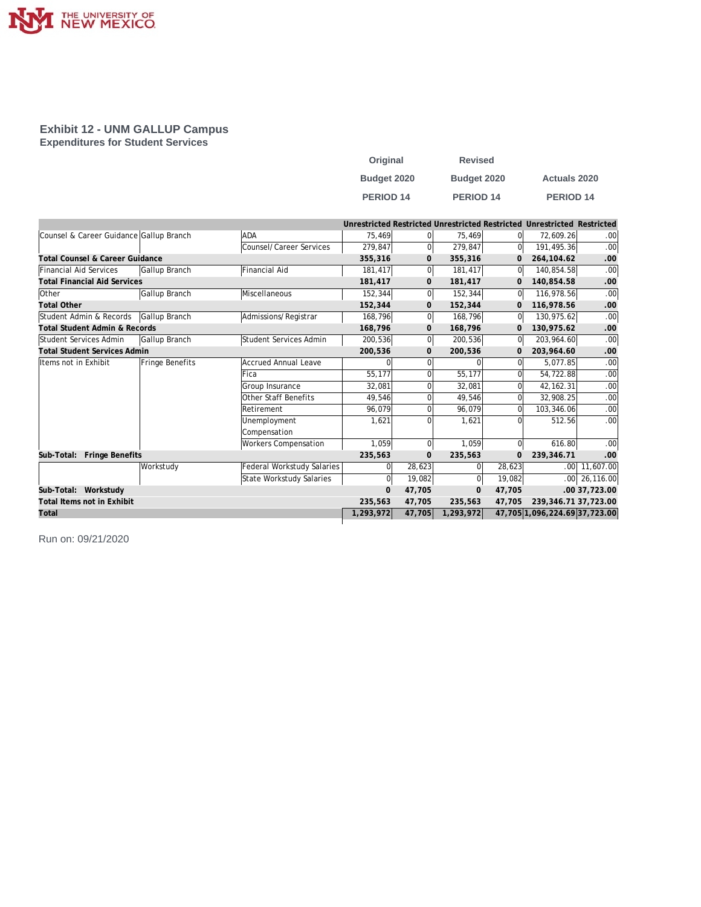## Exhibit 12 - UNM GALLUP Campus

### Expenditures for Student Services

| | | | Original Budget 2020 PERIOD 14 | | Revised Budget 2020 PERIOD 14 | | Actuals 2020 PERIOD 14 | |
|---|---|---|---|---|---|---|---|---|
| | | | Unrestricted | Restricted | Unrestricted | Restricted | Unrestricted | Restricted |
| Counsel & Career Guidance | Gallup Branch | ADA | 75,469 | 0 | 75,469 | 0 | 72,609.26 | .00 |
| | | Counsel/Career Services | 279,847 | 0 | 279,847 | 0 | 191,495.36 | .00 |
| **Total Counsel & Career Guidance** | | | **355,316** | **0** | **355,316** | **0** | **264,104.62** | **.00** |
| Financial Aid Services | Gallup Branch | Financial Aid | 181,417 | 0 | 181,417 | 0 | 140,854.58 | .00 |
| **Total Financial Aid Services** | | | **181,417** | **0** | **181,417** | **0** | **140,854.58** | **.00** |
| Other | Gallup Branch | Miscellaneous | 152,344 | 0 | 152,344 | 0 | 116,978.56 | .00 |
| **Total Other** | | | **152,344** | **0** | **152,344** | **0** | **116,978.56** | **.00** |
| Student Admin & Records | Gallup Branch | Admissions/Registrar | 168,796 | 0 | 168,796 | 0 | 130,975.62 | .00 |
| **Total Student Admin & Records** | | | **168,796** | **0** | **168,796** | **0** | **130,975.62** | **.00** |
| Student Services Admin | Gallup Branch | Student Services Admin | 200,536 | 0 | 200,536 | 0 | 203,964.60 | .00 |
| **Total Student Services Admin** | | | **200,536** | **0** | **200,536** | **0** | **203,964.60** | **.00** |
| Items not in Exhibit | Fringe Benefits | Accrued Annual Leave | 0 | 0 | 0 | 0 | 5,077.85 | .00 |
| | | Fica | 55,177 | 0 | 55,177 | 0 | 54,722.88 | .00 |
| | | Group Insurance | 32,081 | 0 | 32,081 | 0 | 42,162.31 | .00 |
| | | Other Staff Benefits | 49,546 | 0 | 49,546 | 0 | 32,908.25 | .00 |
| | | Retirement | 96,079 | 0 | 96,079 | 0 | 103,346.06 | .00 |
| | | Unemployment Compensation | 1,621 | 0 | 1,621 | 0 | 512.56 | .00 |
| | | Workers Compensation | 1,059 | 0 | 1,059 | 0 | 616.80 | .00 |
| **Sub-Total: Fringe Benefits** | | | **235,563** | **0** | **235,563** | **0** | **239,346.71** | **.00** |
| | Workstudy | Federal Workstudy Salaries | 0 | 28,623 | 0 | 28,623 | .00 | 11,607.00 |
| | | State Workstudy Salaries | 0 | 19,082 | 0 | 19,082 | .00 | 26,116.00 |
| **Sub-Total: Workstudy** | | | **0** | **47,705** | **0** | **47,705** | **.00** | **37,723.00** |
| **Total Items not in Exhibit** | | | **235,563** | **47,705** | **235,563** | **47,705** | **239,346.71** | **37,723.00** |
| **Total** | | | **1,293,972** | **47,705** | **1,293,972** | **47,705** | **1,096,224.69** | **37,723.00** |

Run on: 09/21/2020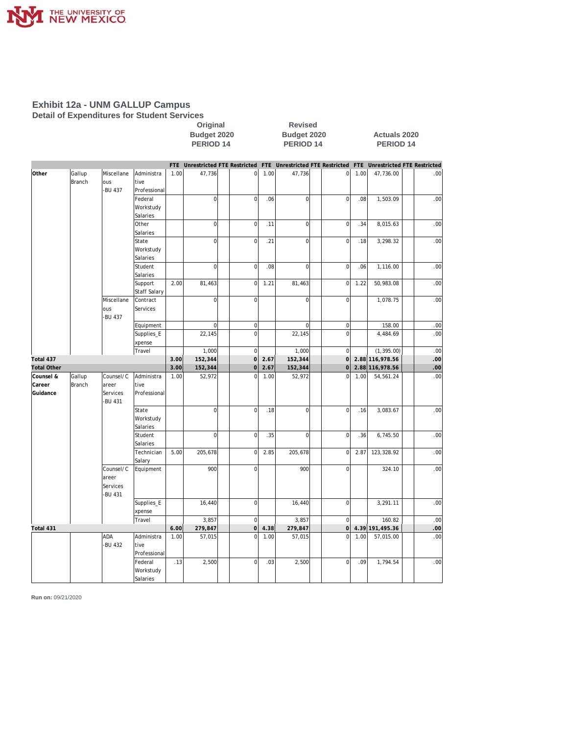# Exhibit 12a - UNM GALLUP Campus

## Detail of Expenditures for Student Services

| | | | | Original Budget 2020 PERIOD 14 | | | | Revised Budget 2020 PERIOD 14 | | | | Actuals 2020 PERIOD 14 | | | |
|---|---|---|---|---|---|---|---|---|---|---|---|---|---|---|---|
| | | | | FTE | Unrestricted | FTE | Restricted | FTE | Unrestricted | FTE | Restricted | FTE | Unrestricted | FTE | Restricted |
| Other | Gallup Branch | Miscellaneous -BU 437 | Administrative Professional | 1.00 | 47,736 | | 0 | 1.00 | 47,736 | | 0 | 1.00 | 47,736.00 | | .00 |
| | | | Federal Workstudy Salaries | | 0 | | 0 | .06 | 0 | | 0 | .08 | 1,503.09 | | .00 |
| | | | Other Salaries | | 0 | | 0 | .11 | 0 | | 0 | .34 | 8,015.63 | | .00 |
| | | | State Workstudy Salaries | | 0 | | 0 | .21 | 0 | | 0 | .18 | 3,298.32 | | .00 |
| | | | Student Salaries | | 0 | | 0 | .08 | 0 | | 0 | .06 | 1,116.00 | | .00 |
| | | | Support Staff Salary | 2.00 | 81,463 | | 0 | 1.21 | 81,463 | | 0 | 1.22 | 50,983.08 | | .00 |
| | | Miscellaneous -BU 437 | Contract Services | | 0 | | 0 | | 0 | | 0 | | 1,078.75 | | .00 |
| | | | Equipment | | 0 | | 0 | | 0 | | 0 | | 158.00 | | .00 |
| | | | Supplies_Expense | | 22,145 | | 0 | | 22,145 | | 0 | | 4,484.69 | | .00 |
| | | | Travel | | 1,000 | | 0 | | 1,000 | | 0 | | (1,395.00) | | .00 |
| **Total 437** | | | | **3.00** | **152,344** | | **0** | **2.67** | **152,344** | | **0** | **2.88** | **116,978.56** | | **.00** |
| **Total Other** | | | | **3.00** | **152,344** | | **0** | **2.67** | **152,344** | | **0** | **2.88** | **116,978.56** | | **.00** |
| Counsel & Career Guidance | Gallup Branch | Counsel/Career Services -BU 431 | Administrative Professional | 1.00 | 52,972 | | 0 | 1.00 | 52,972 | | 0 | 1.00 | 54,561.24 | | .00 |
| | | | State Workstudy Salaries | | 0 | | 0 | .18 | 0 | | 0 | .16 | 3,083.67 | | .00 |
| | | | Student Salaries | | 0 | | 0 | .35 | 0 | | 0 | .36 | 6,745.50 | | .00 |
| | | | Technician Salary | 5.00 | 205,678 | | 0 | 2.85 | 205,678 | | 0 | 2.87 | 123,328.92 | | .00 |
| | | Counsel/Career Services -BU 431 | Equipment | | 900 | | 0 | | 900 | | 0 | | 324.10 | | .00 |
| | | | Supplies_Expense | | 16,440 | | 0 | | 16,440 | | 0 | | 3,291.11 | | .00 |
| | | | Travel | | 3,857 | | 0 | | 3,857 | | 0 | | 160.82 | | .00 |
| **Total 431** | | | | **6.00** | **279,847** | | **0** | **4.38** | **279,847** | | **0** | **4.39** | **191,495.36** | | **.00** |
| | | ADA -BU 432 | Administrative Professional | 1.00 | 57,015 | | 0 | 1.00 | 57,015 | | 0 | 1.00 | 57,015.00 | | .00 |
| | | | Federal Workstudy Salaries | .13 | 2,500 | | 0 | .03 | 2,500 | | 0 | .09 | 1,794.54 | | .00 |

**Run on:** 09/21/2020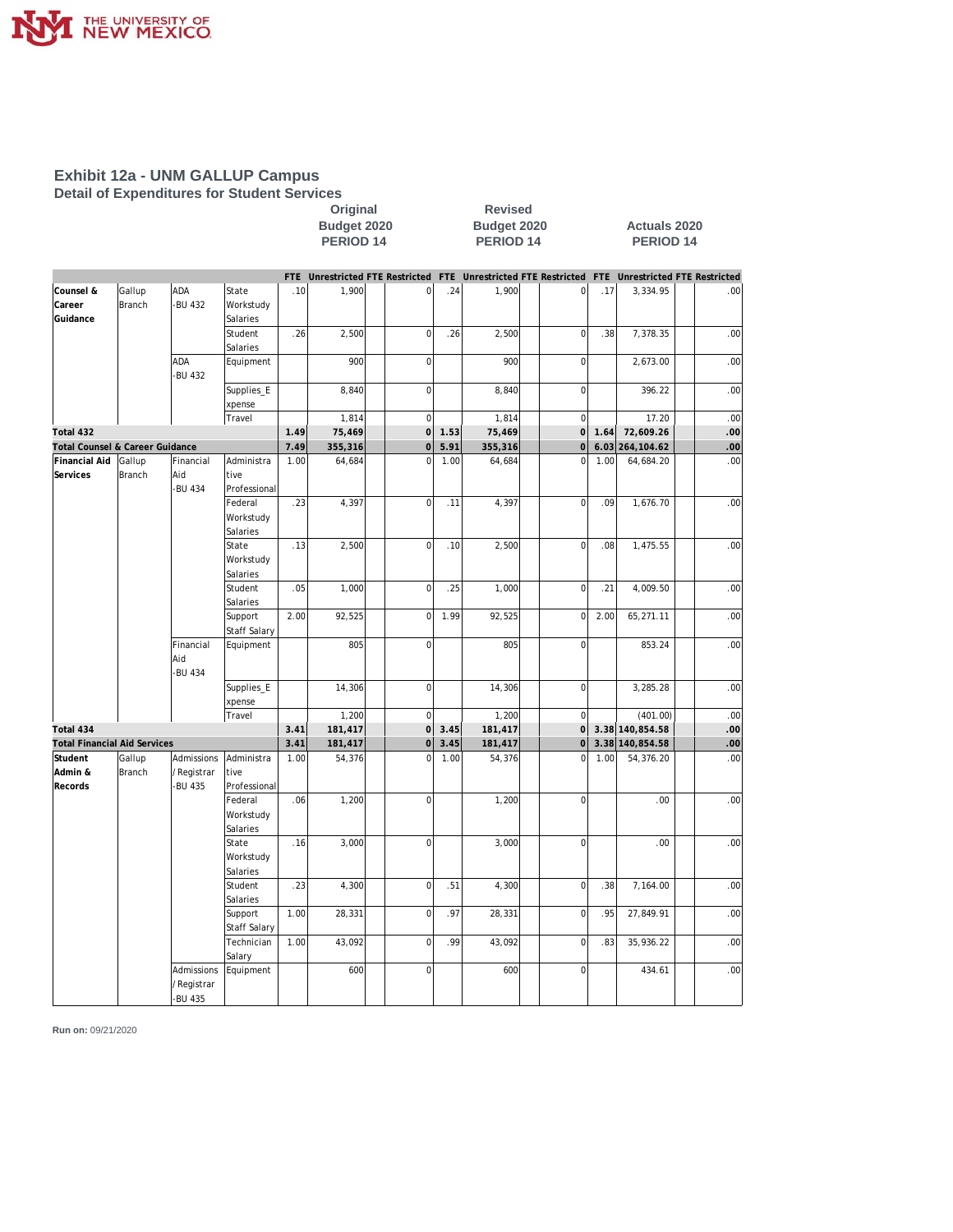# Exhibit 12a - UNM GALLUP Campus

## Detail of Expenditures for Student Services

| | | | | Original Budget 2020 PERIOD 14 | | | | Revised Budget 2020 PERIOD 14 | | | | Actuals 2020 PERIOD 14 | | | |
|---|---|---|---|---|---|---|---|---|---|---|---|---|---|---|---|
| | | | | FTE | Unrestricted | FTE | Restricted | FTE | Unrestricted | FTE | Restricted | FTE | Unrestricted | FTE | Restricted |
| Counsel & Career Guidance | Gallup Branch | ADA -BU 432 | State Workstudy Salaries | .10 | 1,900 | | 0 | .24 | 1,900 | | 0 | .17 | 3,334.95 | | .00 |
| | | | Student Salaries | .26 | 2,500 | | 0 | .26 | 2,500 | | 0 | .38 | 7,378.35 | | .00 |
| | | ADA -BU 432 | Equipment | | 900 | | 0 | | 900 | | 0 | | 2,673.00 | | .00 |
| | | | Supplies_Expense | | 8,840 | | 0 | | 8,840 | | 0 | | 396.22 | | .00 |
| | | | Travel | | 1,814 | | 0 | | 1,814 | | 0 | | 17.20 | | .00 |
| **Total 432** | | | | **1.49** | **75,469** | | **0** | **1.53** | **75,469** | | **0** | **1.64** | **72,609.26** | | **.00** |
| **Total Counsel & Career Guidance** | | | | **7.49** | **355,316** | | **0** | **5.91** | **355,316** | | **0** | **6.03** | **264,104.62** | | **.00** |
| Financial Aid Services | Gallup Branch | Financial Aid -BU 434 | Administrative Professional | 1.00 | 64,684 | | 0 | 1.00 | 64,684 | | 0 | 1.00 | 64,684.20 | | .00 |
| | | | Federal Workstudy Salaries | .23 | 4,397 | | 0 | .11 | 4,397 | | 0 | .09 | 1,676.70 | | .00 |
| | | | State Workstudy Salaries | .13 | 2,500 | | 0 | .10 | 2,500 | | 0 | .08 | 1,475.55 | | .00 |
| | | | Student Salaries | .05 | 1,000 | | 0 | .25 | 1,000 | | 0 | .21 | 4,009.50 | | .00 |
| | | | Support Staff Salary | 2.00 | 92,525 | | 0 | 1.99 | 92,525 | | 0 | 2.00 | 65,271.11 | | .00 |
| | | Financial Aid -BU 434 | Equipment | | 805 | | 0 | | 805 | | 0 | | 853.24 | | .00 |
| | | | Supplies_Expense | | 14,306 | | 0 | | 14,306 | | 0 | | 3,285.28 | | .00 |
| | | | Travel | | 1,200 | | 0 | | 1,200 | | 0 | | (401.00) | | .00 |
| **Total 434** | | | | **3.41** | **181,417** | | **0** | **3.45** | **181,417** | | **0** | **3.38** | **140,854.58** | | **.00** |
| **Total Financial Aid Services** | | | | **3.41** | **181,417** | | **0** | **3.45** | **181,417** | | **0** | **3.38** | **140,854.58** | | **.00** |
| Student Admin & Records | Gallup Branch | Admissions / Registrar -BU 435 | Administrative Professional | 1.00 | 54,376 | | 0 | 1.00 | 54,376 | | 0 | 1.00 | 54,376.20 | | .00 |
| | | | Federal Workstudy Salaries | .06 | 1,200 | | 0 | | 1,200 | | 0 | | .00 | | .00 |
| | | | State Workstudy Salaries | .16 | 3,000 | | 0 | | 3,000 | | 0 | | .00 | | .00 |
| | | | Student Salaries | .23 | 4,300 | | 0 | .51 | 4,300 | | 0 | .38 | 7,164.00 | | .00 |
| | | | Support Staff Salary | 1.00 | 28,331 | | 0 | .97 | 28,331 | | 0 | .95 | 27,849.91 | | .00 |
| | | | Technician Salary | 1.00 | 43,092 | | 0 | .99 | 43,092 | | 0 | .83 | 35,936.22 | | .00 |
| | | Admissions / Registrar -BU 435 | Equipment | | 600 | | 0 | | 600 | | 0 | | 434.61 | | .00 |

**Run on:** 09/21/2020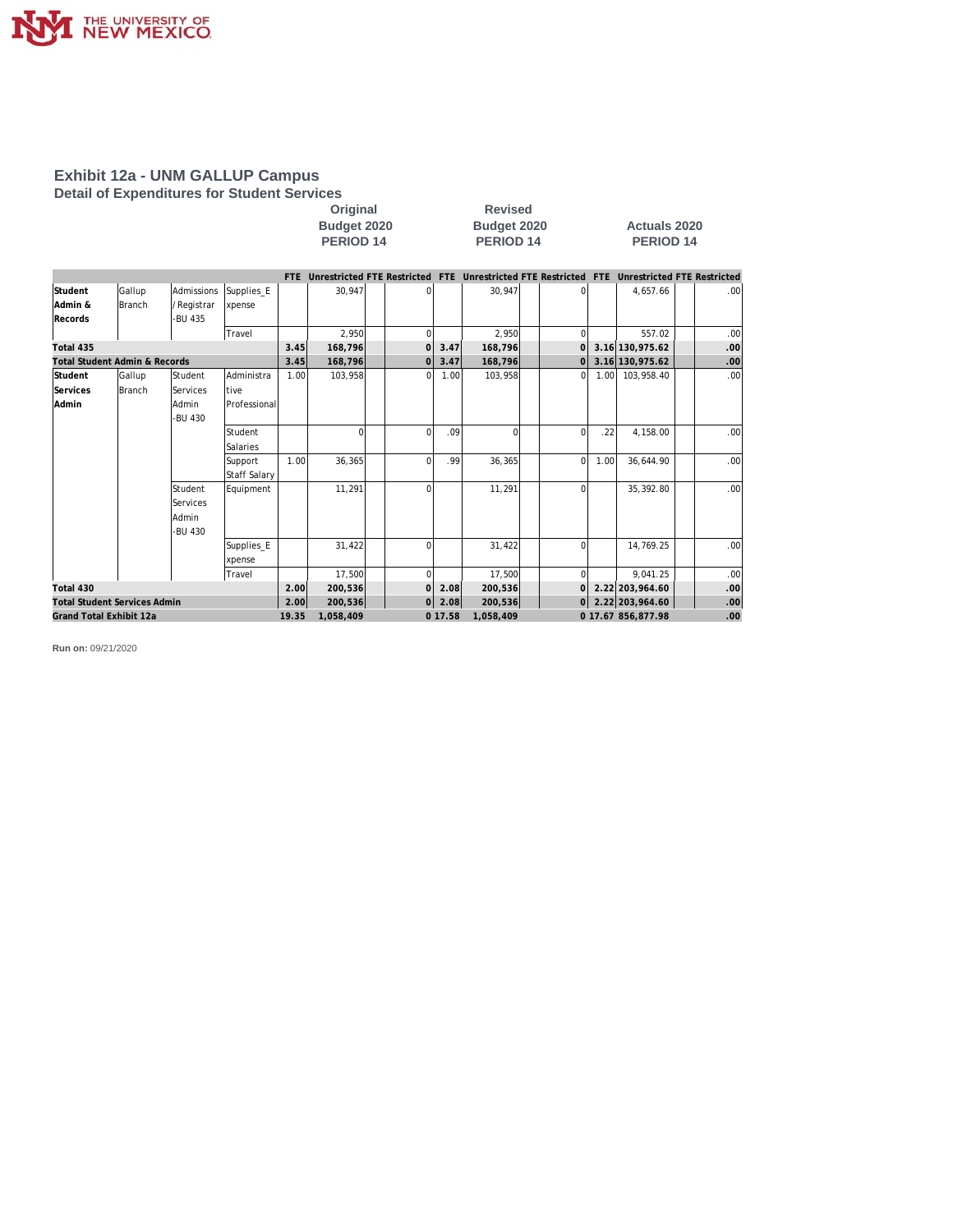# Exhibit 12a - UNM GALLUP Campus

## Detail of Expenditures for Student Services

| | | | | Original Budget 2020 PERIOD 14 | | | | Revised Budget 2020 PERIOD 14 | | | | Actuals 2020 PERIOD 14 | | | |
|---|---|---|---|---|---|---|---|---|---|---|---|---|---|---|---|
| | | | | FTE | Unrestricted | FTE | Restricted | FTE | Unrestricted | FTE | Restricted | FTE | Unrestricted | FTE | Restricted |
| Student Admin & Records | Gallup Branch | Admissions / Registrar -BU 435 | Supplies_Expense | | 30,947 | | 0 | | 30,947 | | 0 | | 4,657.66 | | .00 |
| | | | Travel | | 2,950 | | 0 | | 2,950 | | 0 | | 557.02 | | .00 |
| **Total 435** | | | | **3.45** | **168,796** | | **0** | **3.47** | **168,796** | | **0** | **3.16** | **130,975.62** | | **.00** |
| **Total Student Admin & Records** | | | | **3.45** | **168,796** | | **0** | **3.47** | **168,796** | | **0** | **3.16** | **130,975.62** | | **.00** |
| Student Services Admin | Gallup Branch | Student Services Admin -BU 430 | Administrative Professional | 1.00 | 103,958 | | 0 | 1.00 | 103,958 | | 0 | 1.00 | 103,958.40 | | .00 |
| | | | Student Salaries | | 0 | | 0 | .09 | 0 | | 0 | .22 | 4,158.00 | | .00 |
| | | | Support Staff Salary | 1.00 | 36,365 | | 0 | .99 | 36,365 | | 0 | 1.00 | 36,644.90 | | .00 |
| | | Student Services Admin -BU 430 | Equipment | | 11,291 | | 0 | | 11,291 | | 0 | | 35,392.80 | | .00 |
| | | | Supplies_Expense | | 31,422 | | 0 | | 31,422 | | 0 | | 14,769.25 | | .00 |
| | | | Travel | | 17,500 | | 0 | | 17,500 | | 0 | | 9,041.25 | | .00 |
| **Total 430** | | | | **2.00** | **200,536** | | **0** | **2.08** | **200,536** | | **0** | **2.22** | **203,964.60** | | **.00** |
| **Total Student Services Admin** | | | | **2.00** | **200,536** | | **0** | **2.08** | **200,536** | | **0** | **2.22** | **203,964.60** | | **.00** |
| **Grand Total Exhibit 12a** | | | | **19.35** | **1,058,409** | | **0** | **17.58** | **1,058,409** | | **0** | **17.67** | **856,877.98** | | **.00** |

**Run on:** 09/21/2020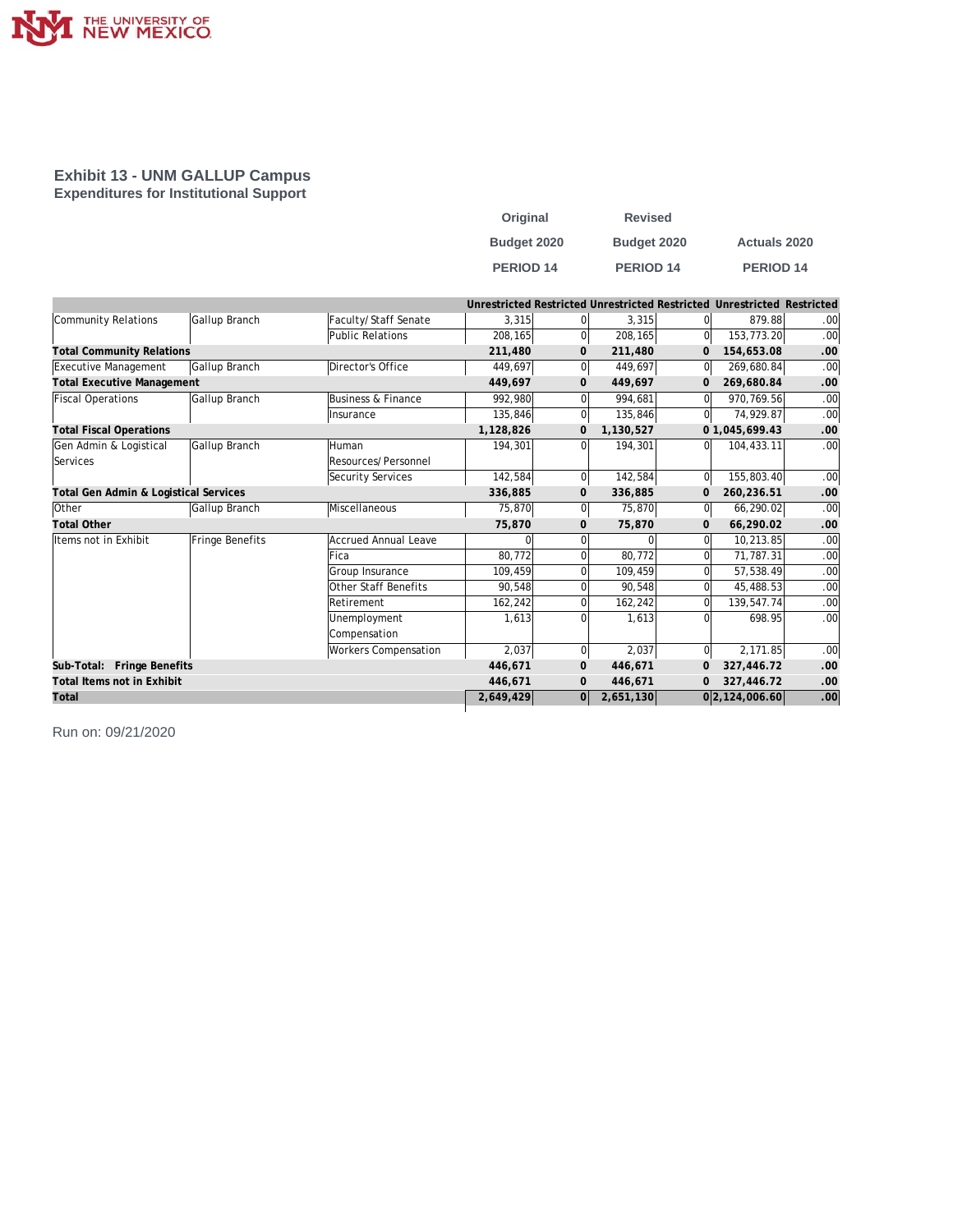## Exhibit 13 - UNM GALLUP Campus

### Expenditures for Institutional Support

| | | | Original Budget 2020 PERIOD 14 | | Revised Budget 2020 PERIOD 14 | | Actuals 2020 PERIOD 14 | |
|---|---|---|---|---|---|---|---|---|
| | | | Unrestricted | Restricted | Unrestricted | Restricted | Unrestricted | Restricted |
| Community Relations | Gallup Branch | Faculty/ Staff Senate | 3,315 | 0 | 3,315 | 0 | 879.88 | .00 |
| | | Public Relations | 208,165 | 0 | 208,165 | 0 | 153,773.20 | .00 |
| **Total Community Relations** | | | **211,480** | **0** | **211,480** | **0** | **154,653.08** | **.00** |
| Executive Management | Gallup Branch | Director's Office | 449,697 | 0 | 449,697 | 0 | 269,680.84 | .00 |
| **Total Executive Management** | | | **449,697** | **0** | **449,697** | **0** | **269,680.84** | **.00** |
| Fiscal Operations | Gallup Branch | Business & Finance | 992,980 | 0 | 994,681 | 0 | 970,769.56 | .00 |
| | | Insurance | 135,846 | 0 | 135,846 | 0 | 74,929.87 | .00 |
| **Total Fiscal Operations** | | | **1,128,826** | **0** | **1,130,527** | **0** | **1,045,699.43** | **.00** |
| Gen Admin & Logistical Services | Gallup Branch | Human Resources/ Personnel | 194,301 | 0 | 194,301 | 0 | 104,433.11 | .00 |
| | | Security Services | 142,584 | 0 | 142,584 | 0 | 155,803.40 | .00 |
| **Total Gen Admin & Logistical Services** | | | **336,885** | **0** | **336,885** | **0** | **260,236.51** | **.00** |
| Other | Gallup Branch | Miscellaneous | 75,870 | 0 | 75,870 | 0 | 66,290.02 | .00 |
| **Total Other** | | | **75,870** | **0** | **75,870** | **0** | **66,290.02** | **.00** |
| Items not in Exhibit | Fringe Benefits | Accrued Annual Leave | 0 | 0 | 0 | 0 | 10,213.85 | .00 |
| | | Fica | 80,772 | 0 | 80,772 | 0 | 71,787.31 | .00 |
| | | Group Insurance | 109,459 | 0 | 109,459 | 0 | 57,538.49 | .00 |
| | | Other Staff Benefits | 90,548 | 0 | 90,548 | 0 | 45,488.53 | .00 |
| | | Retirement | 162,242 | 0 | 162,242 | 0 | 139,547.74 | .00 |
| | | Unemployment Compensation | 1,613 | 0 | 1,613 | 0 | 698.95 | .00 |
| | | Workers Compensation | 2,037 | 0 | 2,037 | 0 | 2,171.85 | .00 |
| **Sub-Total: Fringe Benefits** | | | **446,671** | **0** | **446,671** | **0** | **327,446.72** | **.00** |
| **Total Items not in Exhibit** | | | **446,671** | **0** | **446,671** | **0** | **327,446.72** | **.00** |
| **Total** | | | **2,649,429** | **0** | **2,651,130** | **0** | **2,124,006.60** | **.00** |

Run on: 09/21/2020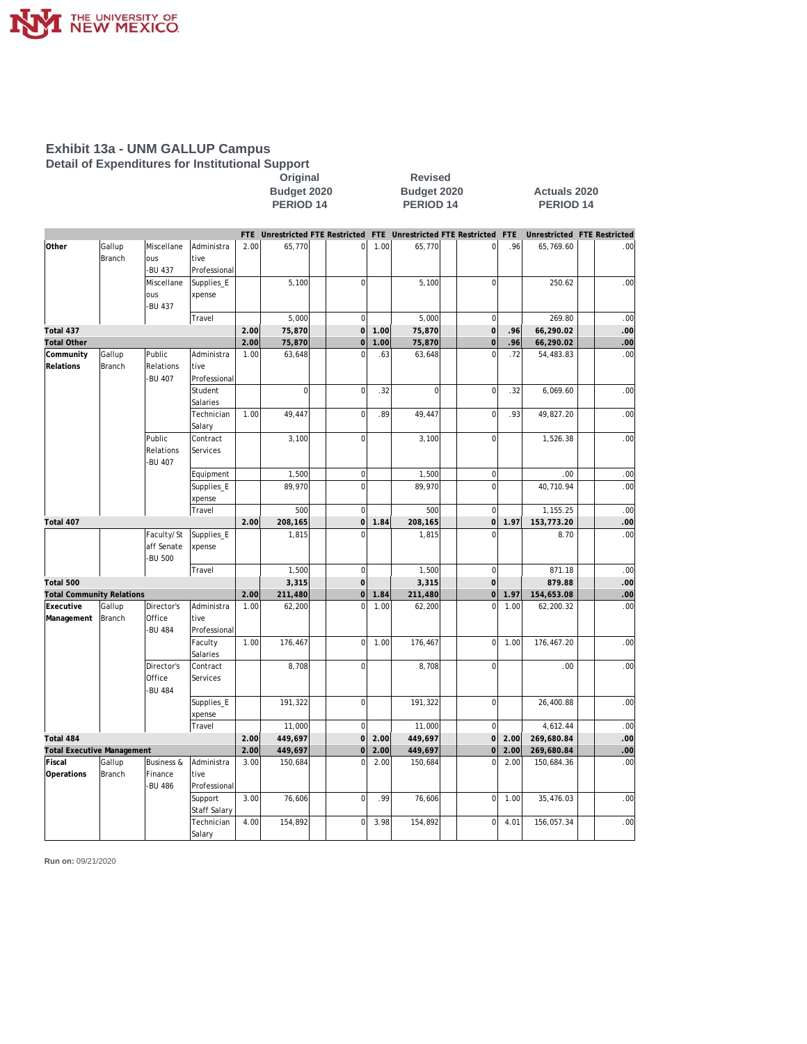# Exhibit 13a - UNM GALLUP Campus

## Detail of Expenditures for Institutional Support

| | | | | Original Budget 2020 PERIOD 14 | | | | Revised Budget 2020 PERIOD 14 | | | | Actuals 2020 PERIOD 14 | | | |
|---|---|---|---|---|---|---|---|---|---|---|---|---|---|---|---|
| | | | | FTE | Unrestricted | FTE | Restricted | FTE | Unrestricted | FTE | Restricted | FTE | Unrestricted | FTE | Restricted |
| **Other** | Gallup Branch | Miscellaneous -BU 437 | Administrative Professional | 2.00 | 65,770 | | 0 | 1.00 | 65,770 | | 0 | .96 | 65,769.60 | | .00 |
| | | Miscellaneous -BU 437 | Supplies_Expense | | 5,100 | | 0 | | 5,100 | | 0 | | 250.62 | | .00 |
| | | | Travel | | 5,000 | | 0 | | 5,000 | | 0 | | 269.80 | | .00 |
| **Total 437** | | | | **2.00** | **75,870** | | **0** | **1.00** | **75,870** | | **0** | **.96** | **66,290.02** | | **.00** |
| **Total Other** | | | | **2.00** | **75,870** | | **0** | **1.00** | **75,870** | | **0** | **.96** | **66,290.02** | | **.00** |
| **Community Relations** | Gallup Branch | Public Relations -BU 407 | Administrative Professional | 1.00 | 63,648 | | 0 | .63 | 63,648 | | 0 | .72 | 54,483.83 | | .00 |
| | | | Student Salaries | | 0 | | 0 | .32 | 0 | | 0 | .32 | 6,069.60 | | .00 |
| | | | Technician Salary | 1.00 | 49,447 | | 0 | .89 | 49,447 | | 0 | .93 | 49,827.20 | | .00 |
| | | Public Relations -BU 407 | Contract Services | | 3,100 | | 0 | | 3,100 | | 0 | | 1,526.38 | | .00 |
| | | | Equipment | | 1,500 | | 0 | | 1,500 | | 0 | | .00 | | .00 |
| | | | Supplies_Expense | | 89,970 | | 0 | | 89,970 | | 0 | | 40,710.94 | | .00 |
| | | | Travel | | 500 | | 0 | | 500 | | 0 | | 1,155.25 | | .00 |
| **Total 407** | | | | **2.00** | **208,165** | | **0** | **1.84** | **208,165** | | **0** | **1.97** | **153,773.20** | | **.00** |
| | | Faculty/Staff Senate -BU 500 | Supplies_Expense | | 1,815 | | 0 | | 1,815 | | 0 | | 8.70 | | .00 |
| | | | Travel | | 1,500 | | 0 | | 1,500 | | 0 | | 871.18 | | .00 |
| **Total 500** | | | | | **3,315** | | **0** | | **3,315** | | **0** | | **879.88** | | **.00** |
| **Total Community Relations** | | | | **2.00** | **211,480** | | **0** | **1.84** | **211,480** | | **0** | **1.97** | **154,653.08** | | **.00** |
| **Executive Management** | Gallup Branch | Director's Office -BU 484 | Administrative Professional | 1.00 | 62,200 | | 0 | 1.00 | 62,200 | | 0 | 1.00 | 62,200.32 | | .00 |
| | | | Faculty Salaries | 1.00 | 176,467 | | 0 | 1.00 | 176,467 | | 0 | 1.00 | 176,467.20 | | .00 |
| | | Director's Office -BU 484 | Contract Services | | 8,708 | | 0 | | 8,708 | | 0 | | .00 | | .00 |
| | | | Supplies_Expense | | 191,322 | | 0 | | 191,322 | | 0 | | 26,400.88 | | .00 |
| | | | Travel | | 11,000 | | 0 | | 11,000 | | 0 | | 4,612.44 | | .00 |
| **Total 484** | | | | **2.00** | **449,697** | | **0** | **2.00** | **449,697** | | **0** | **2.00** | **269,680.84** | | **.00** |
| **Total Executive Management** | | | | **2.00** | **449,697** | | **0** | **2.00** | **449,697** | | **0** | **2.00** | **269,680.84** | | **.00** |
| **Fiscal Operations** | Gallup Branch | Business & Finance -BU 486 | Administrative Professional | 3.00 | 150,684 | | 0 | 2.00 | 150,684 | | 0 | 2.00 | 150,684.36 | | .00 |
| | | | Support Staff Salary | 3.00 | 76,606 | | 0 | .99 | 76,606 | | 0 | 1.00 | 35,476.03 | | .00 |
| | | | Technician Salary | 4.00 | 154,892 | | 0 | 3.98 | 154,892 | | 0 | 4.01 | 156,057.34 | | .00 |

**Run on:** 09/21/2020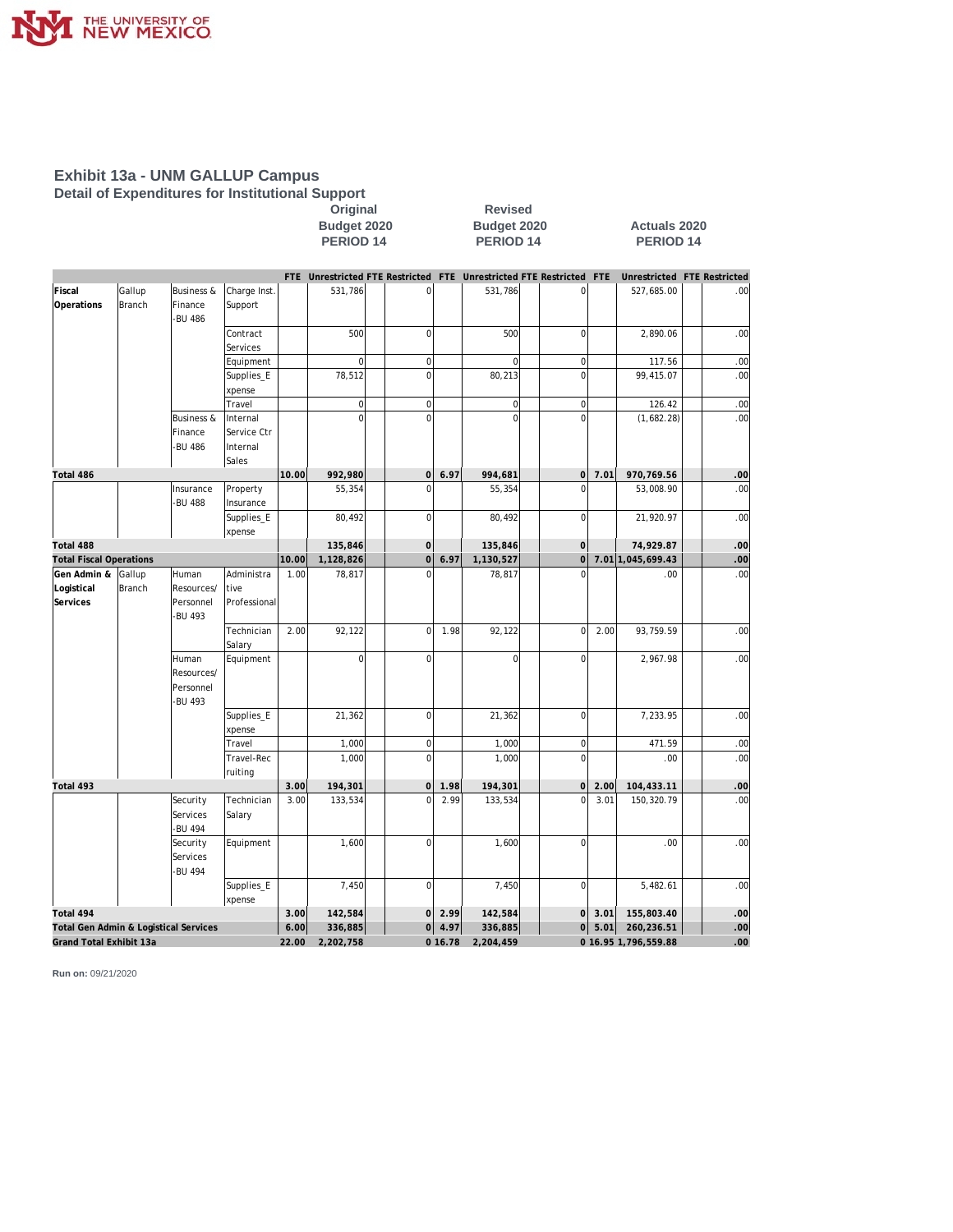# Exhibit 13a - UNM GALLUP Campus

## Detail of Expenditures for Institutional Support

| | | | | Original Budget 2020 PERIOD 14 | | | | Revised Budget 2020 PERIOD 14 | | | | Actuals 2020 PERIOD 14 | | | |
|---|---|---|---|---|---|---|---|---|---|---|---|---|---|---|---|
| | | | | FTE | Unrestricted | FTE | Restricted | FTE | Unrestricted | FTE | Restricted | FTE | Unrestricted | FTE | Restricted |
| Fiscal Operations | Gallup Branch | Business & Finance -BU 486 | Charge Inst. Support | | 531,786 | | 0 | | 531,786 | | 0 | | 527,685.00 | | .00 |
| | | | Contract Services | | 500 | | 0 | | 500 | | 0 | | 2,890.06 | | .00 |
| | | | Equipment | | 0 | | 0 | | 0 | | 0 | | 117.56 | | .00 |
| | | | Supplies_Expense | | 78,512 | | 0 | | 80,213 | | 0 | | 99,415.07 | | .00 |
| | | | Travel | | 0 | | 0 | | 0 | | 0 | | 126.42 | | .00 |
| | | Business & Finance -BU 486 | Internal Service Ctr Internal Sales | | 0 | | 0 | | 0 | | 0 | | (1,682.28) | | .00 |
| Total 486 | | | | 10.00 | 992,980 | | 0 | 6.97 | 994,681 | | 0 | 7.01 | 970,769.56 | | .00 |
| | | Insurance -BU 488 | Property Insurance | | 55,354 | | 0 | | 55,354 | | 0 | | 53,008.90 | | .00 |
| | | | Supplies_Expense | | 80,492 | | 0 | | 80,492 | | 0 | | 21,920.97 | | .00 |
| Total 488 | | | | | 135,846 | | 0 | | 135,846 | | 0 | | 74,929.87 | | .00 |
| Total Fiscal Operations | | | | 10.00 | 1,128,826 | | 0 | 6.97 | 1,130,527 | | 0 | 7.01 | 1,045,699.43 | | .00 |
| Gen Admin & Logistical Services | Gallup Branch | Human Resources/ Personnel -BU 493 | Administrative Professional | 1.00 | 78,817 | | 0 | | 78,817 | | 0 | | .00 | | .00 |
| | | | Technician Salary | 2.00 | 92,122 | | 0 | 1.98 | 92,122 | | 0 | 2.00 | 93,759.59 | | .00 |
| | | Human Resources/ Personnel -BU 493 | Equipment | | 0 | | 0 | | 0 | | 0 | | 2,967.98 | | .00 |
| | | | Supplies_Expense | | 21,362 | | 0 | | 21,362 | | 0 | | 7,233.95 | | .00 |
| | | | Travel | | 1,000 | | 0 | | 1,000 | | 0 | | 471.59 | | .00 |
| | | | Travel-Recruiting | | 1,000 | | 0 | | 1,000 | | 0 | | .00 | | .00 |
| Total 493 | | | | 3.00 | 194,301 | | 0 | 1.98 | 194,301 | | 0 | 2.00 | 104,433.11 | | .00 |
| | | Security Services -BU 494 | Technician Salary | 3.00 | 133,534 | | 0 | 2.99 | 133,534 | | 0 | 3.01 | 150,320.79 | | .00 |
| | | Security Services -BU 494 | Equipment | | 1,600 | | 0 | | 1,600 | | 0 | | .00 | | .00 |
| | | | Supplies_Expense | | 7,450 | | 0 | | 7,450 | | 0 | | 5,482.61 | | .00 |
| Total 494 | | | | 3.00 | 142,584 | | 0 | 2.99 | 142,584 | | 0 | 3.01 | 155,803.40 | | .00 |
| Total Gen Admin & Logistical Services | | | | 6.00 | 336,885 | | 0 | 4.97 | 336,885 | | 0 | 5.01 | 260,236.51 | | .00 |
| Grand Total Exhibit 13a | | | | 22.00 | 2,202,758 | | 0 | 16.78 | 2,204,459 | | 0 | 16.95 | 1,796,559.88 | | .00 |

**Run on:** 09/21/2020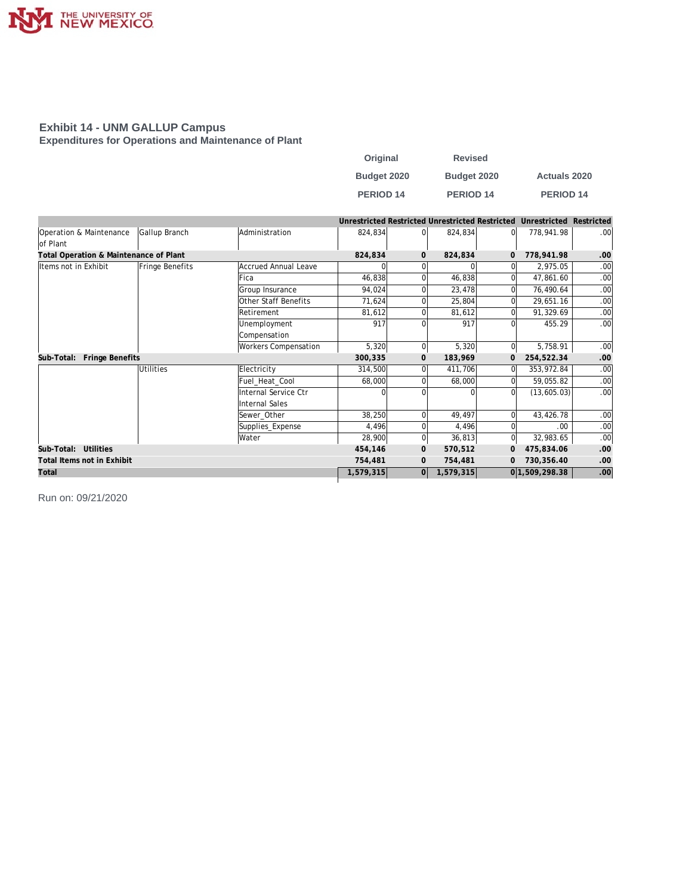THE UNIVERSITY OF NEW MEXICO

## Exhibit 14 - UNM GALLUP Campus
### Expenditures for Operations and Maintenance of Plant

| | | | Original Budget 2020 PERIOD 14 | | Revised Budget 2020 PERIOD 14 | | Actuals 2020 PERIOD 14 | |
|---|---|---|---|---|---|---|---|---|
| | | | Unrestricted | Restricted | Unrestricted | Restricted | Unrestricted | Restricted |
| Operation & Maintenance of Plant | Gallup Branch | Administration | 824,834 | 0 | 824,834 | 0 | 778,941.98 | .00 |
| **Total Operation & Maintenance of Plant** | | | **824,834** | **0** | **824,834** | **0** | **778,941.98** | **.00** |
| Items not in Exhibit | Fringe Benefits | Accrued Annual Leave | 0 | 0 | 0 | 0 | 2,975.05 | .00 |
| | | Fica | 46,838 | 0 | 46,838 | 0 | 47,861.60 | .00 |
| | | Group Insurance | 94,024 | 0 | 23,478 | 0 | 76,490.64 | .00 |
| | | Other Staff Benefits | 71,624 | 0 | 25,804 | 0 | 29,651.16 | .00 |
| | | Retirement | 81,612 | 0 | 81,612 | 0 | 91,329.69 | .00 |
| | | Unemployment Compensation | 917 | 0 | 917 | 0 | 455.29 | .00 |
| | | Workers Compensation | 5,320 | 0 | 5,320 | 0 | 5,758.91 | .00 |
| **Sub-Total: Fringe Benefits** | | | **300,335** | **0** | **183,969** | **0** | **254,522.34** | **.00** |
| | Utilities | Electricity | 314,500 | 0 | 411,706 | 0 | 353,972.84 | .00 |
| | | Fuel_Heat_Cool | 68,000 | 0 | 68,000 | 0 | 59,055.82 | .00 |
| | | Internal Service Ctr Internal Sales | 0 | 0 | 0 | 0 | (13,605.03) | .00 |
| | | Sewer_Other | 38,250 | 0 | 49,497 | 0 | 43,426.78 | .00 |
| | | Supplies_Expense | 4,496 | 0 | 4,496 | 0 | .00 | .00 |
| | | Water | 28,900 | 0 | 36,813 | 0 | 32,983.65 | .00 |
| **Sub-Total: Utilities** | | | **454,146** | **0** | **570,512** | **0** | **475,834.06** | **.00** |
| **Total Items not in Exhibit** | | | **754,481** | **0** | **754,481** | **0** | **730,356.40** | **.00** |
| **Total** | | | **1,579,315** | **0** | **1,579,315** | **0** | **1,509,298.38** | **.00** |

Run on: 09/21/2020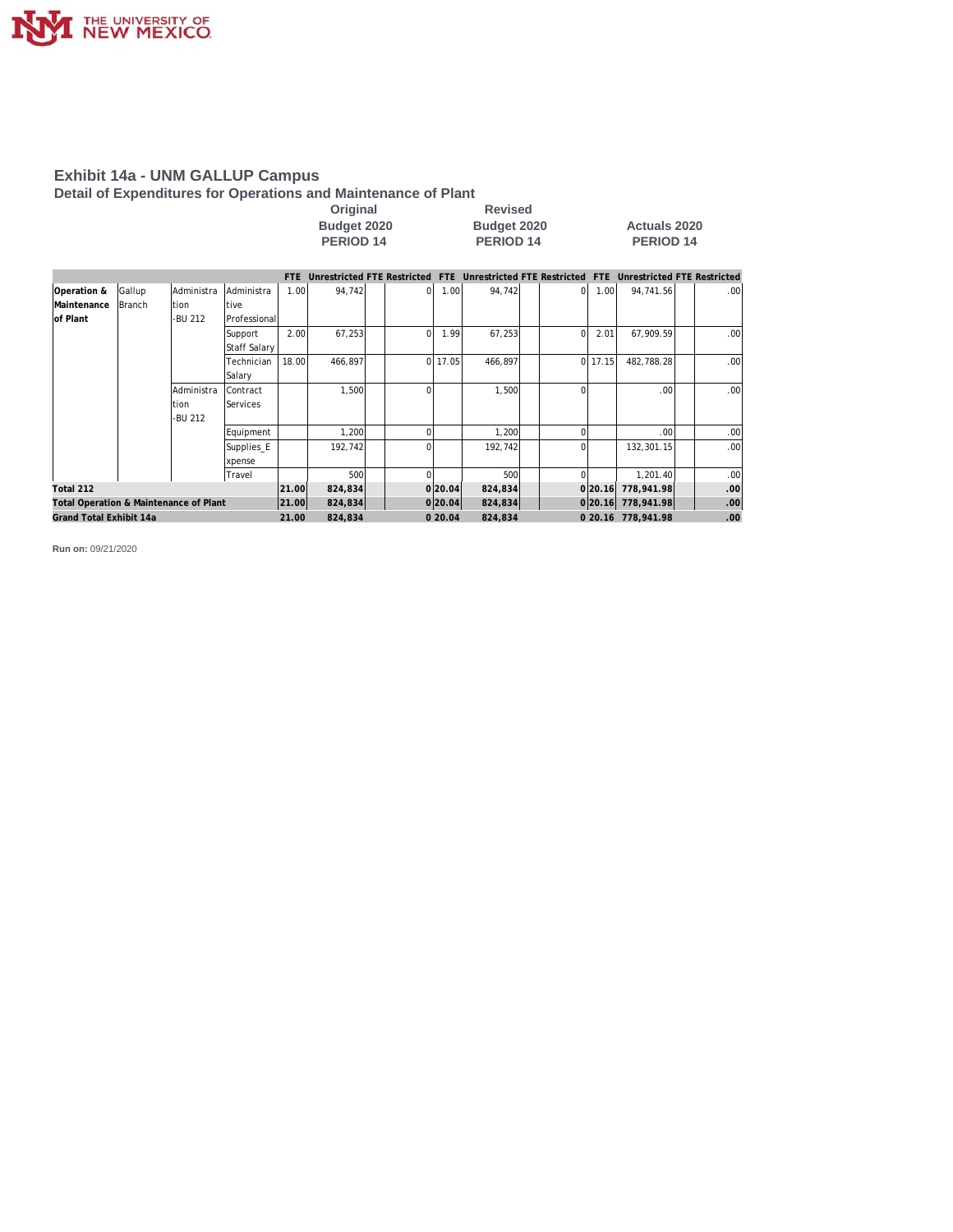# Exhibit 14a - UNM GALLUP Campus

## Detail of Expenditures for Operations and Maintenance of Plant

| | | | | Original Budget 2020 PERIOD 14 | | | | Revised Budget 2020 PERIOD 14 | | | | Actuals 2020 PERIOD 14 | | | |
|---|---|---|---|---|---|---|---|---|---|---|---|---|---|---|---|
| | | | | FTE | Unrestricted | FTE | Restricted | FTE | Unrestricted | FTE | Restricted | FTE | Unrestricted | FTE | Restricted |
| Operation & Maintenance of Plant | Gallup Branch | Administration-BU 212 | Administrative Professional | 1.00 | 94,742 | | 0 | 1.00 | 94,742 | | 0 | 1.00 | 94,741.56 | | .00 |
| | | | Support Staff Salary | 2.00 | 67,253 | | 0 | 1.99 | 67,253 | | 0 | 2.01 | 67,909.59 | | .00 |
| | | | Technician Salary | 18.00 | 466,897 | | 0 | 17.05 | 466,897 | | 0 | 17.15 | 482,788.28 | | .00 |
| | | Administration-BU 212 | Contract Services | | 1,500 | | 0 | | 1,500 | | 0 | | .00 | | .00 |
| | | | Equipment | | 1,200 | | 0 | | 1,200 | | 0 | | .00 | | .00 |
| | | | Supplies_Expense | | 192,742 | | 0 | | 192,742 | | 0 | | 132,301.15 | | .00 |
| | | | Travel | | 500 | | 0 | | 500 | | 0 | | 1,201.40 | | .00 |
| **Total 212** | | | | **21.00** | **824,834** | | **0** | **20.04** | **824,834** | | **0** | **20.16** | **778,941.98** | | **.00** |
| **Total Operation & Maintenance of Plant** | | | | **21.00** | **824,834** | | **0** | **20.04** | **824,834** | | **0** | **20.16** | **778,941.98** | | **.00** |
| **Grand Total Exhibit 14a** | | | | **21.00** | **824,834** | | **0** | **20.04** | **824,834** | | **0** | **20.16** | **778,941.98** | | **.00** |

**Run on:** 09/21/2020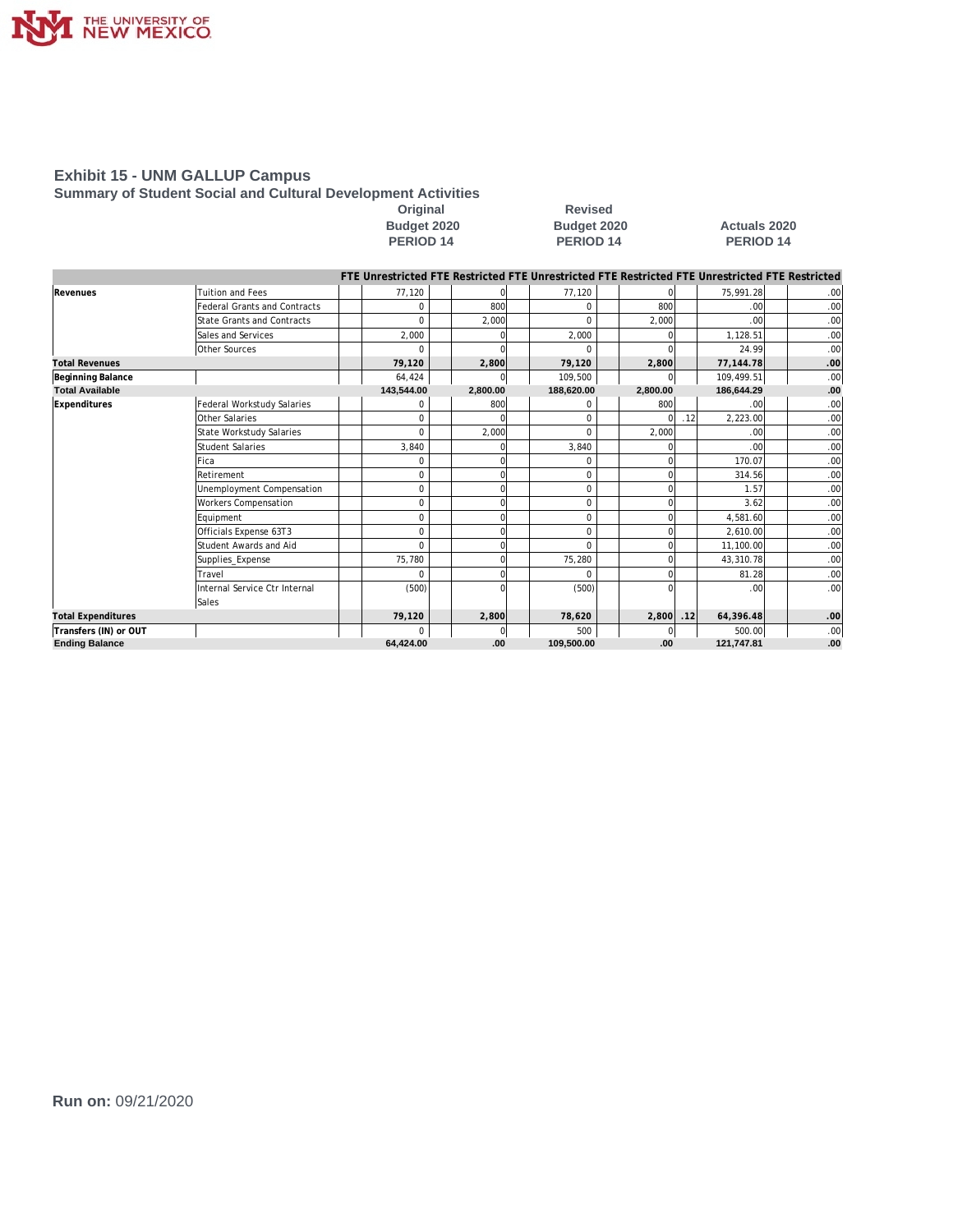# Exhibit 15 - UNM GALLUP Campus

## Summary of Student Social and Cultural Development Activities

| | | Original Budget 2020 PERIOD 14 | | | | Revised Budget 2020 PERIOD 14 | | | | Actuals 2020 PERIOD 14 | | | |
|---|---|---|---|---|---|---|---|---|---|---|---|---|---|
| | | FTE | Unrestricted | FTE | Restricted | FTE | Unrestricted | FTE | Restricted | FTE | Unrestricted | FTE | Restricted |
| Revenues | Tuition and Fees | | 77,120 | | 0 | | 77,120 | | 0 | | 75,991.28 | | .00 |
| | Federal Grants and Contracts | | 0 | | 800 | | 0 | | 800 | | .00 | | .00 |
| | State Grants and Contracts | | 0 | | 2,000 | | 0 | | 2,000 | | .00 | | .00 |
| | Sales and Services | | 2,000 | | 0 | | 2,000 | | 0 | | 1,128.51 | | .00 |
| | Other Sources | | 0 | | 0 | | 0 | | 0 | | 24.99 | | .00 |
| **Total Revenues** | | | **79,120** | | **2,800** | | **79,120** | | **2,800** | | **77,144.78** | | **.00** |
| **Beginning Balance** | | | 64,424 | | 0 | | 109,500 | | 0 | | 109,499.51 | | .00 |
| **Total Available** | | | **143,544.00** | | **2,800.00** | | **188,620.00** | | **2,800.00** | | **186,644.29** | | **.00** |
| Expenditures | Federal Workstudy Salaries | | 0 | | 800 | | 0 | | 800 | | .00 | | .00 |
| | Other Salaries | | 0 | | 0 | | 0 | | 0 | .12 | 2,223.00 | | .00 |
| | State Workstudy Salaries | | 0 | | 2,000 | | 0 | | 2,000 | | .00 | | .00 |
| | Student Salaries | | 3,840 | | 0 | | 3,840 | | 0 | | .00 | | .00 |
| | Fica | | 0 | | 0 | | 0 | | 0 | | 170.07 | | .00 |
| | Retirement | | 0 | | 0 | | 0 | | 0 | | 314.56 | | .00 |
| | Unemployment Compensation | | 0 | | 0 | | 0 | | 0 | | 1.57 | | .00 |
| | Workers Compensation | | 0 | | 0 | | 0 | | 0 | | 3.62 | | .00 |
| | Equipment | | 0 | | 0 | | 0 | | 0 | | 4,581.60 | | .00 |
| | Officials Expense 63T3 | | 0 | | 0 | | 0 | | 0 | | 2,610.00 | | .00 |
| | Student Awards and Aid | | 0 | | 0 | | 0 | | 0 | | 11,100.00 | | .00 |
| | Supplies_Expense | | 75,780 | | 0 | | 75,280 | | 0 | | 43,310.78 | | .00 |
| | Travel | | 0 | | 0 | | 0 | | 0 | | 81.28 | | .00 |
| | Internal Service Ctr Internal Sales | | (500) | | 0 | | (500) | | 0 | | .00 | | .00 |
| **Total Expenditures** | | | **79,120** | | **2,800** | | **78,620** | | **2,800** | **.12** | **64,396.48** | | **.00** |
| **Transfers (IN) or OUT** | | | 0 | | 0 | | 500 | | 0 | | 500.00 | | .00 |
| **Ending Balance** | | | **64,424.00** | | **.00** | | **109,500.00** | | **.00** | | **121,747.81** | | **.00** |

**Run on:** 09/21/2020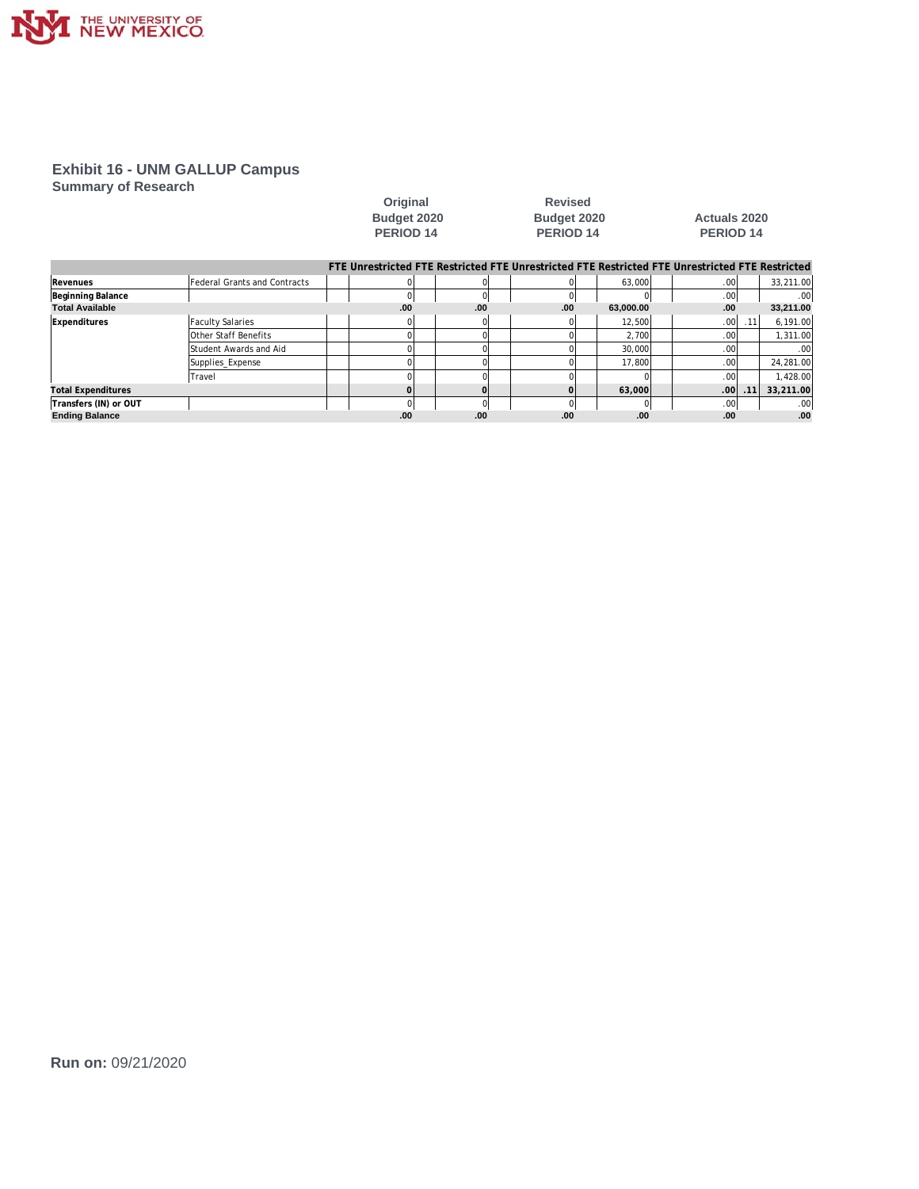THE UNIVERSITY OF NEW MEXICO

## Exhibit 16 - UNM GALLUP Campus

### Summary of Research

| | | Original Budget 2020 PERIOD 14 | | | | Revised Budget 2020 PERIOD 14 | | | | Actuals 2020 PERIOD 14 | | | |
|---|---|---|---|---|---|---|---|---|---|---|---|---|---|
| | | FTE | Unrestricted | FTE | Restricted | FTE | Unrestricted | FTE | Restricted | FTE | Unrestricted | FTE | Restricted |
| **Revenues** | Federal Grants and Contracts | | 0 | | 0 | | 0 | | 63,000 | | .00 | | 33,211.00 |
| **Beginning Balance** | | | 0 | | 0 | | 0 | | 0 | | .00 | | .00 |
| **Total Available** | | | .00 | | .00 | | .00 | | 63,000.00 | | .00 | | 33,211.00 |
| **Expenditures** | Faculty Salaries | | 0 | | 0 | | 0 | | 12,500 | | .00 | .11 | 6,191.00 |
| | Other Staff Benefits | | 0 | | 0 | | 0 | | 2,700 | | .00 | | 1,311.00 |
| | Student Awards and Aid | | 0 | | 0 | | 0 | | 30,000 | | .00 | | .00 |
| | Supplies_Expense | | 0 | | 0 | | 0 | | 17,800 | | .00 | | 24,281.00 |
| | Travel | | 0 | | 0 | | 0 | | 0 | | .00 | | 1,428.00 |
| **Total Expenditures** | | | 0 | | 0 | | 0 | | 63,000 | | .00 | .11 | 33,211.00 |
| **Transfers (IN) or OUT** | | | 0 | | 0 | | 0 | | 0 | | .00 | | .00 |
| **Ending Balance** | | | .00 | | .00 | | .00 | | .00 | | .00 | | .00 |

**Run on:** 09/21/2020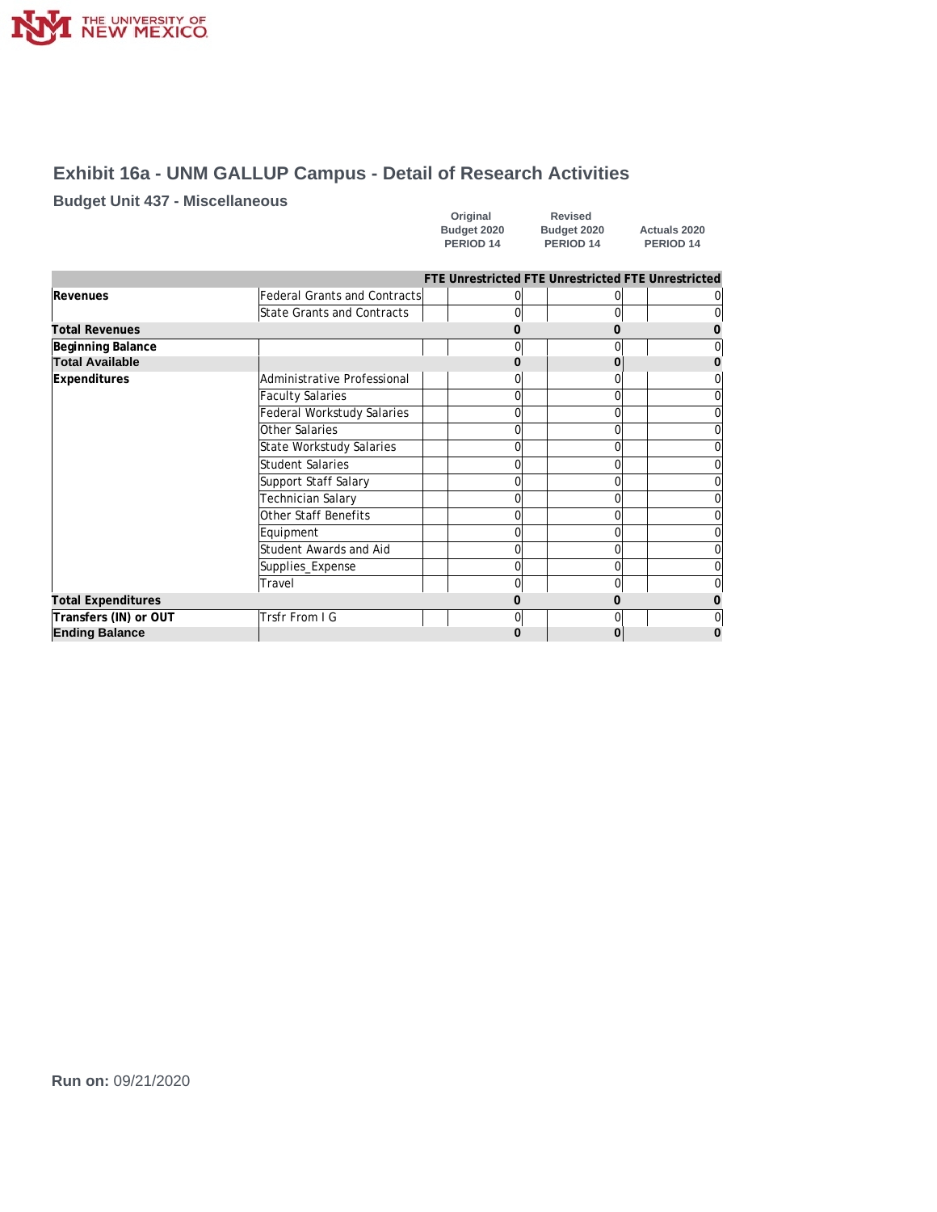## Exhibit 16a - UNM GALLUP Campus - Detail of Research Activities

### Budget Unit 437 - Miscellaneous

| | | Original Budget 2020 PERIOD 14 | | Revised Budget 2020 PERIOD 14 | | Actuals 2020 PERIOD 14 | |
|---|---|---|---|---|---|---|---|
| | | FTE | Unrestricted | FTE | Unrestricted | FTE | Unrestricted |
| **Revenues** | Federal Grants and Contracts | | 0 | | 0 | | 0 |
| | State Grants and Contracts | | 0 | | 0 | | 0 |
| **Total Revenues** | | | **0** | | **0** | | **0** |
| **Beginning Balance** | | | 0 | | 0 | | 0 |
| **Total Available** | | | **0** | | **0** | | **0** |
| **Expenditures** | Administrative Professional | | 0 | | 0 | | 0 |
| | Faculty Salaries | | 0 | | 0 | | 0 |
| | Federal Workstudy Salaries | | 0 | | 0 | | 0 |
| | Other Salaries | | 0 | | 0 | | 0 |
| | State Workstudy Salaries | | 0 | | 0 | | 0 |
| | Student Salaries | | 0 | | 0 | | 0 |
| | Support Staff Salary | | 0 | | 0 | | 0 |
| | Technician Salary | | 0 | | 0 | | 0 |
| | Other Staff Benefits | | 0 | | 0 | | 0 |
| | Equipment | | 0 | | 0 | | 0 |
| | Student Awards and Aid | | 0 | | 0 | | 0 |
| | Supplies_Expense | | 0 | | 0 | | 0 |
| | Travel | | 0 | | 0 | | 0 |
| **Total Expenditures** | | | **0** | | **0** | | **0** |
| **Transfers (IN) or OUT** | Trsfr From I G | | 0 | | 0 | | 0 |
| **Ending Balance** | | | **0** | | **0** | | **0** |

**Run on:** 09/21/2020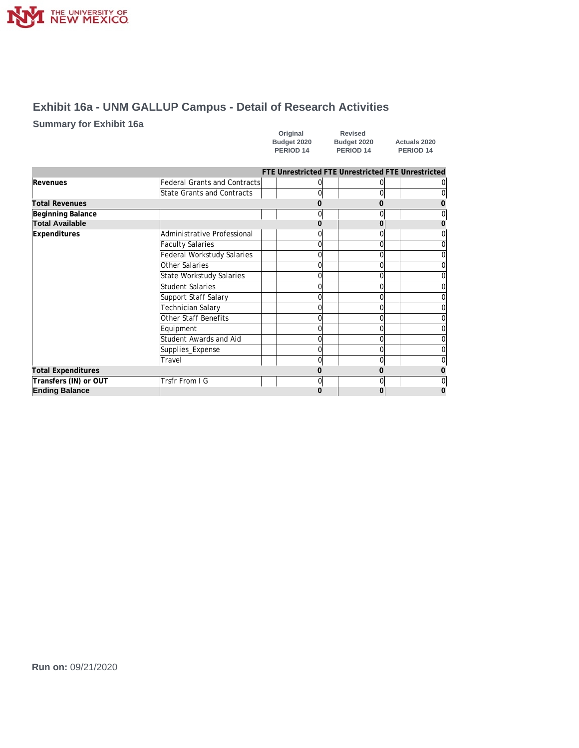# Exhibit 16a - UNM GALLUP Campus - Detail of Research Activities

## Summary for Exhibit 16a

| | | Original Budget 2020 PERIOD 14 | | Revised Budget 2020 PERIOD 14 | | Actuals 2020 PERIOD 14 | |
|---|---|---|---|---|---|---|---|
| | | FTE | Unrestricted | FTE | Unrestricted | FTE | Unrestricted |
| **Revenues** | Federal Grants and Contracts | | 0 | | 0 | | 0 |
| | State Grants and Contracts | | 0 | | 0 | | 0 |
| **Total Revenues** | | | **0** | | **0** | | **0** |
| **Beginning Balance** | | | 0 | | 0 | | 0 |
| **Total Available** | | | **0** | | **0** | | **0** |
| **Expenditures** | Administrative Professional | | 0 | | 0 | | 0 |
| | Faculty Salaries | | 0 | | 0 | | 0 |
| | Federal Workstudy Salaries | | 0 | | 0 | | 0 |
| | Other Salaries | | 0 | | 0 | | 0 |
| | State Workstudy Salaries | | 0 | | 0 | | 0 |
| | Student Salaries | | 0 | | 0 | | 0 |
| | Support Staff Salary | | 0 | | 0 | | 0 |
| | Technician Salary | | 0 | | 0 | | 0 |
| | Other Staff Benefits | | 0 | | 0 | | 0 |
| | Equipment | | 0 | | 0 | | 0 |
| | Student Awards and Aid | | 0 | | 0 | | 0 |
| | Supplies_Expense | | 0 | | 0 | | 0 |
| | Travel | | 0 | | 0 | | 0 |
| **Total Expenditures** | | | **0** | | **0** | | **0** |
| **Transfers (IN) or OUT** | Trsfr From I G | | 0 | | 0 | | 0 |
| **Ending Balance** | | | **0** | | **0** | | **0** |

**Run on:** 09/21/2020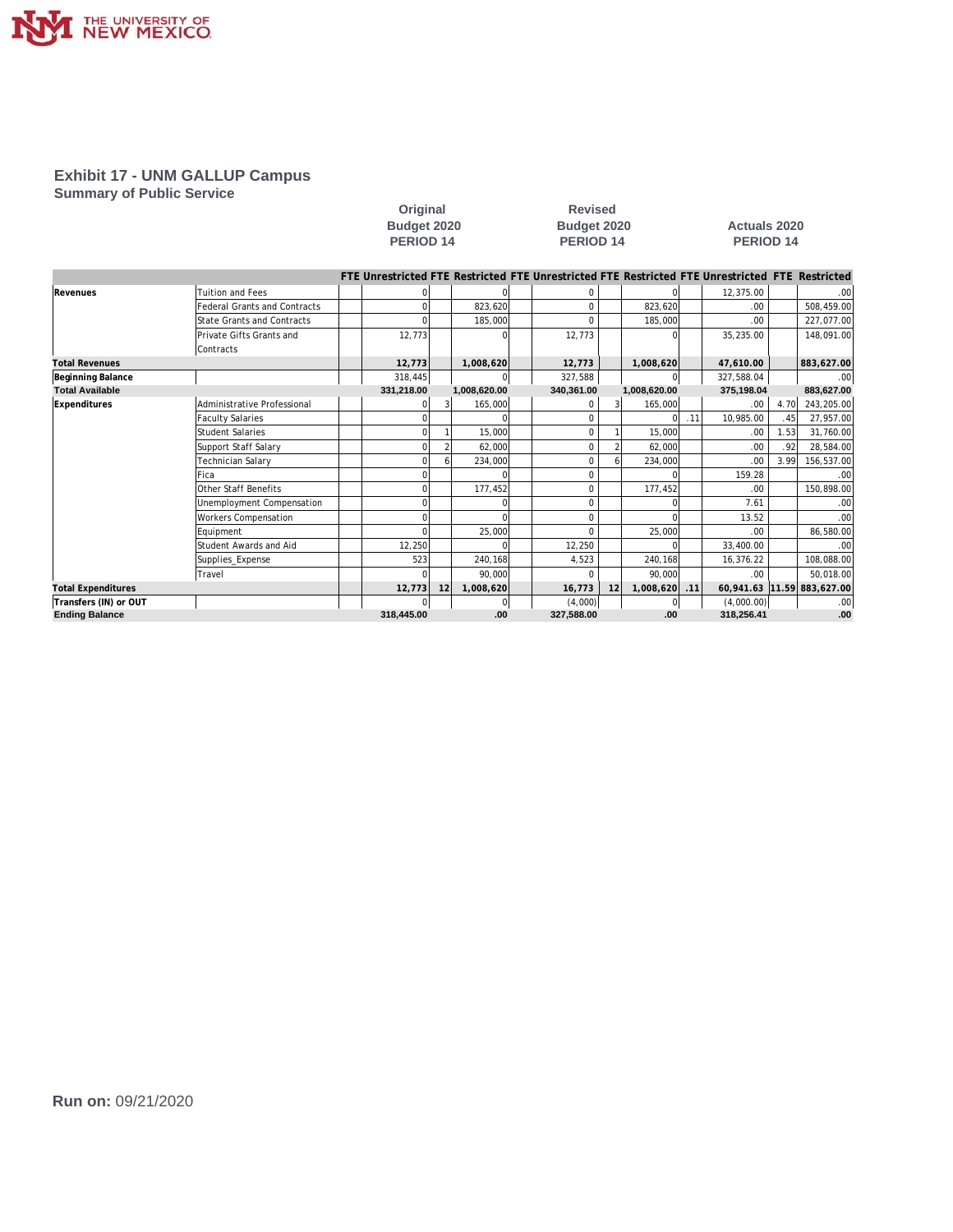## Exhibit 17 - UNM GALLUP Campus

### Summary of Public Service

| | | Original Budget 2020 PERIOD 14 | | | | Revised Budget 2020 PERIOD 14 | | | | Actuals 2020 PERIOD 14 | | | |
|---|---|---|---|---|---|---|---|---|---|---|---|---|---|
| | | FTE | Unrestricted | FTE | Restricted | FTE | Unrestricted | FTE | Restricted | FTE | Unrestricted | FTE | Restricted |
| Revenues | Tuition and Fees | | 0 | | 0 | | 0 | | 0 | | 12,375.00 | | .00 |
| | Federal Grants and Contracts | | 0 | | 823,620 | | 0 | | 823,620 | | .00 | | 508,459.00 |
| | State Grants and Contracts | | 0 | | 185,000 | | 0 | | 185,000 | | .00 | | 227,077.00 |
| | Private Gifts Grants and Contracts | | 12,773 | | 0 | | 12,773 | | 0 | | 35,235.00 | | 148,091.00 |
| Total Revenues | | | 12,773 | | 1,008,620 | | 12,773 | | 1,008,620 | | 47,610.00 | | 883,627.00 |
| Beginning Balance | | | 318,445 | | 0 | | 327,588 | | 0 | | 327,588.04 | | .00 |
| Total Available | | | 331,218.00 | | 1,008,620.00 | | 340,361.00 | | 1,008,620.00 | | 375,198.04 | | 883,627.00 |
| Expenditures | Administrative Professional | | 0 | 3 | 165,000 | | 0 | 3 | 165,000 | | .00 | 4.70 | 243,205.00 |
| | Faculty Salaries | | 0 | | 0 | | 0 | | 0 | .11 | 10,985.00 | .45 | 27,957.00 |
| | Student Salaries | | 0 | 1 | 15,000 | | 0 | 1 | 15,000 | | .00 | 1.53 | 31,760.00 |
| | Support Staff Salary | | 0 | 2 | 62,000 | | 0 | 2 | 62,000 | | .00 | .92 | 28,584.00 |
| | Technician Salary | | 0 | 6 | 234,000 | | 0 | 6 | 234,000 | | .00 | 3.99 | 156,537.00 |
| | Fica | | 0 | | 0 | | 0 | | 0 | | 159.28 | | .00 |
| | Other Staff Benefits | | 0 | | 177,452 | | 0 | | 177,452 | | .00 | | 150,898.00 |
| | Unemployment Compensation | | 0 | | 0 | | 0 | | 0 | | 7.61 | | .00 |
| | Workers Compensation | | 0 | | 0 | | 0 | | 0 | | 13.52 | | .00 |
| | Equipment | | 0 | | 25,000 | | 0 | | 25,000 | | .00 | | 86,580.00 |
| | Student Awards and Aid | | 12,250 | | 0 | | 12,250 | | 0 | | 33,400.00 | | .00 |
| | Supplies_Expense | | 523 | | 240,168 | | 4,523 | | 240,168 | | 16,376.22 | | 108,088.00 |
| | Travel | | 0 | | 90,000 | | 0 | | 90,000 | | .00 | | 50,018.00 |
| Total Expenditures | | | 12,773 | 12 | 1,008,620 | | 16,773 | 12 | 1,008,620 | .11 | 60,941.63 | 11.59 | 883,627.00 |
| Transfers (IN) or OUT | | | 0 | | 0 | | (4,000) | | 0 | | (4,000.00) | | .00 |
| Ending Balance | | | 318,445.00 | | .00 | | 327,588.00 | | .00 | | 318,256.41 | | .00 |

**Run on:** 09/21/2020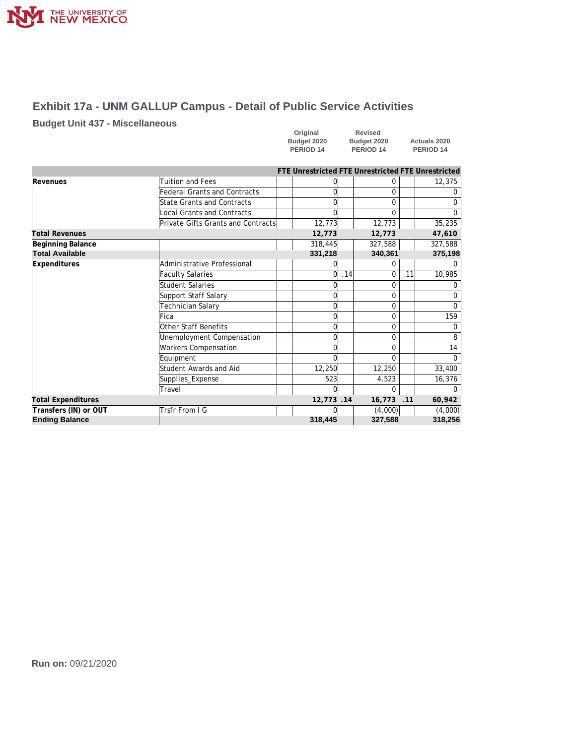## Exhibit 17a - UNM GALLUP Campus - Detail of Public Service Activities

### Budget Unit 437 - Miscellaneous

| | | Original Budget 2020 PERIOD 14 | | Revised Budget 2020 PERIOD 14 | | Actuals 2020 PERIOD 14 | |
|---|---|---|---|---|---|---|---|
| | | FTE | Unrestricted | FTE | Unrestricted | FTE | Unrestricted |
| **Revenues** | Tuition and Fees | | 0 | | 0 | | 12,375 |
| | Federal Grants and Contracts | | 0 | | 0 | | 0 |
| | State Grants and Contracts | | 0 | | 0 | | 0 |
| | Local Grants and Contracts | | 0 | | 0 | | 0 |
| | Private Gifts Grants and Contracts | | 12,773 | | 12,773 | | 35,235 |
| **Total Revenues** | | | **12,773** | | **12,773** | | **47,610** |
| **Beginning Balance** | | | 318,445 | | 327,588 | | 327,588 |
| **Total Available** | | | **331,218** | | **340,361** | | **375,198** |
| **Expenditures** | Administrative Professional | | 0 | | 0 | | 0 |
| | Faculty Salaries | | 0 | .14 | 0 | .11 | 10,985 |
| | Student Salaries | | 0 | | 0 | | 0 |
| | Support Staff Salary | | 0 | | 0 | | 0 |
| | Technician Salary | | 0 | | 0 | | 0 |
| | Fica | | 0 | | 0 | | 159 |
| | Other Staff Benefits | | 0 | | 0 | | 0 |
| | Unemployment Compensation | | 0 | | 0 | | 8 |
| | Workers Compensation | | 0 | | 0 | | 14 |
| | Equipment | | 0 | | 0 | | 0 |
| | Student Awards and Aid | | 12,250 | | 12,250 | | 33,400 |
| | Supplies_Expense | | 523 | | 4,523 | | 16,376 |
| | Travel | | 0 | | 0 | | 0 |
| **Total Expenditures** | | | **12,773** | **.14** | **16,773** | **.11** | **60,942** |
| **Transfers (IN) or OUT** | Trsfr From I G | | 0 | | (4,000) | | (4,000) |
| **Ending Balance** | | | **318,445** | | **327,588** | | **318,256** |

**Run on:** 09/21/2020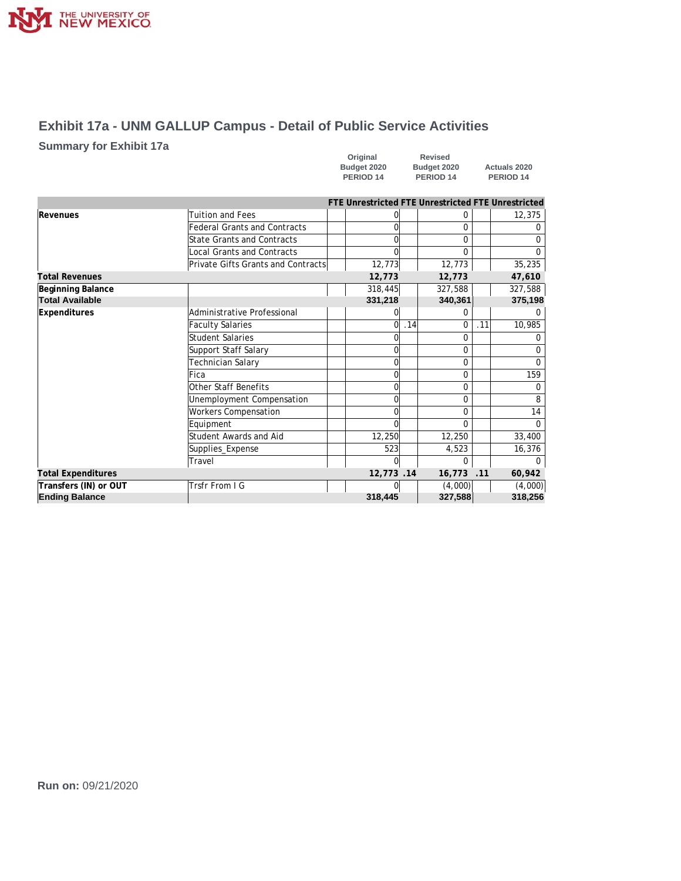# Exhibit 17a - UNM GALLUP Campus - Detail of Public Service Activities

## Summary for Exhibit 17a

| | | Original Budget 2020 PERIOD 14 | | Revised Budget 2020 PERIOD 14 | | Actuals 2020 PERIOD 14 | |
|---|---|---|---|---|---|---|---|
| | | FTE | Unrestricted | FTE | Unrestricted | FTE | Unrestricted |
| **Revenues** | Tuition and Fees | | 0 | | 0 | | 12,375 |
| | Federal Grants and Contracts | | 0 | | 0 | | 0 |
| | State Grants and Contracts | | 0 | | 0 | | 0 |
| | Local Grants and Contracts | | 0 | | 0 | | 0 |
| | Private Gifts Grants and Contracts | | 12,773 | | 12,773 | | 35,235 |
| **Total Revenues** | | | **12,773** | | **12,773** | | **47,610** |
| **Beginning Balance** | | | 318,445 | | 327,588 | | 327,588 |
| **Total Available** | | | **331,218** | | **340,361** | | **375,198** |
| **Expenditures** | Administrative Professional | | 0 | | 0 | | 0 |
| | Faculty Salaries | | 0 | .14 | 0 | .11 | 10,985 |
| | Student Salaries | | 0 | | 0 | | 0 |
| | Support Staff Salary | | 0 | | 0 | | 0 |
| | Technician Salary | | 0 | | 0 | | 0 |
| | Fica | | 0 | | 0 | | 159 |
| | Other Staff Benefits | | 0 | | 0 | | 0 |
| | Unemployment Compensation | | 0 | | 0 | | 8 |
| | Workers Compensation | | 0 | | 0 | | 14 |
| | Equipment | | 0 | | 0 | | 0 |
| | Student Awards and Aid | | 12,250 | | 12,250 | | 33,400 |
| | Supplies_Expense | | 523 | | 4,523 | | 16,376 |
| | Travel | | 0 | | 0 | | 0 |
| **Total Expenditures** | | | **12,773** | **.14** | **16,773** | **.11** | **60,942** |
| **Transfers (IN) or OUT** | Trsfr From I G | | 0 | | (4,000) | | (4,000) |
| **Ending Balance** | | | **318,445** | | **327,588** | | **318,256** |

**Run on:** 09/21/2020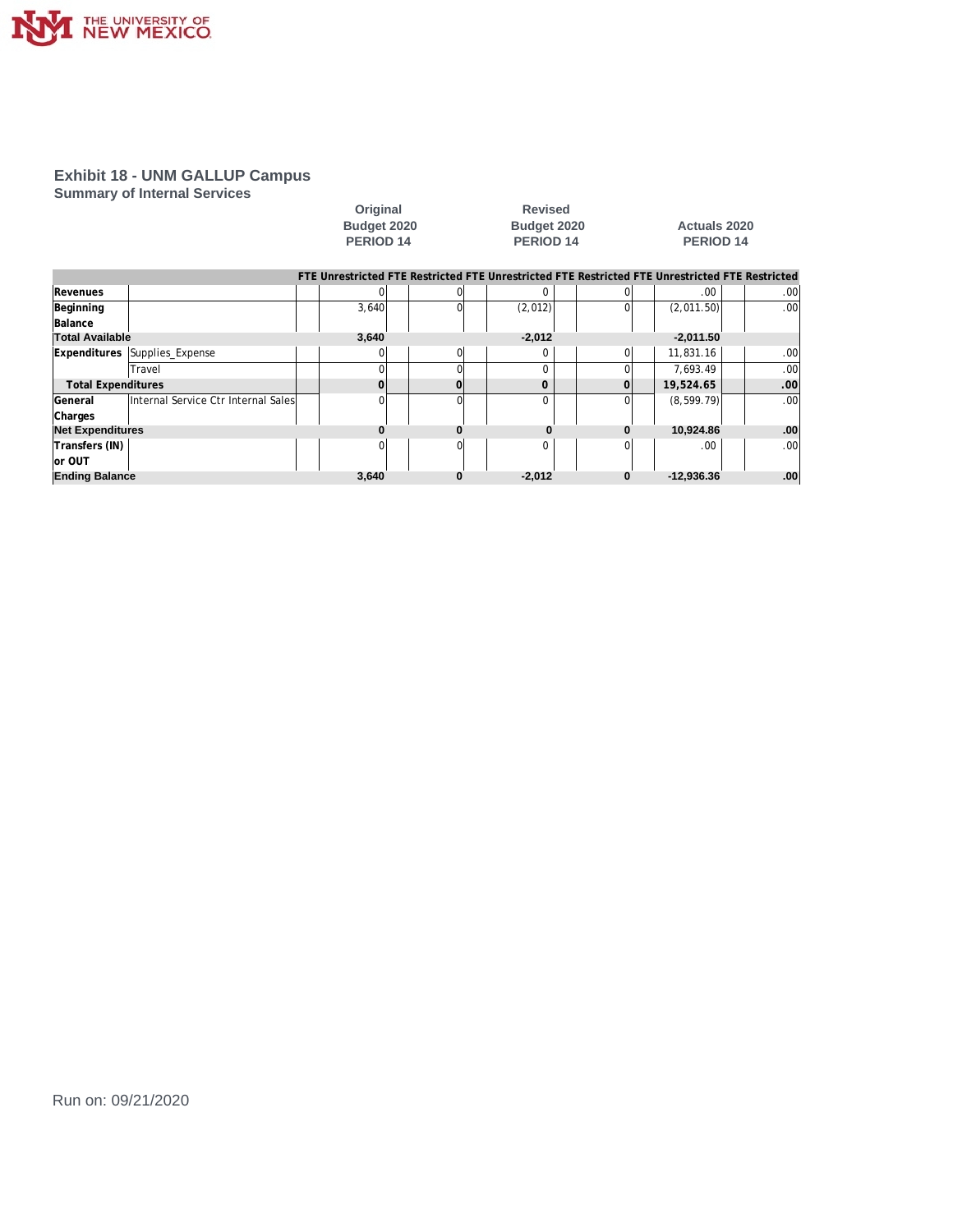# Exhibit 18 - UNM GALLUP Campus

## Summary of Internal Services

| | | Original Budget 2020 PERIOD 14 | | | | Revised Budget 2020 PERIOD 14 | | | | Actuals 2020 PERIOD 14 | | | |
|---|---|---|---|---|---|---|---|---|---|---|---|---|---|
| | | FTE | Unrestricted | FTE | Restricted | FTE | Unrestricted | FTE | Restricted | FTE | Unrestricted | FTE | Restricted |
| Revenues | | | 0 | | 0 | | 0 | | 0 | | .00 | | .00 |
| Beginning Balance | | | 3,640 | | 0 | | (2,012) | | 0 | | (2,011.50) | | .00 |
| **Total Available** | | | **3,640** | | | | **-2,012** | | | | **-2,011.50** | | |
| Expenditures | Supplies_Expense | | 0 | | 0 | | 0 | | 0 | | 11,831.16 | | .00 |
| | Travel | | 0 | | 0 | | 0 | | 0 | | 7,693.49 | | .00 |
| **Total Expenditures** | | | **0** | | **0** | | **0** | | **0** | | **19,524.65** | | **.00** |
| General Charges | Internal Service Ctr Internal Sales | | 0 | | 0 | | 0 | | 0 | | (8,599.79) | | .00 |
| **Net Expenditures** | | | **0** | | **0** | | **0** | | **0** | | **10,924.86** | | **.00** |
| Transfers (IN) or OUT | | | 0 | | 0 | | 0 | | 0 | | .00 | | .00 |
| **Ending Balance** | | | **3,640** | | **0** | | **-2,012** | | **0** | | **-12,936.36** | | **.00** |

Run on: 09/21/2020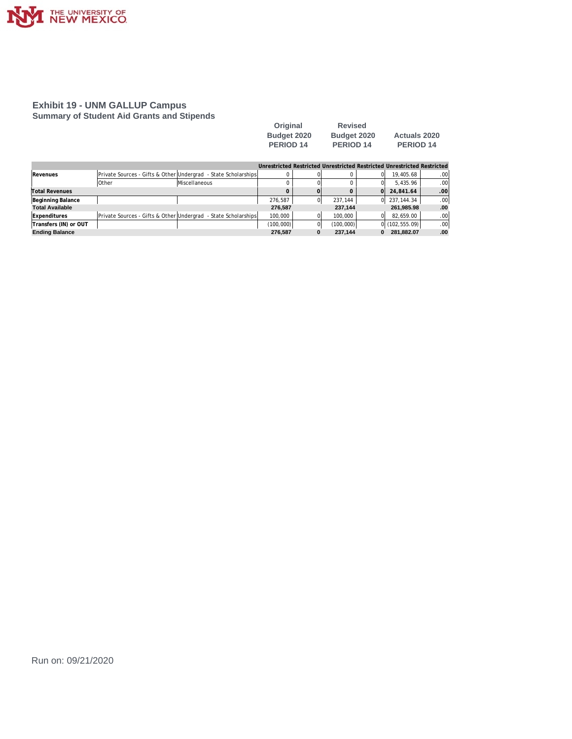## Exhibit 19 - UNM GALLUP Campus

### Summary of Student Aid Grants and Stipends

| | | | Original Budget 2020 PERIOD 14 | | Revised Budget 2020 PERIOD 14 | | Actuals 2020 PERIOD 14 | |
|---|---|---|---|---|---|---|---|---|
| | | | Unrestricted | Restricted | Unrestricted | Restricted | Unrestricted | Restricted |
| **Revenues** | Private Sources - Gifts & Other | Undergrad - State Scholarships | 0 | 0 | 0 | 0 | 19,405.68 | .00 |
| | Other | Miscellaneous | 0 | 0 | 0 | 0 | 5,435.96 | .00 |
| **Total Revenues** | | | **0** | **0** | **0** | **0** | **24,841.64** | **.00** |
| **Beginning Balance** | | | 276,587 | 0 | 237,144 | 0 | 237,144.34 | .00 |
| **Total Available** | | | **276,587** | | **237,144** | | **261,985.98** | **.00** |
| **Expenditures** | Private Sources - Gifts & Other | Undergrad - State Scholarships | 100,000 | 0 | 100,000 | 0 | 82,659.00 | .00 |
| **Transfers (IN) or OUT** | | | (100,000) | 0 | (100,000) | 0 | (102,555.09) | .00 |
| **Ending Balance** | | | **276,587** | **0** | **237,144** | **0** | **281,882.07** | **.00** |

Run on: 09/21/2020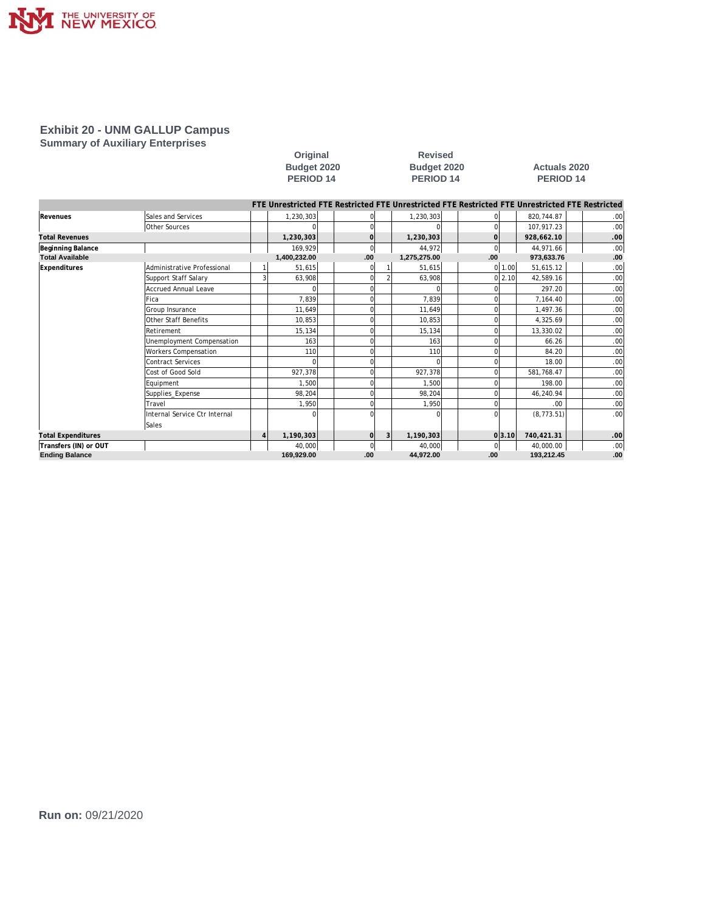THE UNIVERSITY OF NEW MEXICO

## Exhibit 20 - UNM GALLUP Campus

### Summary of Auxiliary Enterprises

| | | Original Budget 2020 PERIOD 14 | | | | Revised Budget 2020 PERIOD 14 | | | | Actuals 2020 PERIOD 14 | | | |
|---|---|---|---|---|---|---|---|---|---|---|---|---|---|
| | | FTE | Unrestricted | FTE | Restricted | FTE | Unrestricted | FTE | Restricted | FTE | Unrestricted | FTE | Restricted |
| Revenues | Sales and Services | | 1,230,303 | | 0 | | 1,230,303 | | 0 | | 820,744.87 | | .00 |
| | Other Sources | | 0 | | 0 | | 0 | | 0 | | 107,917.23 | | .00 |
| **Total Revenues** | | | **1,230,303** | | **0** | | **1,230,303** | | **0** | | **928,662.10** | | **.00** |
| **Beginning Balance** | | | 169,929 | | 0 | | 44,972 | | 0 | | 44,971.66 | | .00 |
| **Total Available** | | | **1,400,232.00** | | **.00** | | **1,275,275.00** | | **.00** | | **973,633.76** | | **.00** |
| Expenditures | Administrative Professional | 1 | 51,615 | | 0 | 1 | 51,615 | | 0 | 1.00 | 51,615.12 | | .00 |
| | Support Staff Salary | 3 | 63,908 | | 0 | 2 | 63,908 | | 0 | 2.10 | 42,589.16 | | .00 |
| | Accrued Annual Leave | | 0 | | 0 | | 0 | | 0 | | 297.20 | | .00 |
| | Fica | | 7,839 | | 0 | | 7,839 | | 0 | | 7,164.40 | | .00 |
| | Group Insurance | | 11,649 | | 0 | | 11,649 | | 0 | | 1,497.36 | | .00 |
| | Other Staff Benefits | | 10,853 | | 0 | | 10,853 | | 0 | | 4,325.69 | | .00 |
| | Retirement | | 15,134 | | 0 | | 15,134 | | 0 | | 13,330.02 | | .00 |
| | Unemployment Compensation | | 163 | | 0 | | 163 | | 0 | | 66.26 | | .00 |
| | Workers Compensation | | 110 | | 0 | | 110 | | 0 | | 84.20 | | .00 |
| | Contract Services | | 0 | | 0 | | 0 | | 0 | | 18.00 | | .00 |
| | Cost of Good Sold | | 927,378 | | 0 | | 927,378 | | 0 | | 581,768.47 | | .00 |
| | Equipment | | 1,500 | | 0 | | 1,500 | | 0 | | 198.00 | | .00 |
| | Supplies_Expense | | 98,204 | | 0 | | 98,204 | | 0 | | 46,240.94 | | .00 |
| | Travel | | 1,950 | | 0 | | 1,950 | | 0 | | .00 | | .00 |
| | Internal Service Ctr Internal Sales | | 0 | | 0 | | 0 | | 0 | | (8,773.51) | | .00 |
| **Total Expenditures** | | **4** | **1,190,303** | | **0** | **3** | **1,190,303** | | **0** | **3.10** | **740,421.31** | | **.00** |
| **Transfers (IN) or OUT** | | | 40,000 | | 0 | | 40,000 | | 0 | | 40,000.00 | | .00 |
| **Ending Balance** | | | **169,929.00** | | **.00** | | **44,972.00** | | **.00** | | **193,212.45** | | **.00** |

**Run on:** 09/21/2020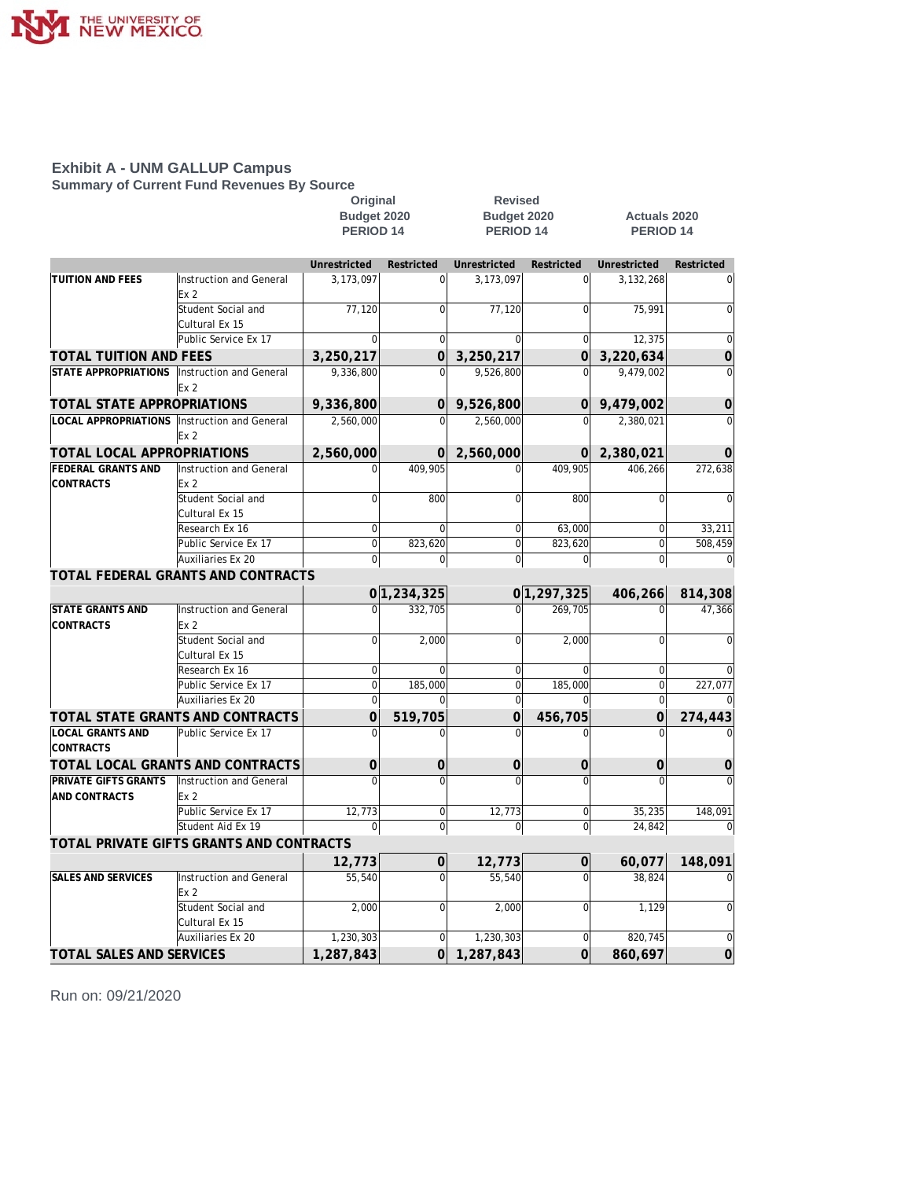## Exhibit A - UNM GALLUP Campus

### Summary of Current Fund Revenues By Source

| | | Original Budget 2020 PERIOD 14 | | Revised Budget 2020 PERIOD 14 | | Actuals 2020 PERIOD 14 | |
|---|---|---|---|---|---|---|---|
| | | Unrestricted | Restricted | Unrestricted | Restricted | Unrestricted | Restricted |
| TUITION AND FEES | Instruction and General Ex 2 | 3,173,097 | 0 | 3,173,097 | 0 | 3,132,268 | 0 |
| | Student Social and Cultural Ex 15 | 77,120 | 0 | 77,120 | 0 | 75,991 | 0 |
| | Public Service Ex 17 | 0 | 0 | 0 | 0 | 12,375 | 0 |
| **TOTAL TUITION AND FEES** | | **3,250,217** | **0** | **3,250,217** | **0** | **3,220,634** | **0** |
| STATE APPROPRIATIONS | Instruction and General Ex 2 | 9,336,800 | 0 | 9,526,800 | 0 | 9,479,002 | 0 |
| **TOTAL STATE APPROPRIATIONS** | | **9,336,800** | **0** | **9,526,800** | **0** | **9,479,002** | **0** |
| LOCAL APPROPRIATIONS | Instruction and General Ex 2 | 2,560,000 | 0 | 2,560,000 | 0 | 2,380,021 | 0 |
| **TOTAL LOCAL APPROPRIATIONS** | | **2,560,000** | **0** | **2,560,000** | **0** | **2,380,021** | **0** |
| FEDERAL GRANTS AND CONTRACTS | Instruction and General Ex 2 | 0 | 409,905 | 0 | 409,905 | 406,266 | 272,638 |
| | Student Social and Cultural Ex 15 | 0 | 800 | 0 | 800 | 0 | 0 |
| | Research Ex 16 | 0 | 0 | 0 | 63,000 | 0 | 33,211 |
| | Public Service Ex 17 | 0 | 823,620 | 0 | 823,620 | 0 | 508,459 |
| | Auxiliaries Ex 20 | 0 | 0 | 0 | 0 | 0 | 0 |
| **TOTAL FEDERAL GRANTS AND CONTRACTS** | | **0** | **1,234,325** | **0** | **1,297,325** | **406,266** | **814,308** |
| STATE GRANTS AND CONTRACTS | Instruction and General Ex 2 | 0 | 332,705 | 0 | 269,705 | 0 | 47,366 |
| | Student Social and Cultural Ex 15 | 0 | 2,000 | 0 | 2,000 | 0 | 0 |
| | Research Ex 16 | 0 | 0 | 0 | 0 | 0 | 0 |
| | Public Service Ex 17 | 0 | 185,000 | 0 | 185,000 | 0 | 227,077 |
| | Auxiliaries Ex 20 | 0 | 0 | 0 | 0 | 0 | 0 |
| **TOTAL STATE GRANTS AND CONTRACTS** | | **0** | **519,705** | **0** | **456,705** | **0** | **274,443** |
| LOCAL GRANTS AND CONTRACTS | Public Service Ex 17 | 0 | 0 | 0 | 0 | 0 | 0 |
| **TOTAL LOCAL GRANTS AND CONTRACTS** | | **0** | **0** | **0** | **0** | **0** | **0** |
| PRIVATE GIFTS GRANTS AND CONTRACTS | Instruction and General Ex 2 | 0 | 0 | 0 | 0 | 0 | 0 |
| | Public Service Ex 17 | 12,773 | 0 | 12,773 | 0 | 35,235 | 148,091 |
| | Student Aid Ex 19 | 0 | 0 | 0 | 0 | 24,842 | 0 |
| **TOTAL PRIVATE GIFTS GRANTS AND CONTRACTS** | | **12,773** | **0** | **12,773** | **0** | **60,077** | **148,091** |
| SALES AND SERVICES | Instruction and General Ex 2 | 55,540 | 0 | 55,540 | 0 | 38,824 | 0 |
| | Student Social and Cultural Ex 15 | 2,000 | 0 | 2,000 | 0 | 1,129 | 0 |
| | Auxiliaries Ex 20 | 1,230,303 | 0 | 1,230,303 | 0 | 820,745 | 0 |
| **TOTAL SALES AND SERVICES** | | **1,287,843** | **0** | **1,287,843** | **0** | **860,697** | **0** |

Run on: 09/21/2020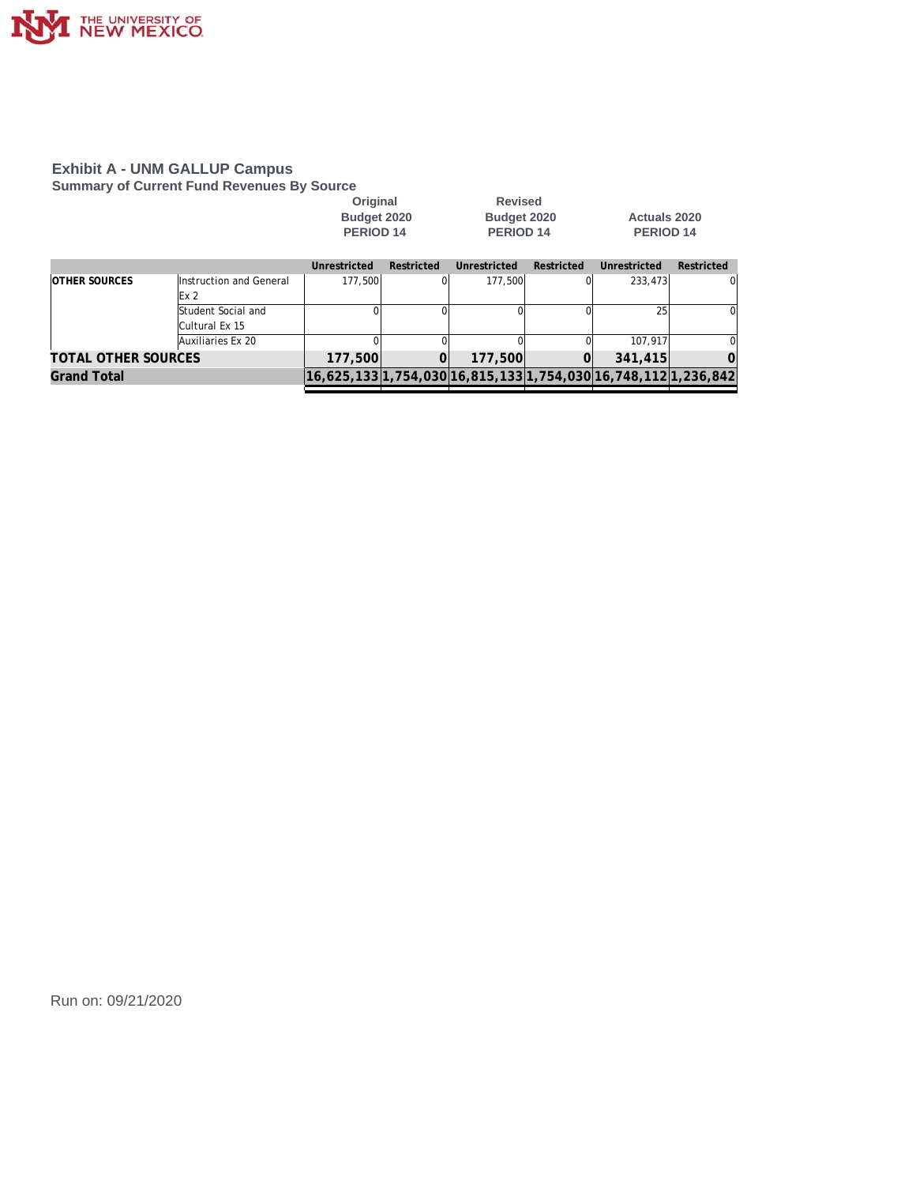## Exhibit A - UNM GALLUP Campus

### Summary of Current Fund Revenues By Source

| | | Original Budget 2020 PERIOD 14 | | Revised Budget 2020 PERIOD 14 | | Actuals 2020 PERIOD 14 | |
|---|---|---|---|---|---|---|---|
| | | Unrestricted | Restricted | Unrestricted | Restricted | Unrestricted | Restricted |
| OTHER SOURCES | Instruction and General Ex 2 | 177,500 | 0 | 177,500 | 0 | 233,473 | 0 |
| | Student Social and Cultural Ex 15 | 0 | 0 | 0 | 0 | 25 | 0 |
| | Auxiliaries Ex 20 | 0 | 0 | 0 | 0 | 107,917 | 0 |
| **TOTAL OTHER SOURCES** | | **177,500** | **0** | **177,500** | **0** | **341,415** | **0** |
| **Grand Total** | | **16,625,133** | **1,754,030** | **16,815,133** | **1,754,030** | **16,748,112** | **1,236,842** |

Run on: 09/21/2020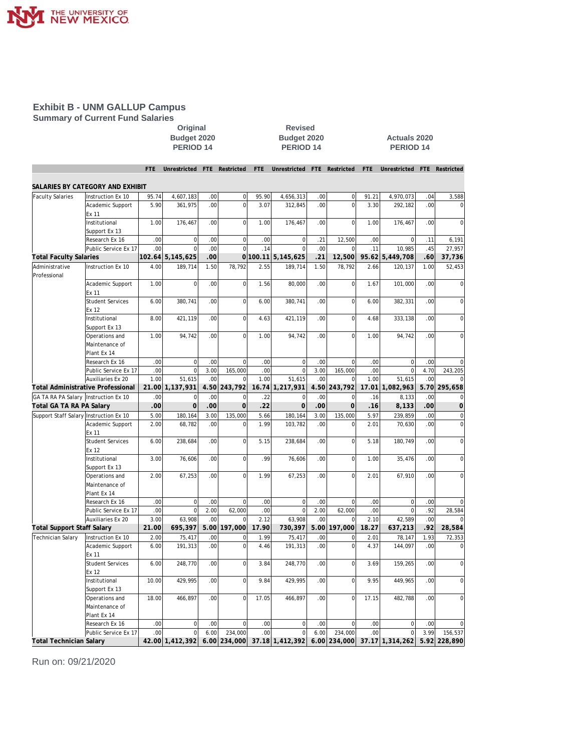# Exhibit B - UNM GALLUP Campus

## Summary of Current Fund Salaries

| | | Original Budget 2020 PERIOD 14 | | | | Revised Budget 2020 PERIOD 14 | | | | Actuals 2020 PERIOD 14 | | | |
|---|---|---|---|---|---|---|---|---|---|---|---|---|---|
| | | FTE | Unrestricted | FTE | Restricted | FTE | Unrestricted | FTE | Restricted | FTE | Unrestricted | FTE | Restricted |
| **SALARIES BY CATEGORY AND EXHIBIT** | | | | | | | | | | | | | |
| Faculty Salaries | Instruction Ex 10 | 95.74 | 4,607,183 | .00 | 0 | 95.90 | 4,656,313 | .00 | 0 | 91.21 | 4,970,073 | .04 | 3,588 |
| | Academic Support Ex 11 | 5.90 | 361,975 | .00 | 0 | 3.07 | 312,845 | .00 | 0 | 3.30 | 292,182 | .00 | 0 |
| | Institutional Support Ex 13 | 1.00 | 176,467 | .00 | 0 | 1.00 | 176,467 | .00 | 0 | 1.00 | 176,467 | .00 | 0 |
| | Research Ex 16 | .00 | 0 | .00 | 0 | .00 | 0 | .21 | 12,500 | .00 | 0 | .11 | 6,191 |
| | Public Service Ex 17 | .00 | 0 | .00 | 0 | .14 | 0 | .00 | 0 | .11 | 10,985 | .45 | 27,957 |
| **Total Faculty Salaries** | | **102.64** | **5,145,625** | **.00** | **0** | **100.11** | **5,145,625** | **.21** | **12,500** | **95.62** | **5,449,708** | **.60** | **37,736** |
| Administrative Professional | Instruction Ex 10 | 4.00 | 189,714 | 1.50 | 78,792 | 2.55 | 189,714 | 1.50 | 78,792 | 2.66 | 120,137 | 1.00 | 52,453 |
| | Academic Support Ex 11 | 1.00 | 0 | .00 | 0 | 1.56 | 80,000 | .00 | 0 | 1.67 | 101,000 | .00 | 0 |
| | Student Services Ex 12 | 6.00 | 380,741 | .00 | 0 | 6.00 | 380,741 | .00 | 0 | 6.00 | 382,331 | .00 | 0 |
| | Institutional Support Ex 13 | 8.00 | 421,119 | .00 | 0 | 4.63 | 421,119 | .00 | 0 | 4.68 | 333,138 | .00 | 0 |
| | Operations and Maintenance of Plant Ex 14 | 1.00 | 94,742 | .00 | 0 | 1.00 | 94,742 | .00 | 0 | 1.00 | 94,742 | .00 | 0 |
| | Research Ex 16 | .00 | 0 | .00 | 0 | .00 | 0 | .00 | 0 | .00 | 0 | .00 | 0 |
| | Public Service Ex 17 | .00 | 0 | 3.00 | 165,000 | .00 | 0 | 3.00 | 165,000 | .00 | 0 | 4.70 | 243,205 |
| | Auxiliaries Ex 20 | 1.00 | 51,615 | .00 | 0 | 1.00 | 51,615 | .00 | 0 | 1.00 | 51,615 | .00 | 0 |
| **Total Administrative Professional** | | **21.00** | **1,137,931** | **4.50** | **243,792** | **16.74** | **1,217,931** | **4.50** | **243,792** | **17.01** | **1,082,963** | **5.70** | **295,658** |
| GA TA RA PA Salary | Instruction Ex 10 | .00 | 0 | .00 | 0 | .22 | 0 | .00 | 0 | .16 | 8,133 | .00 | 0 |
| **Total GA TA RA PA Salary** | | **.00** | **0** | **.00** | **0** | **.22** | **0** | **.00** | **0** | **.16** | **8,133** | **.00** | **0** |
| Support Staff Salary | Instruction Ex 10 | 5.00 | 180,164 | 3.00 | 135,000 | 5.66 | 180,164 | 3.00 | 135,000 | 5.97 | 239,859 | .00 | 0 |
| | Academic Support Ex 11 | 2.00 | 68,782 | .00 | 0 | 1.99 | 103,782 | .00 | 0 | 2.01 | 70,630 | .00 | 0 |
| | Student Services Ex 12 | 6.00 | 238,684 | .00 | 0 | 5.15 | 238,684 | .00 | 0 | 5.18 | 180,749 | .00 | 0 |
| | Institutional Support Ex 13 | 3.00 | 76,606 | .00 | 0 | .99 | 76,606 | .00 | 0 | 1.00 | 35,476 | .00 | 0 |
| | Operations and Maintenance of Plant Ex 14 | 2.00 | 67,253 | .00 | 0 | 1.99 | 67,253 | .00 | 0 | 2.01 | 67,910 | .00 | 0 |
| | Research Ex 16 | .00 | 0 | .00 | 0 | .00 | 0 | .00 | 0 | .00 | 0 | .00 | 0 |
| | Public Service Ex 17 | .00 | 0 | 2.00 | 62,000 | .00 | 0 | 2.00 | 62,000 | .00 | 0 | .92 | 28,584 |
| | Auxiliaries Ex 20 | 3.00 | 63,908 | .00 | 0 | 2.12 | 63,908 | .00 | 0 | 2.10 | 42,589 | .00 | 0 |
| **Total Support Staff Salary** | | **21.00** | **695,397** | **5.00** | **197,000** | **17.90** | **730,397** | **5.00** | **197,000** | **18.27** | **637,213** | **.92** | **28,584** |
| Technician Salary | Instruction Ex 10 | 2.00 | 75,417 | .00 | 0 | 1.99 | 75,417 | .00 | 0 | 2.01 | 78,147 | 1.93 | 72,353 |
| | Academic Support Ex 11 | 6.00 | 191,313 | .00 | 0 | 4.46 | 191,313 | .00 | 0 | 4.37 | 144,097 | .00 | 0 |
| | Student Services Ex 12 | 6.00 | 248,770 | .00 | 0 | 3.84 | 248,770 | .00 | 0 | 3.69 | 159,265 | .00 | 0 |
| | Institutional Support Ex 13 | 10.00 | 429,995 | .00 | 0 | 9.84 | 429,995 | .00 | 0 | 9.95 | 449,965 | .00 | 0 |
| | Operations and Maintenance of Plant Ex 14 | 18.00 | 466,897 | .00 | 0 | 17.05 | 466,897 | .00 | 0 | 17.15 | 482,788 | .00 | 0 |
| | Research Ex 16 | .00 | 0 | .00 | 0 | .00 | 0 | .00 | 0 | .00 | 0 | .00 | 0 |
| | Public Service Ex 17 | .00 | 0 | 6.00 | 234,000 | .00 | 0 | 6.00 | 234,000 | .00 | 0 | 3.99 | 156,537 |
| **Total Technician Salary** | | **42.00** | **1,412,392** | **6.00** | **234,000** | **37.18** | **1,412,392** | **6.00** | **234,000** | **37.17** | **1,314,262** | **5.92** | **228,890** |

Run on: 09/21/2020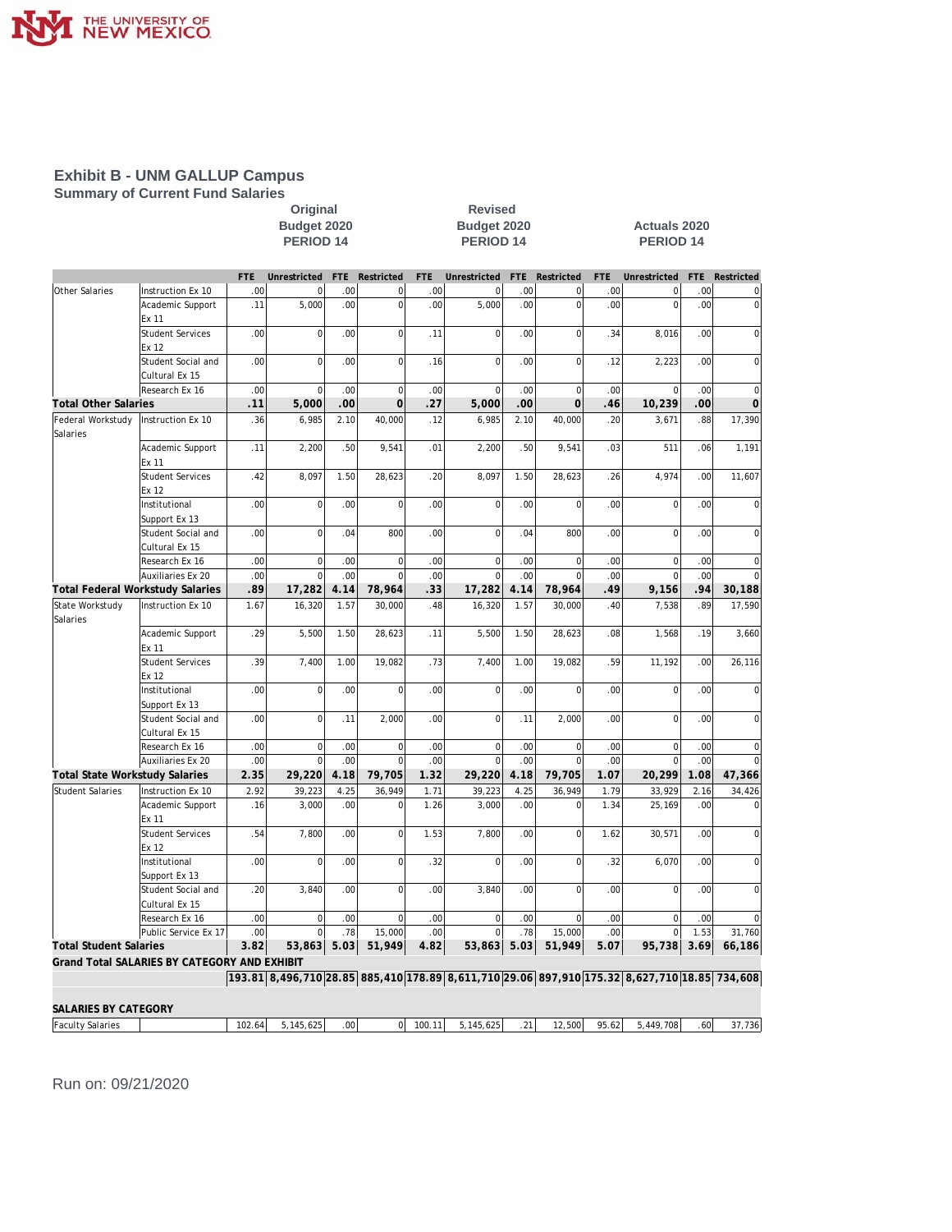# Exhibit B - UNM GALLUP Campus

## Summary of Current Fund Salaries

| | | Original Budget 2020 PERIOD 14 | | | | Revised Budget 2020 PERIOD 14 | | | | Actuals 2020 PERIOD 14 | | | |
|---|---|---|---|---|---|---|---|---|---|---|---|---|---|
| | | FTE | Unrestricted | FTE | Restricted | FTE | Unrestricted | FTE | Restricted | FTE | Unrestricted | FTE | Restricted |
| Other Salaries | Instruction Ex 10 | .00 | 0 | .00 | 0 | .00 | 0 | .00 | 0 | .00 | 0 | .00 | 0 |
| | Academic Support Ex 11 | .11 | 5,000 | .00 | 0 | .00 | 5,000 | .00 | 0 | .00 | 0 | .00 | 0 |
| | Student Services Ex 12 | .00 | 0 | .00 | 0 | .11 | 0 | .00 | 0 | .34 | 8,016 | .00 | 0 |
| | Student Social and Cultural Ex 15 | .00 | 0 | .00 | 0 | .16 | 0 | .00 | 0 | .12 | 2,223 | .00 | 0 |
| | Research Ex 16 | .00 | 0 | .00 | 0 | .00 | 0 | .00 | 0 | .00 | 0 | .00 | 0 |
| **Total Other Salaries** | | **.11** | **5,000** | **.00** | **0** | **.27** | **5,000** | **.00** | **0** | **.46** | **10,239** | **.00** | **0** |
| Federal Workstudy Salaries | Instruction Ex 10 | .36 | 6,985 | 2.10 | 40,000 | .12 | 6,985 | 2.10 | 40,000 | .20 | 3,671 | .88 | 17,390 |
| | Academic Support Ex 11 | .11 | 2,200 | .50 | 9,541 | .01 | 2,200 | .50 | 9,541 | .03 | 511 | .06 | 1,191 |
| | Student Services Ex 12 | .42 | 8,097 | 1.50 | 28,623 | .20 | 8,097 | 1.50 | 28,623 | .26 | 4,974 | .00 | 11,607 |
| | Institutional Support Ex 13 | .00 | 0 | .00 | 0 | .00 | 0 | .00 | 0 | .00 | 0 | .00 | 0 |
| | Student Social and Cultural Ex 15 | .00 | 0 | .04 | 800 | .00 | 0 | .04 | 800 | .00 | 0 | .00 | 0 |
| | Research Ex 16 | .00 | 0 | .00 | 0 | .00 | 0 | .00 | 0 | .00 | 0 | .00 | 0 |
| | Auxiliaries Ex 20 | .00 | 0 | .00 | 0 | .00 | 0 | .00 | 0 | .00 | 0 | .00 | 0 |
| **Total Federal Workstudy Salaries** | | **.89** | **17,282** | **4.14** | **78,964** | **.33** | **17,282** | **4.14** | **78,964** | **.49** | **9,156** | **.94** | **30,188** |
| State Workstudy Salaries | Instruction Ex 10 | 1.67 | 16,320 | 1.57 | 30,000 | .48 | 16,320 | 1.57 | 30,000 | .40 | 7,538 | .89 | 17,590 |
| | Academic Support Ex 11 | .29 | 5,500 | 1.50 | 28,623 | .11 | 5,500 | 1.50 | 28,623 | .08 | 1,568 | .19 | 3,660 |
| | Student Services Ex 12 | .39 | 7,400 | 1.00 | 19,082 | .73 | 7,400 | 1.00 | 19,082 | .59 | 11,192 | .00 | 26,116 |
| | Institutional Support Ex 13 | .00 | 0 | .00 | 0 | .00 | 0 | .00 | 0 | .00 | 0 | .00 | 0 |
| | Student Social and Cultural Ex 15 | .00 | 0 | .11 | 2,000 | .00 | 0 | .11 | 2,000 | .00 | 0 | .00 | 0 |
| | Research Ex 16 | .00 | 0 | .00 | 0 | .00 | 0 | .00 | 0 | .00 | 0 | .00 | 0 |
| | Auxiliaries Ex 20 | .00 | 0 | .00 | 0 | .00 | 0 | .00 | 0 | .00 | 0 | .00 | 0 |
| **Total State Workstudy Salaries** | | **2.35** | **29,220** | **4.18** | **79,705** | **1.32** | **29,220** | **4.18** | **79,705** | **1.07** | **20,299** | **1.08** | **47,366** |
| Student Salaries | Instruction Ex 10 | 2.92 | 39,223 | 4.25 | 36,949 | 1.71 | 39,223 | 4.25 | 36,949 | 1.79 | 33,929 | 2.16 | 34,426 |
| | Academic Support Ex 11 | .16 | 3,000 | .00 | 0 | 1.26 | 3,000 | .00 | 0 | 1.34 | 25,169 | .00 | 0 |
| | Student Services Ex 12 | .54 | 7,800 | .00 | 0 | 1.53 | 7,800 | .00 | 0 | 1.62 | 30,571 | .00 | 0 |
| | Institutional Support Ex 13 | .00 | 0 | .00 | 0 | .32 | 0 | .00 | 0 | .32 | 6,070 | .00 | 0 |
| | Student Social and Cultural Ex 15 | .20 | 3,840 | .00 | 0 | .00 | 3,840 | .00 | 0 | .00 | 0 | .00 | 0 |
| | Research Ex 16 | .00 | 0 | .00 | 0 | .00 | 0 | .00 | 0 | .00 | 0 | .00 | 0 |
| | Public Service Ex 17 | .00 | 0 | .78 | 15,000 | .00 | 0 | .78 | 15,000 | .00 | 0 | 1.53 | 31,760 |
| **Total Student Salaries** | | **3.82** | **53,863** | **5.03** | **51,949** | **4.82** | **53,863** | **5.03** | **51,949** | **5.07** | **95,738** | **3.69** | **66,186** |
| **Grand Total SALARIES BY CATEGORY AND EXHIBIT** | | **193.81** | **8,496,710** | **28.85** | **885,410** | **178.89** | **8,611,710** | **29.06** | **897,910** | **175.32** | **8,627,710** | **18.85** | **734,608** |
| **SALARIES BY CATEGORY** | | | | | | | | | | | | | |
| Faculty Salaries | | 102.64 | 5,145,625 | .00 | 0 | 100.11 | 5,145,625 | .21 | 12,500 | 95.62 | 5,449,708 | .60 | 37,736 |

Run on: 09/21/2020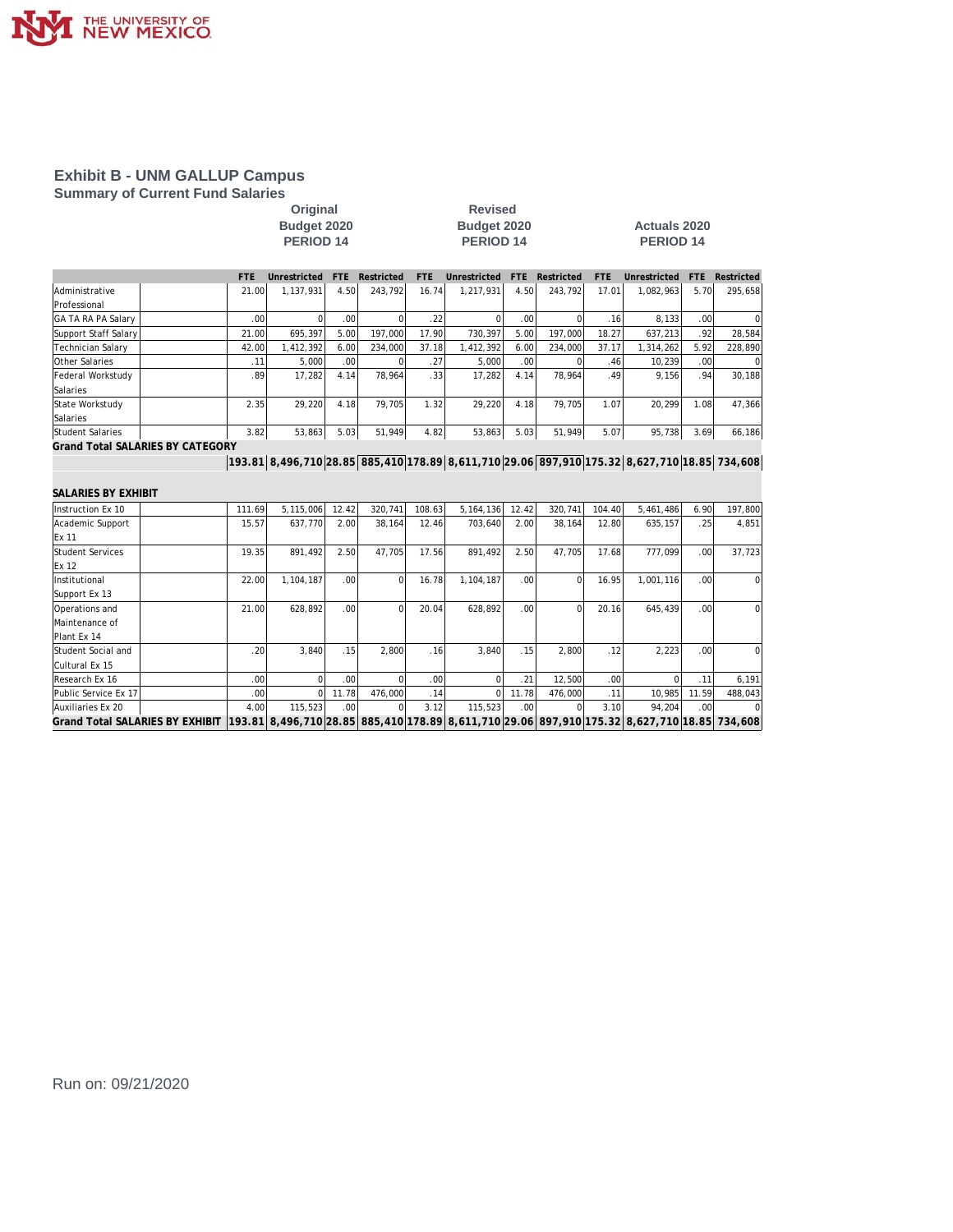# Exhibit B - UNM GALLUP Campus

## Summary of Current Fund Salaries

| | Original Budget 2020 PERIOD 14 | | | | Revised Budget 2020 PERIOD 14 | | | | Actuals 2020 PERIOD 14 | | | |
|---|---|---|---|---|---|---|---|---|---|---|---|---|
| | FTE | Unrestricted | FTE | Restricted | FTE | Unrestricted | FTE | Restricted | FTE | Unrestricted | FTE | Restricted |
| Administrative Professional | 21.00 | 1,137,931 | 4.50 | 243,792 | 16.74 | 1,217,931 | 4.50 | 243,792 | 17.01 | 1,082,963 | 5.70 | 295,658 |
| GA TA RA PA Salary | .00 | 0 | .00 | 0 | .22 | 0 | .00 | 0 | .16 | 8,133 | .00 | 0 |
| Support Staff Salary | 21.00 | 695,397 | 5.00 | 197,000 | 17.90 | 730,397 | 5.00 | 197,000 | 18.27 | 637,213 | .92 | 28,584 |
| Technician Salary | 42.00 | 1,412,392 | 6.00 | 234,000 | 37.18 | 1,412,392 | 6.00 | 234,000 | 37.17 | 1,314,262 | 5.92 | 228,890 |
| Other Salaries | .11 | 5,000 | .00 | 0 | .27 | 5,000 | .00 | 0 | .46 | 10,239 | .00 | 0 |
| Federal Workstudy Salaries | .89 | 17,282 | 4.14 | 78,964 | .33 | 17,282 | 4.14 | 78,964 | .49 | 9,156 | .94 | 30,188 |
| State Workstudy Salaries | 2.35 | 29,220 | 4.18 | 79,705 | 1.32 | 29,220 | 4.18 | 79,705 | 1.07 | 20,299 | 1.08 | 47,366 |
| Student Salaries | 3.82 | 53,863 | 5.03 | 51,949 | 4.82 | 53,863 | 5.03 | 51,949 | 5.07 | 95,738 | 3.69 | 66,186 |
| **Grand Total SALARIES BY CATEGORY** | **193.81** | **8,496,710** | **28.85** | **885,410** | **178.89** | **8,611,710** | **29.06** | **897,910** | **175.32** | **8,627,710** | **18.85** | **734,608** |
| **SALARIES BY EXHIBIT** | | | | | | | | | | | | |
| Instruction Ex 10 | 111.69 | 5,115,006 | 12.42 | 320,741 | 108.63 | 5,164,136 | 12.42 | 320,741 | 104.40 | 5,461,486 | 6.90 | 197,800 |
| Academic Support Ex 11 | 15.57 | 637,770 | 2.00 | 38,164 | 12.46 | 703,640 | 2.00 | 38,164 | 12.80 | 635,157 | .25 | 4,851 |
| Student Services Ex 12 | 19.35 | 891,492 | 2.50 | 47,705 | 17.56 | 891,492 | 2.50 | 47,705 | 17.68 | 777,099 | .00 | 37,723 |
| Institutional Support Ex 13 | 22.00 | 1,104,187 | .00 | 0 | 16.78 | 1,104,187 | .00 | 0 | 16.95 | 1,001,116 | .00 | 0 |
| Operations and Maintenance of Plant Ex 14 | 21.00 | 628,892 | .00 | 0 | 20.04 | 628,892 | .00 | 0 | 20.16 | 645,439 | .00 | 0 |
| Student Social and Cultural Ex 15 | .20 | 3,840 | .15 | 2,800 | .16 | 3,840 | .15 | 2,800 | .12 | 2,223 | .00 | 0 |
| Research Ex 16 | .00 | 0 | .00 | 0 | .00 | 0 | .21 | 12,500 | .00 | 0 | .11 | 6,191 |
| Public Service Ex 17 | .00 | 0 | 11.78 | 476,000 | .14 | 0 | 11.78 | 476,000 | .11 | 10,985 | 11.59 | 488,043 |
| Auxiliaries Ex 20 | 4.00 | 115,523 | .00 | 0 | 3.12 | 115,523 | .00 | 0 | 3.10 | 94,204 | .00 | 0 |
| **Grand Total SALARIES BY EXHIBIT** | **193.81** | **8,496,710** | **28.85** | **885,410** | **178.89** | **8,611,710** | **29.06** | **897,910** | **175.32** | **8,627,710** | **18.85** | **734,608** |

Run on: 09/21/2020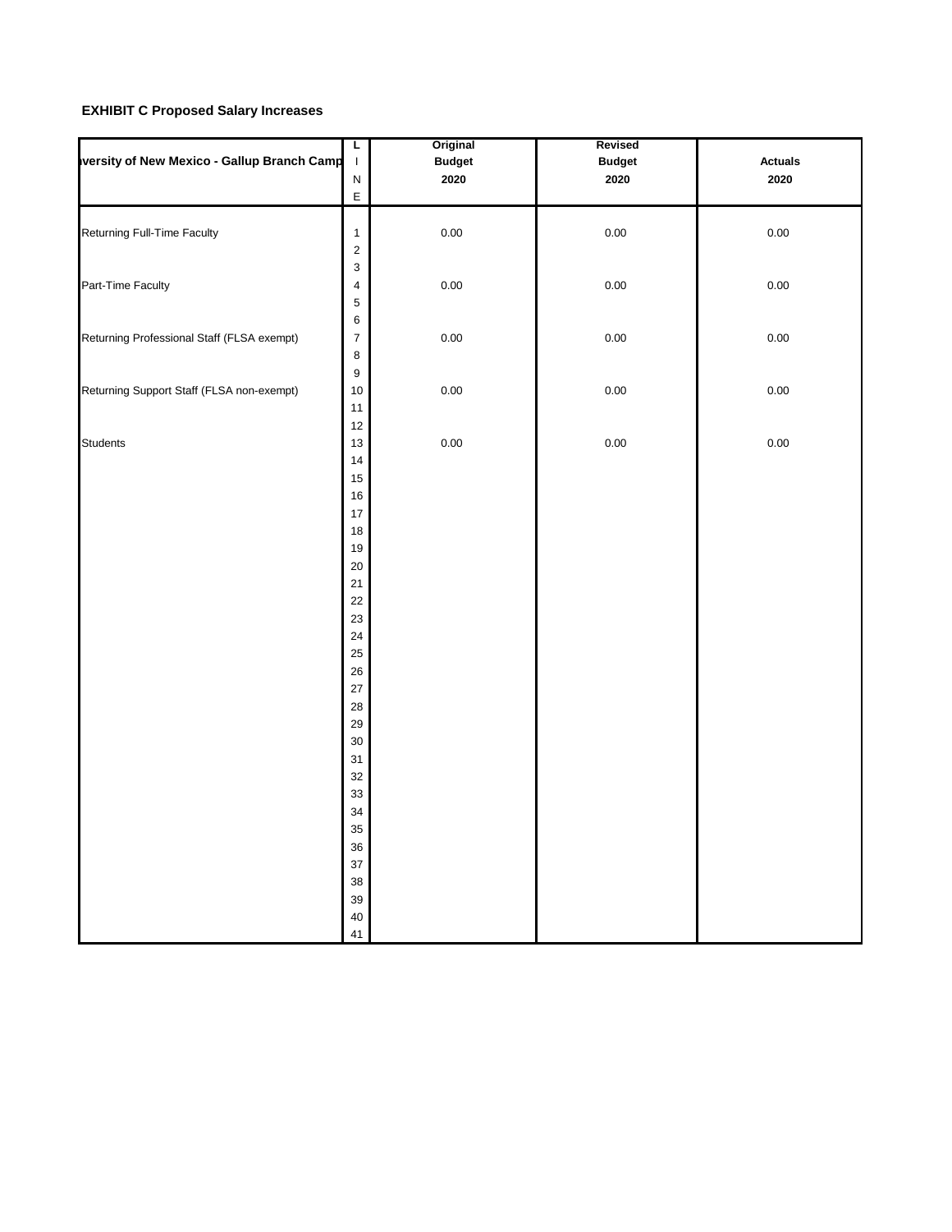**EXHIBIT C Proposed Salary Increases**

| versity of New Mexico - Gallup Branch Camp | LINE | Original Budget 2020 | Revised Budget 2020 | Actuals 2020 |
|---|---|---|---|---|
| Returning Full-Time Faculty | 1 | 0.00 | 0.00 | 0.00 |
| | 2 | | | |
| | 3 | | | |
| Part-Time Faculty | 4 | 0.00 | 0.00 | 0.00 |
| | 5 | | | |
| | 6 | | | |
| Returning Professional Staff (FLSA exempt) | 7 | 0.00 | 0.00 | 0.00 |
| | 8 | | | |
| | 9 | | | |
| Returning Support Staff (FLSA non-exempt) | 10 | 0.00 | 0.00 | 0.00 |
| | 11 | | | |
| | 12 | | | |
| Students | 13 | 0.00 | 0.00 | 0.00 |
| | 14 | | | |
| | 15 | | | |
| | 16 | | | |
| | 17 | | | |
| | 18 | | | |
| | 19 | | | |
| | 20 | | | |
| | 21 | | | |
| | 22 | | | |
| | 23 | | | |
| | 24 | | | |
| | 25 | | | |
| | 26 | | | |
| | 27 | | | |
| | 28 | | | |
| | 29 | | | |
| | 30 | | | |
| | 31 | | | |
| | 32 | | | |
| | 33 | | | |
| | 34 | | | |
| | 35 | | | |
| | 36 | | | |
| | 37 | | | |
| | 38 | | | |
| | 39 | | | |
| | 40 | | | |
| | 41 | | | |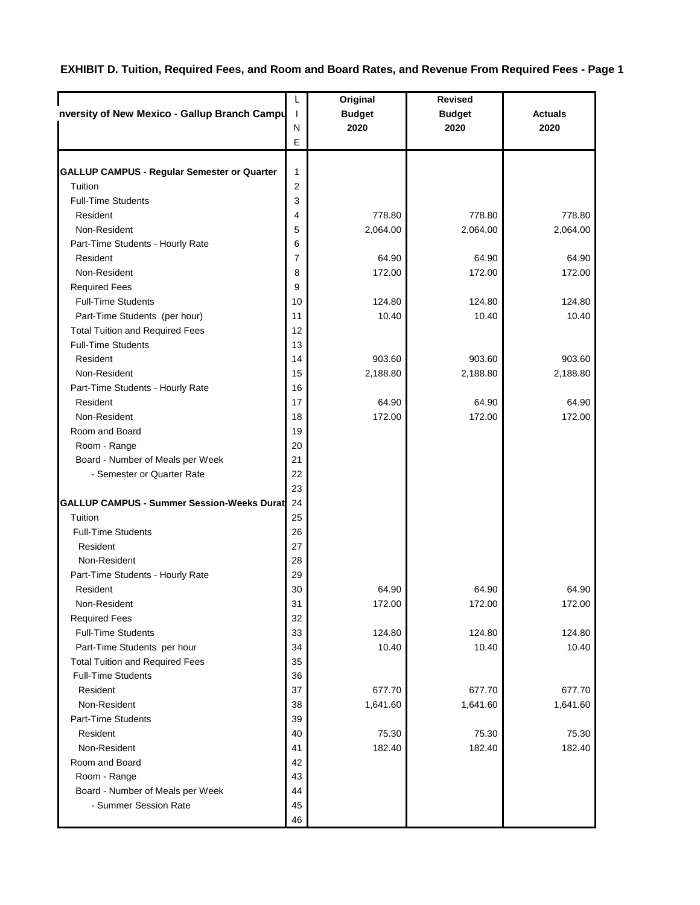# EXHIBIT D. Tuition, Required Fees, and Room and Board Rates, and Revenue From Required Fees - Page 1

| nversity of New Mexico - Gallup Branch Campu | LINE | Original Budget 2020 | Revised Budget 2020 | Actuals 2020 |
|---|---|---|---|---|
| **GALLUP CAMPUS - Regular Semester or Quarter** | 1 | | | |
| Tuition | 2 | | | |
| Full-Time Students | 3 | | | |
| Resident | 4 | 778.80 | 778.80 | 778.80 |
| Non-Resident | 5 | 2,064.00 | 2,064.00 | 2,064.00 |
| Part-Time Students - Hourly Rate | 6 | | | |
| Resident | 7 | 64.90 | 64.90 | 64.90 |
| Non-Resident | 8 | 172.00 | 172.00 | 172.00 |
| Required Fees | 9 | | | |
| Full-Time Students | 10 | 124.80 | 124.80 | 124.80 |
| Part-Time Students (per hour) | 11 | 10.40 | 10.40 | 10.40 |
| Total Tuition and Required Fees | 12 | | | |
| Full-Time Students | 13 | | | |
| Resident | 14 | 903.60 | 903.60 | 903.60 |
| Non-Resident | 15 | 2,188.80 | 2,188.80 | 2,188.80 |
| Part-Time Students - Hourly Rate | 16 | | | |
| Resident | 17 | 64.90 | 64.90 | 64.90 |
| Non-Resident | 18 | 172.00 | 172.00 | 172.00 |
| Room and Board | 19 | | | |
| Room - Range | 20 | | | |
| Board - Number of Meals per Week | 21 | | | |
| - Semester or Quarter Rate | 22 | | | |
| | 23 | | | |
| **GALLUP CAMPUS - Summer Session-Weeks Durat** | 24 | | | |
| Tuition | 25 | | | |
| Full-Time Students | 26 | | | |
| Resident | 27 | | | |
| Non-Resident | 28 | | | |
| Part-Time Students - Hourly Rate | 29 | | | |
| Resident | 30 | 64.90 | 64.90 | 64.90 |
| Non-Resident | 31 | 172.00 | 172.00 | 172.00 |
| Required Fees | 32 | | | |
| Full-Time Students | 33 | 124.80 | 124.80 | 124.80 |
| Part-Time Students per hour | 34 | 10.40 | 10.40 | 10.40 |
| Total Tuition and Required Fees | 35 | | | |
| Full-Time Students | 36 | | | |
| Resident | 37 | 677.70 | 677.70 | 677.70 |
| Non-Resident | 38 | 1,641.60 | 1,641.60 | 1,641.60 |
| Part-Time Students | 39 | | | |
| Resident | 40 | 75.30 | 75.30 | 75.30 |
| Non-Resident | 41 | 182.40 | 182.40 | 182.40 |
| Room and Board | 42 | | | |
| Room - Range | 43 | | | |
| Board - Number of Meals per Week | 44 | | | |
| - Summer Session Rate | 45 | | | |
| | 46 | | | |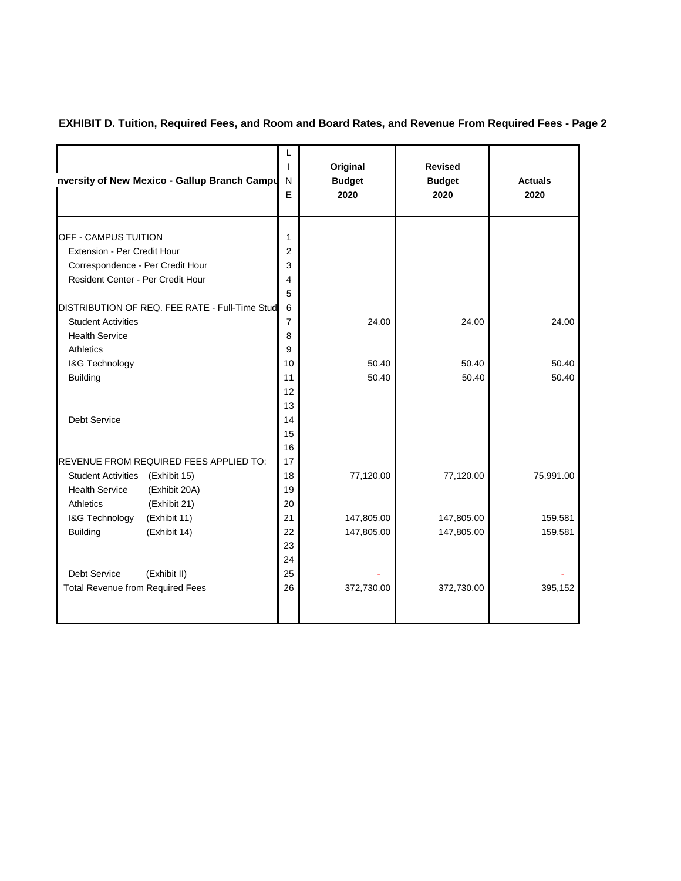## EXHIBIT D. Tuition, Required Fees, and Room and Board Rates, and Revenue From Required Fees - Page 2

| nversity of New Mexico - Gallup Branch Campu | LINE | Original Budget 2020 | Revised Budget 2020 | Actuals 2020 |
|---|---|---|---|---|
| OFF - CAMPUS TUITION | 1 | | | |
| Extension - Per Credit Hour | 2 | | | |
| Correspondence - Per Credit Hour | 3 | | | |
| Resident Center - Per Credit Hour | 4 | | | |
| | 5 | | | |
| DISTRIBUTION OF REQ. FEE RATE - Full-Time Stud | 6 | | | |
| Student Activities | 7 | 24.00 | 24.00 | 24.00 |
| Health Service | 8 | | | |
| Athletics | 9 | | | |
| I&G Technology | 10 | 50.40 | 50.40 | 50.40 |
| Building | 11 | 50.40 | 50.40 | 50.40 |
| | 12 | | | |
| | 13 | | | |
| Debt Service | 14 | | | |
| | 15 | | | |
| | 16 | | | |
| REVENUE FROM REQUIRED FEES APPLIED TO: | 17 | | | |
| Student Activities (Exhibit 15) | 18 | 77,120.00 | 77,120.00 | 75,991.00 |
| Health Service (Exhibit 20A) | 19 | | | |
| Athletics (Exhibit 21) | 20 | | | |
| I&G Technology (Exhibit 11) | 21 | 147,805.00 | 147,805.00 | 159,581 |
| Building (Exhibit 14) | 22 | 147,805.00 | 147,805.00 | 159,581 |
| | 23 | | | |
| | 24 | | | |
| Debt Service (Exhibit II) | 25 | - | | - |
| Total Revenue from Required Fees | 26 | 372,730.00 | 372,730.00 | 395,152 |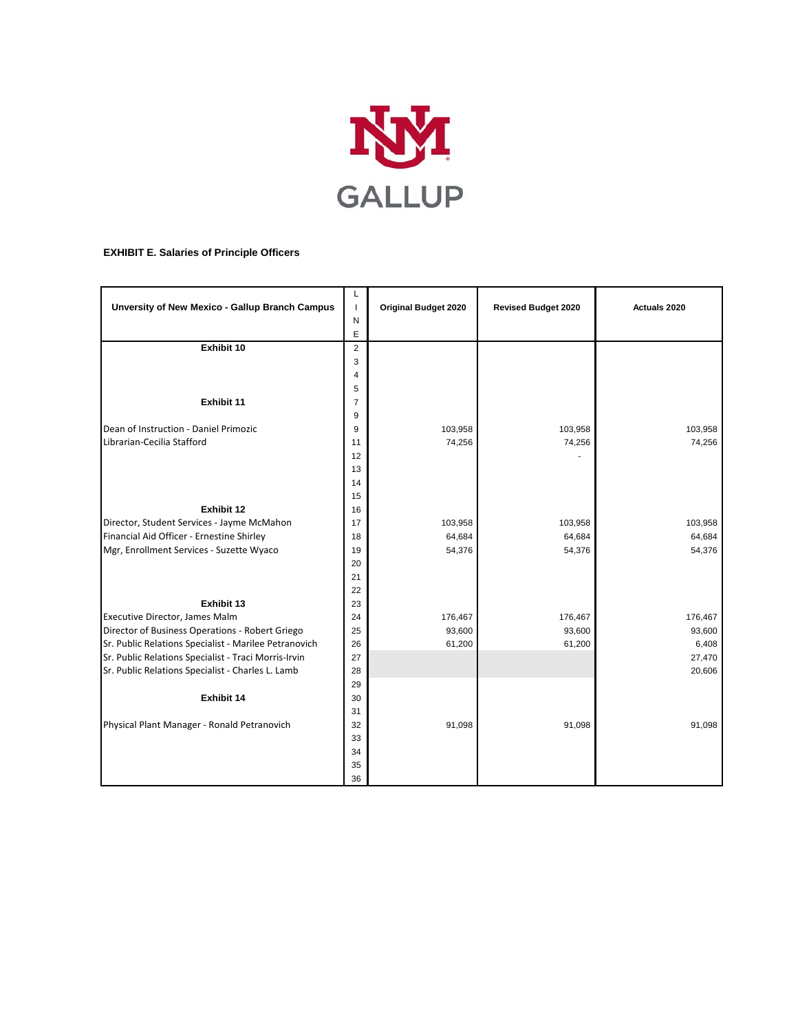**EXHIBIT E. Salaries of Principle Officers**

| Unversity of New Mexico - Gallup Branch Campus | LINE | Original Budget 2020 | Revised Budget 2020 | Actuals 2020 |
|---|---|---|---|---|
| **Exhibit 10** | 2 | | | |
| | 3 | | | |
| | 4 | | | |
| | 5 | | | |
| **Exhibit 11** | 7 | | | |
| | 9 | | | |
| Dean of Instruction - Daniel Primozic | 9 | 103,958 | 103,958 | 103,958 |
| Librarian-Cecilia Stafford | 11 | 74,256 | 74,256 | 74,256 |
| | 12 | | - | |
| | 13 | | | |
| | 14 | | | |
| | 15 | | | |
| **Exhibit 12** | 16 | | | |
| Director, Student Services - Jayme McMahon | 17 | 103,958 | 103,958 | 103,958 |
| Financial Aid Officer - Ernestine Shirley | 18 | 64,684 | 64,684 | 64,684 |
| Mgr, Enrollment Services - Suzette Wyaco | 19 | 54,376 | 54,376 | 54,376 |
| | 20 | | | |
| | 21 | | | |
| | 22 | | | |
| **Exhibit 13** | 23 | | | |
| Executive Director, James Malm | 24 | 176,467 | 176,467 | 176,467 |
| Director of Business Operations - Robert Griego | 25 | 93,600 | 93,600 | 93,600 |
| Sr. Public Relations Specialist - Marilee Petranovich | 26 | 61,200 | 61,200 | 6,408 |
| Sr. Public Relations Specialist - Traci Morris-Irvin | 27 | | | 27,470 |
| Sr. Public Relations Specialist - Charles L. Lamb | 28 | | | 20,606 |
| | 29 | | | |
| **Exhibit 14** | 30 | | | |
| | 31 | | | |
| Physical Plant Manager - Ronald Petranovich | 32 | 91,098 | 91,098 | 91,098 |
| | 33 | | | |
| | 34 | | | |
| | 35 | | | |
| | 36 | | | |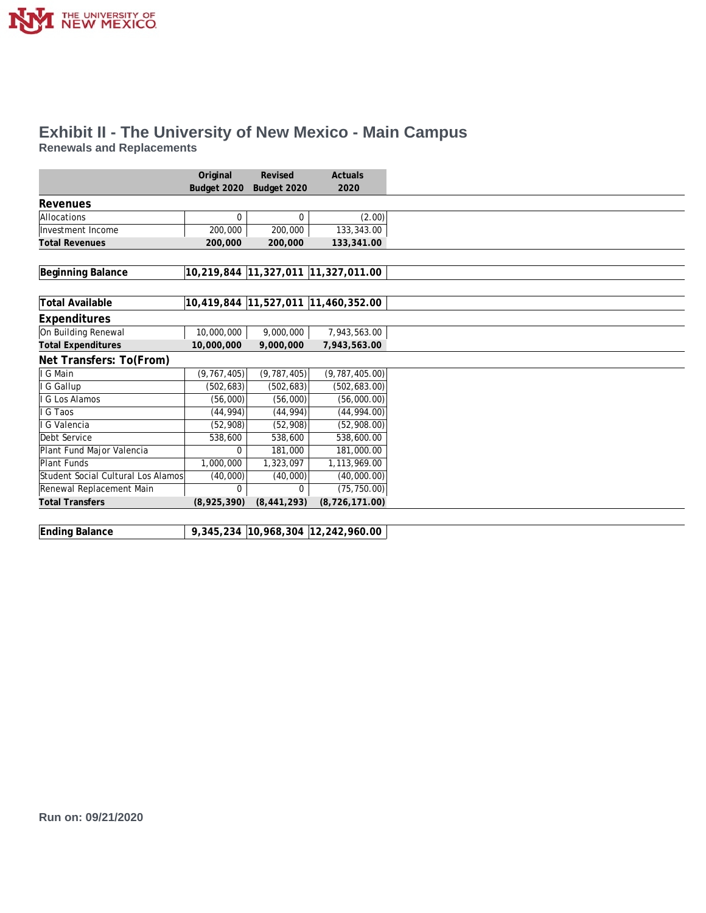# Exhibit II - The University of New Mexico - Main Campus

## Renewals and Replacements

| | Original Budget 2020 | Revised Budget 2020 | Actuals 2020 |
|---|---|---|---|
| **Revenues** | | | |
| Allocations | 0 | 0 | (2.00) |
| Investment Income | 200,000 | 200,000 | 133,343.00 |
| **Total Revenues** | **200,000** | **200,000** | **133,341.00** |
| | | | |
| **Beginning Balance** | **10,219,844** | **11,327,011** | **11,327,011.00** |
| | | | |
| **Total Available** | **10,419,844** | **11,527,011** | **11,460,352.00** |
| **Expenditures** | | | |
| On Building Renewal | 10,000,000 | 9,000,000 | 7,943,563.00 |
| **Total Expenditures** | **10,000,000** | **9,000,000** | **7,943,563.00** |
| **Net Transfers: To(From)** | | | |
| I G Main | (9,767,405) | (9,787,405) | (9,787,405.00) |
| I G Gallup | (502,683) | (502,683) | (502,683.00) |
| I G Los Alamos | (56,000) | (56,000) | (56,000.00) |
| I G Taos | (44,994) | (44,994) | (44,994.00) |
| I G Valencia | (52,908) | (52,908) | (52,908.00) |
| Debt Service | 538,600 | 538,600 | 538,600.00 |
| Plant Fund Major Valencia | 0 | 181,000 | 181,000.00 |
| Plant Funds | 1,000,000 | 1,323,097 | 1,113,969.00 |
| Student Social Cultural Los Alamos | (40,000) | (40,000) | (40,000.00) |
| Renewal Replacement Main | 0 | 0 | (75,750.00) |
| **Total Transfers** | **(8,925,390)** | **(8,441,293)** | **(8,726,171.00)** |
| | | | |
| **Ending Balance** | **9,345,234** | **10,968,304** | **12,242,960.00** |

Run on: 09/21/2020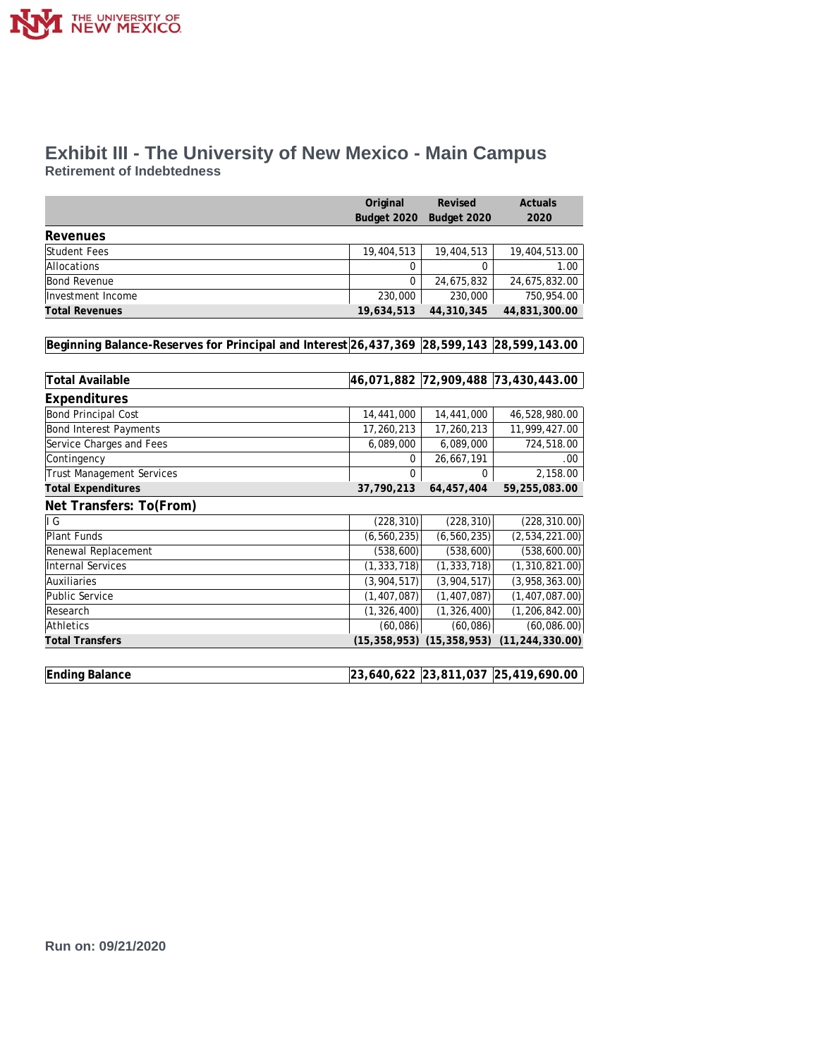# Exhibit III - The University of New Mexico - Main Campus

## Retirement of Indebtedness

| | Original Budget 2020 | Revised Budget 2020 | Actuals 2020 |
|---|---|---|---|
| **Revenues** | | | |
| Student Fees | 19,404,513 | 19,404,513 | 19,404,513.00 |
| Allocations | 0 | 0 | 1.00 |
| Bond Revenue | 0 | 24,675,832 | 24,675,832.00 |
| Investment Income | 230,000 | 230,000 | 750,954.00 |
| **Total Revenues** | **19,634,513** | **44,310,345** | **44,831,300.00** |
| | | | |
| **Beginning Balance-Reserves for Principal and Interest** | **26,437,369** | **28,599,143** | **28,599,143.00** |
| | | | |
| **Total Available** | **46,071,882** | **72,909,488** | **73,430,443.00** |
| **Expenditures** | | | |
| Bond Principal Cost | 14,441,000 | 14,441,000 | 46,528,980.00 |
| Bond Interest Payments | 17,260,213 | 17,260,213 | 11,999,427.00 |
| Service Charges and Fees | 6,089,000 | 6,089,000 | 724,518.00 |
| Contingency | 0 | 26,667,191 | .00 |
| Trust Management Services | 0 | 0 | 2,158.00 |
| **Total Expenditures** | **37,790,213** | **64,457,404** | **59,255,083.00** |
| **Net Transfers: To(From)** | | | |
| I G | (228,310) | (228,310) | (228,310.00) |
| Plant Funds | (6,560,235) | (6,560,235) | (2,534,221.00) |
| Renewal Replacement | (538,600) | (538,600) | (538,600.00) |
| Internal Services | (1,333,718) | (1,333,718) | (1,310,821.00) |
| Auxiliaries | (3,904,517) | (3,904,517) | (3,958,363.00) |
| Public Service | (1,407,087) | (1,407,087) | (1,407,087.00) |
| Research | (1,326,400) | (1,326,400) | (1,206,842.00) |
| Athletics | (60,086) | (60,086) | (60,086.00) |
| **Total Transfers** | **(15,358,953)** | **(15,358,953)** | **(11,244,330.00)** |
| | | | |
| **Ending Balance** | **23,640,622** | **23,811,037** | **25,419,690.00** |

Run on: 09/21/2020